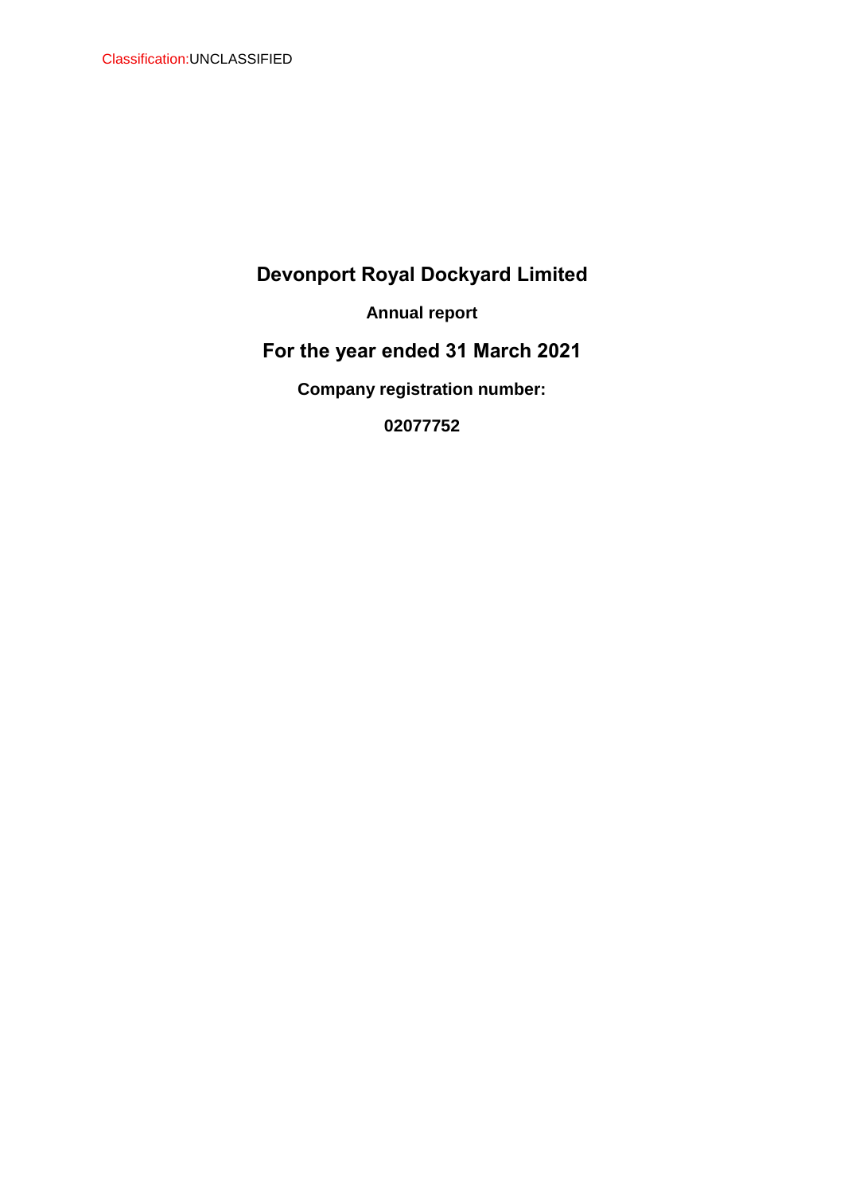Classification:UNCLASSIFIED

# Devonport Royal Dockyard Limited

**Annual report**

## For the year ended 31 March 2021

**Company registration number:**

**02077752**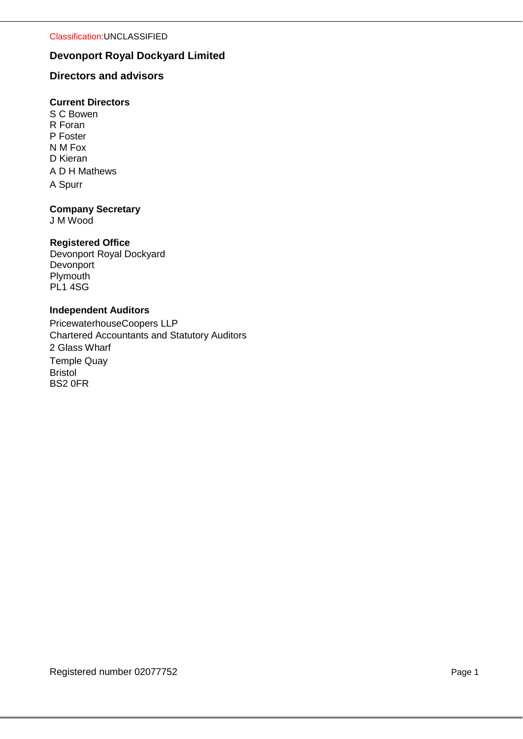Classification:UNCLASSIFIED

## Devonport Royal Dockyard Limited

## Directors and advisors

**Current Directors**

S C Bowen
R Foran
P Foster
N M Fox
D Kieran
A D H Mathews
A Spurr

**Company Secretary**

J M Wood

**Registered Office**

Devonport Royal Dockyard
Devonport
Plymouth
PL1 4SG

**Independent Auditors**

PricewaterhouseCoopers LLP
Chartered Accountants and Statutory Auditors
2 Glass Wharf
Temple Quay
Bristol
BS2 0FR

Registered number 02077752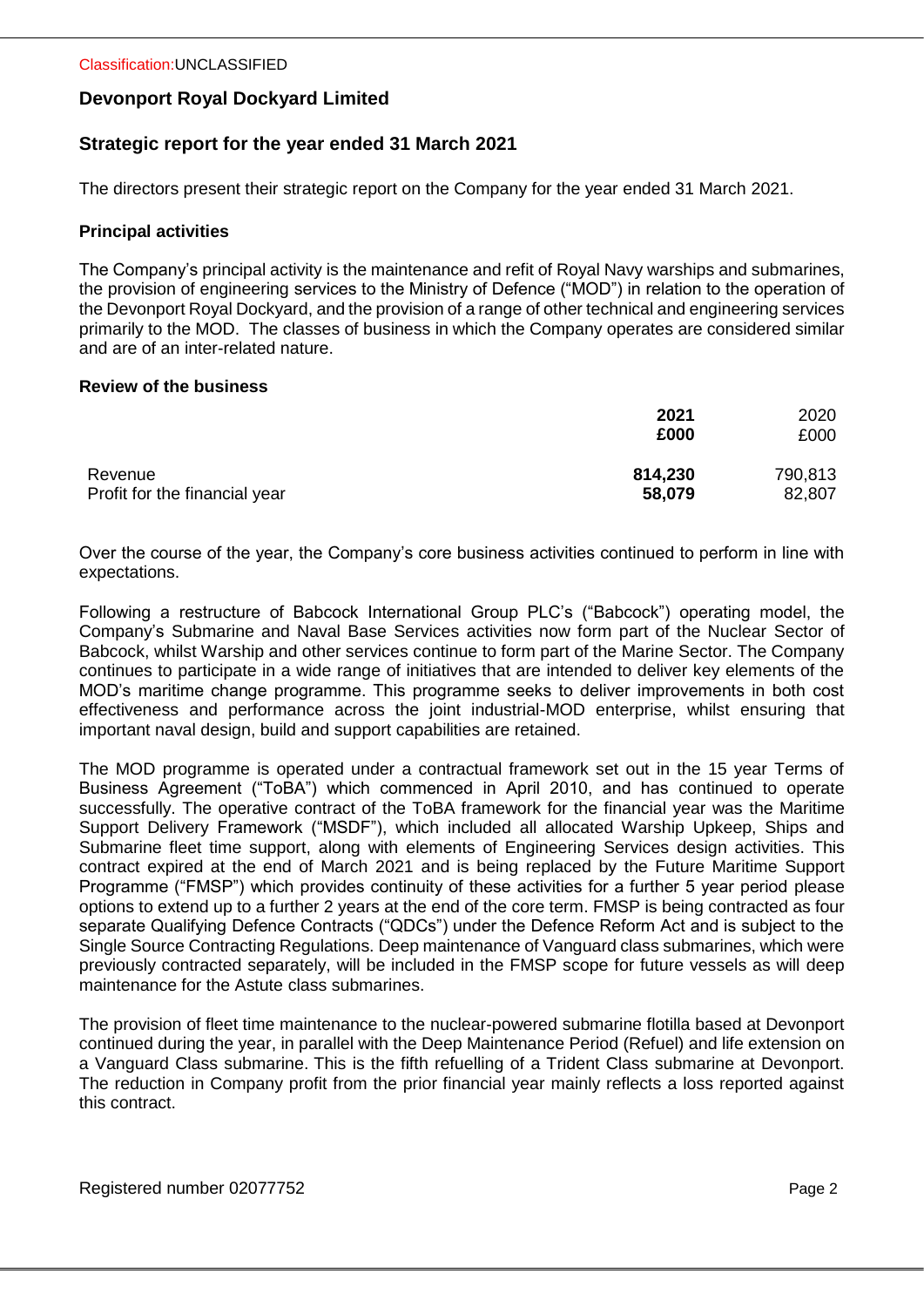# Devonport Royal Dockyard Limited

## Strategic report for the year ended 31 March 2021

The directors present their strategic report on the Company for the year ended 31 March 2021.

### Principal activities

The Company's principal activity is the maintenance and refit of Royal Navy warships and submarines, the provision of engineering services to the Ministry of Defence ("MOD") in relation to the operation of the Devonport Royal Dockyard, and the provision of a range of other technical and engineering services primarily to the MOD. The classes of business in which the Company operates are considered similar and are of an inter-related nature.

### Review of the business

| | **2021** | 2020 |
|---|---|---|
| | **£000** | £000 |
| Revenue | **814,230** | 790,813 |
| Profit for the financial year | **58,079** | 82,807 |

Over the course of the year, the Company's core business activities continued to perform in line with expectations.

Following a restructure of Babcock International Group PLC's ("Babcock") operating model, the Company's Submarine and Naval Base Services activities now form part of the Nuclear Sector of Babcock, whilst Warship and other services continue to form part of the Marine Sector. The Company continues to participate in a wide range of initiatives that are intended to deliver key elements of the MOD's maritime change programme. This programme seeks to deliver improvements in both cost effectiveness and performance across the joint industrial-MOD enterprise, whilst ensuring that important naval design, build and support capabilities are retained.

The MOD programme is operated under a contractual framework set out in the 15 year Terms of Business Agreement ("ToBA") which commenced in April 2010, and has continued to operate successfully. The operative contract of the ToBA framework for the financial year was the Maritime Support Delivery Framework ("MSDF"), which included all allocated Warship Upkeep, Ships and Submarine fleet time support, along with elements of Engineering Services design activities. This contract expired at the end of March 2021 and is being replaced by the Future Maritime Support Programme ("FMSP") which provides continuity of these activities for a further 5 year period please options to extend up to a further 2 years at the end of the core term. FMSP is being contracted as four separate Qualifying Defence Contracts ("QDCs") under the Defence Reform Act and is subject to the Single Source Contracting Regulations. Deep maintenance of Vanguard class submarines, which were previously contracted separately, will be included in the FMSP scope for future vessels as will deep maintenance for the Astute class submarines.

The provision of fleet time maintenance to the nuclear-powered submarine flotilla based at Devonport continued during the year, in parallel with the Deep Maintenance Period (Refuel) and life extension on a Vanguard Class submarine. This is the fifth refuelling of a Trident Class submarine at Devonport. The reduction in Company profit from the prior financial year mainly reflects a loss reported against this contract.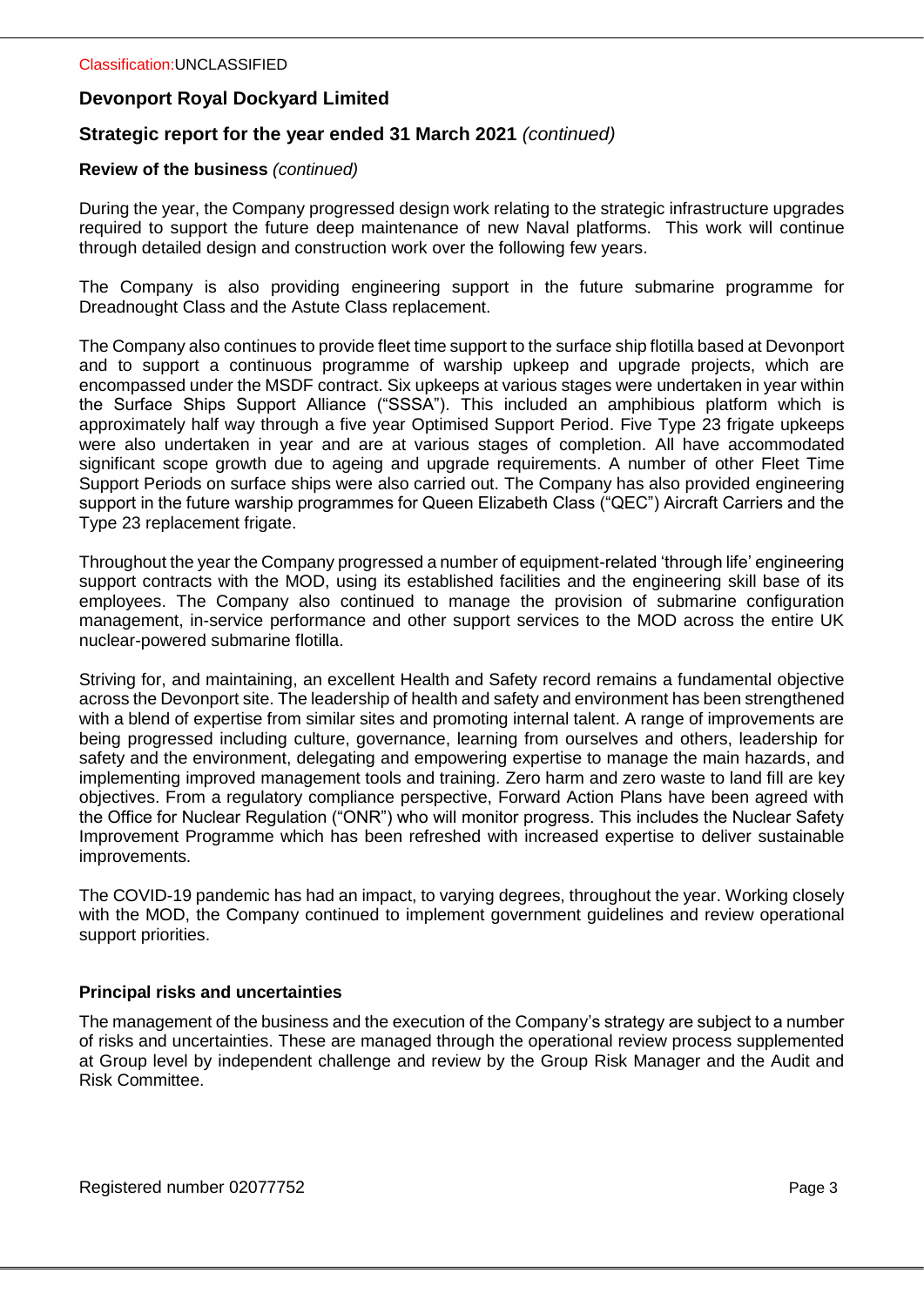## Review of the business *(continued)*

During the year, the Company progressed design work relating to the strategic infrastructure upgrades required to support the future deep maintenance of new Naval platforms. This work will continue through detailed design and construction work over the following few years.

The Company is also providing engineering support in the future submarine programme for Dreadnought Class and the Astute Class replacement.

The Company also continues to provide fleet time support to the surface ship flotilla based at Devonport and to support a continuous programme of warship upkeep and upgrade projects, which are encompassed under the MSDF contract. Six upkeeps at various stages were undertaken in year within the Surface Ships Support Alliance ("SSSA"). This included an amphibious platform which is approximately half way through a five year Optimised Support Period. Five Type 23 frigate upkeeps were also undertaken in year and are at various stages of completion. All have accommodated significant scope growth due to ageing and upgrade requirements. A number of other Fleet Time Support Periods on surface ships were also carried out. The Company has also provided engineering support in the future warship programmes for Queen Elizabeth Class ("QEC") Aircraft Carriers and the Type 23 replacement frigate.

Throughout the year the Company progressed a number of equipment-related 'through life' engineering support contracts with the MOD, using its established facilities and the engineering skill base of its employees. The Company also continued to manage the provision of submarine configuration management, in-service performance and other support services to the MOD across the entire UK nuclear-powered submarine flotilla.

Striving for, and maintaining, an excellent Health and Safety record remains a fundamental objective across the Devonport site. The leadership of health and safety and environment has been strengthened with a blend of expertise from similar sites and promoting internal talent. A range of improvements are being progressed including culture, governance, learning from ourselves and others, leadership for safety and the environment, delegating and empowering expertise to manage the main hazards, and implementing improved management tools and training. Zero harm and zero waste to land fill are key objectives. From a regulatory compliance perspective, Forward Action Plans have been agreed with the Office for Nuclear Regulation ("ONR") who will monitor progress. This includes the Nuclear Safety Improvement Programme which has been refreshed with increased expertise to deliver sustainable improvements.

The COVID-19 pandemic has had an impact, to varying degrees, throughout the year. Working closely with the MOD, the Company continued to implement government guidelines and review operational support priorities.

## Principal risks and uncertainties

The management of the business and the execution of the Company's strategy are subject to a number of risks and uncertainties. These are managed through the operational review process supplemented at Group level by independent challenge and review by the Group Risk Manager and the Audit and Risk Committee.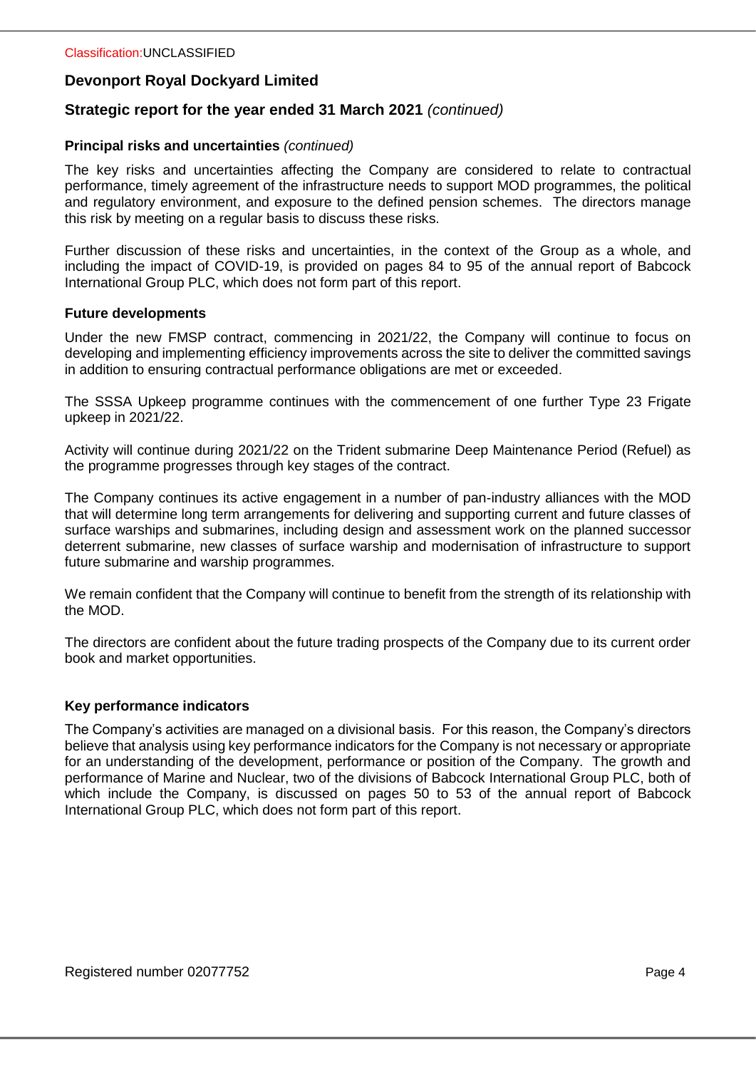## Principal risks and uncertainties *(continued)*

The key risks and uncertainties affecting the Company are considered to relate to contractual performance, timely agreement of the infrastructure needs to support MOD programmes, the political and regulatory environment, and exposure to the defined pension schemes. The directors manage this risk by meeting on a regular basis to discuss these risks.

Further discussion of these risks and uncertainties, in the context of the Group as a whole, and including the impact of COVID-19, is provided on pages 84 to 95 of the annual report of Babcock International Group PLC, which does not form part of this report.

## Future developments

Under the new FMSP contract, commencing in 2021/22, the Company will continue to focus on developing and implementing efficiency improvements across the site to deliver the committed savings in addition to ensuring contractual performance obligations are met or exceeded.

The SSSA Upkeep programme continues with the commencement of one further Type 23 Frigate upkeep in 2021/22.

Activity will continue during 2021/22 on the Trident submarine Deep Maintenance Period (Refuel) as the programme progresses through key stages of the contract.

The Company continues its active engagement in a number of pan-industry alliances with the MOD that will determine long term arrangements for delivering and supporting current and future classes of surface warships and submarines, including design and assessment work on the planned successor deterrent submarine, new classes of surface warship and modernisation of infrastructure to support future submarine and warship programmes.

We remain confident that the Company will continue to benefit from the strength of its relationship with the MOD.

The directors are confident about the future trading prospects of the Company due to its current order book and market opportunities.

## Key performance indicators

The Company's activities are managed on a divisional basis. For this reason, the Company's directors believe that analysis using key performance indicators for the Company is not necessary or appropriate for an understanding of the development, performance or position of the Company. The growth and performance of Marine and Nuclear, two of the divisions of Babcock International Group PLC, both of which include the Company, is discussed on pages 50 to 53 of the annual report of Babcock International Group PLC, which does not form part of this report.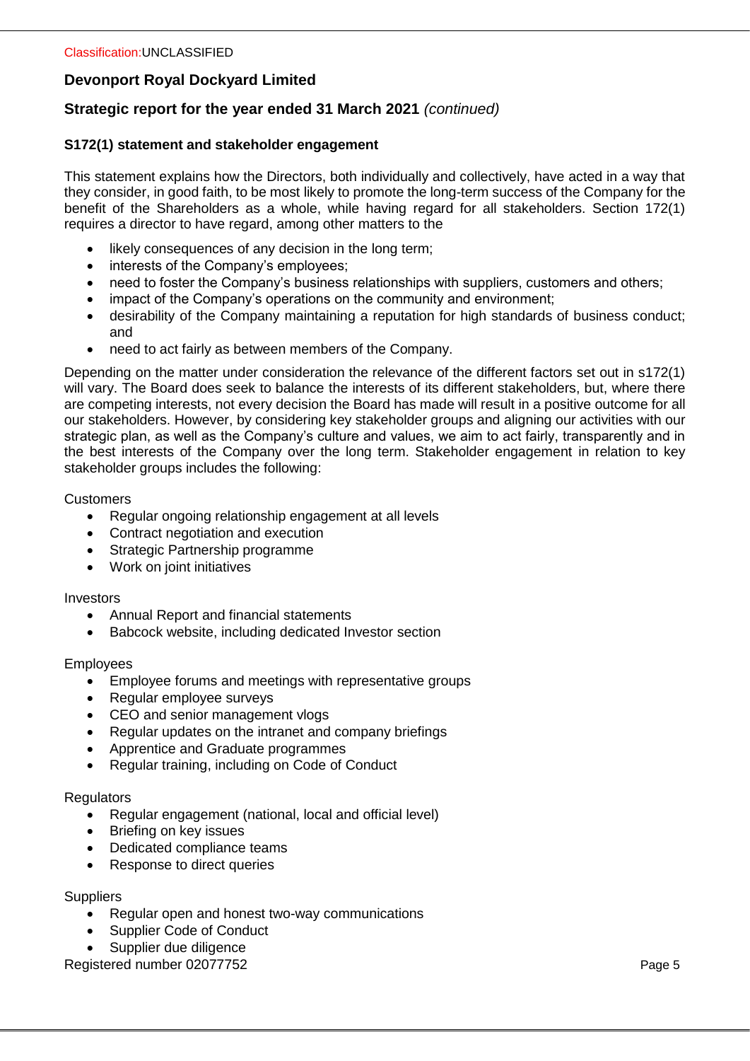## S172(1) statement and stakeholder engagement

This statement explains how the Directors, both individually and collectively, have acted in a way that they consider, in good faith, to be most likely to promote the long-term success of the Company for the benefit of the Shareholders as a whole, while having regard for all stakeholders. Section 172(1) requires a director to have regard, among other matters to the

- likely consequences of any decision in the long term;
- interests of the Company's employees;
- need to foster the Company's business relationships with suppliers, customers and others;
- impact of the Company's operations on the community and environment;
- desirability of the Company maintaining a reputation for high standards of business conduct; and
- need to act fairly as between members of the Company.

Depending on the matter under consideration the relevance of the different factors set out in s172(1) will vary. The Board does seek to balance the interests of its different stakeholders, but, where there are competing interests, not every decision the Board has made will result in a positive outcome for all our stakeholders. However, by considering key stakeholder groups and aligning our activities with our strategic plan, as well as the Company's culture and values, we aim to act fairly, transparently and in the best interests of the Company over the long term. Stakeholder engagement in relation to key stakeholder groups includes the following:

Customers

- Regular ongoing relationship engagement at all levels
- Contract negotiation and execution
- Strategic Partnership programme
- Work on joint initiatives

Investors

- Annual Report and financial statements
- Babcock website, including dedicated Investor section

Employees

- Employee forums and meetings with representative groups
- Regular employee surveys
- CEO and senior management vlogs
- Regular updates on the intranet and company briefings
- Apprentice and Graduate programmes
- Regular training, including on Code of Conduct

Regulators

- Regular engagement (national, local and official level)
- Briefing on key issues
- Dedicated compliance teams
- Response to direct queries

Suppliers

- Regular open and honest two-way communications
- Supplier Code of Conduct
- Supplier due diligence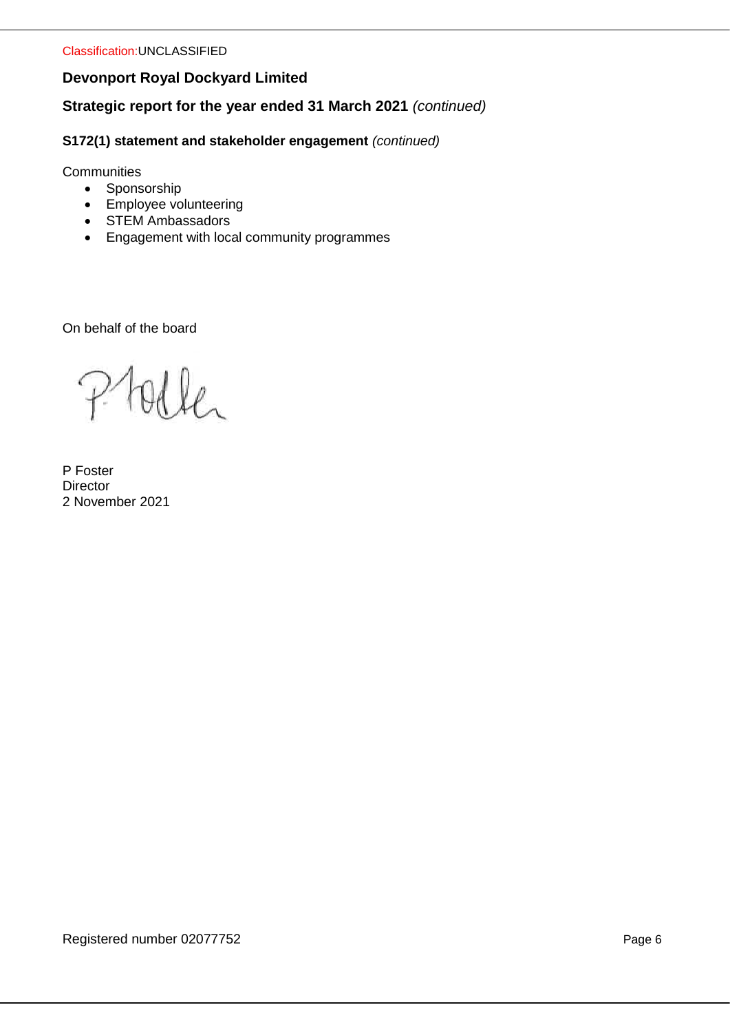Classification:UNCLASSIFIED

## Devonport Royal Dockyard Limited

### Strategic report for the year ended 31 March 2021 *(continued)*

**S172(1) statement and stakeholder engagement** *(continued)*

Communities

- Sponsorship
- Employee volunteering
- STEM Ambassadors
- Engagement with local community programmes

On behalf of the board

P Foster
Director
2 November 2021

Registered number 02077752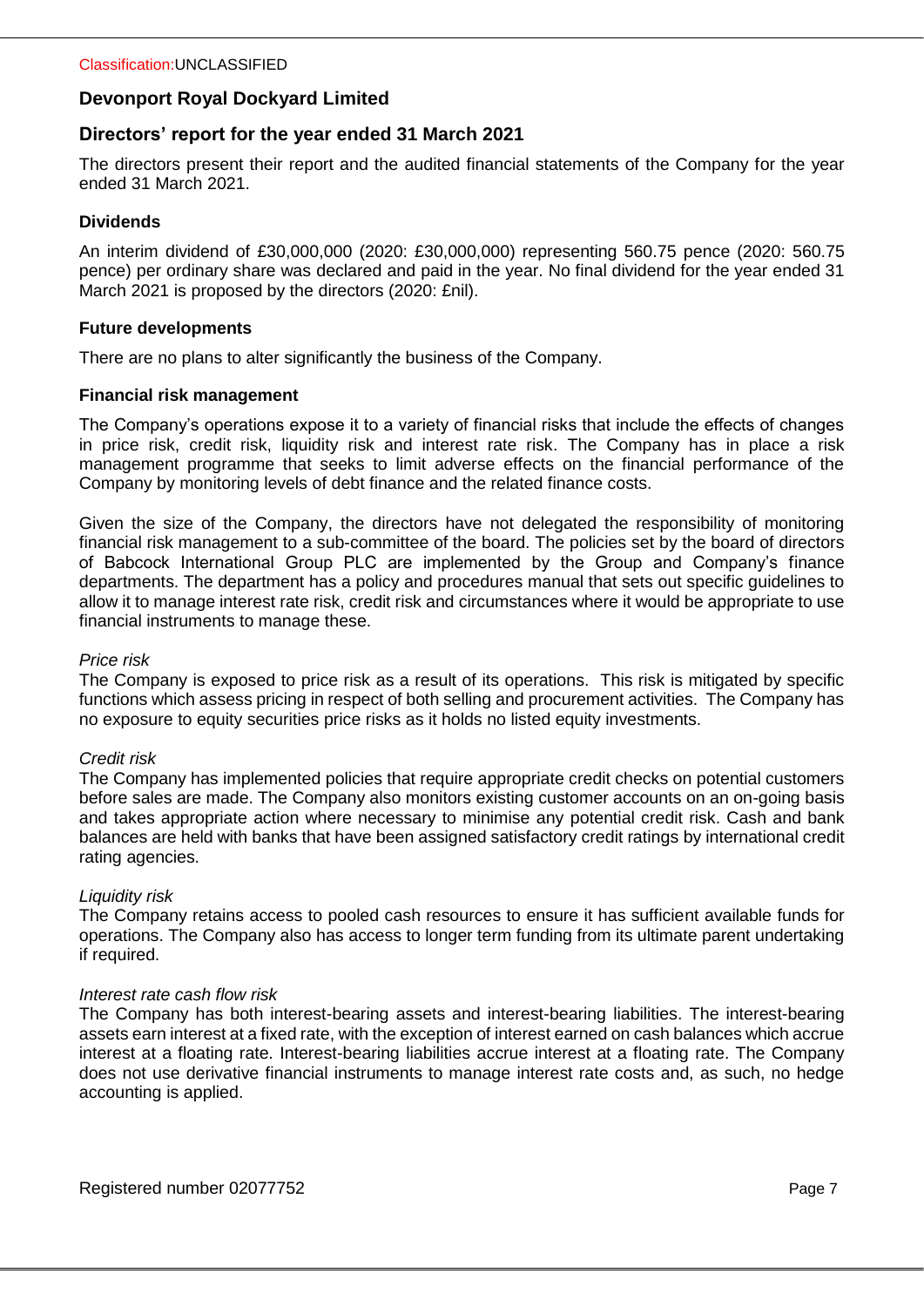# Devonport Royal Dockyard Limited

## Directors' report for the year ended 31 March 2021

The directors present their report and the audited financial statements of the Company for the year ended 31 March 2021.

### Dividends

An interim dividend of £30,000,000 (2020: £30,000,000) representing 560.75 pence (2020: 560.75 pence) per ordinary share was declared and paid in the year. No final dividend for the year ended 31 March 2021 is proposed by the directors (2020: £nil).

### Future developments

There are no plans to alter significantly the business of the Company.

### Financial risk management

The Company's operations expose it to a variety of financial risks that include the effects of changes in price risk, credit risk, liquidity risk and interest rate risk. The Company has in place a risk management programme that seeks to limit adverse effects on the financial performance of the Company by monitoring levels of debt finance and the related finance costs.

Given the size of the Company, the directors have not delegated the responsibility of monitoring financial risk management to a sub-committee of the board. The policies set by the board of directors of Babcock International Group PLC are implemented by the Group and Company's finance departments. The department has a policy and procedures manual that sets out specific guidelines to allow it to manage interest rate risk, credit risk and circumstances where it would be appropriate to use financial instruments to manage these.

*Price risk*
The Company is exposed to price risk as a result of its operations. This risk is mitigated by specific functions which assess pricing in respect of both selling and procurement activities. The Company has no exposure to equity securities price risks as it holds no listed equity investments.

*Credit risk*
The Company has implemented policies that require appropriate credit checks on potential customers before sales are made. The Company also monitors existing customer accounts on an on-going basis and takes appropriate action where necessary to minimise any potential credit risk. Cash and bank balances are held with banks that have been assigned satisfactory credit ratings by international credit rating agencies.

*Liquidity risk*
The Company retains access to pooled cash resources to ensure it has sufficient available funds for operations. The Company also has access to longer term funding from its ultimate parent undertaking if required.

*Interest rate cash flow risk*
The Company has both interest-bearing assets and interest-bearing liabilities. The interest-bearing assets earn interest at a fixed rate, with the exception of interest earned on cash balances which accrue interest at a floating rate. Interest-bearing liabilities accrue interest at a floating rate. The Company does not use derivative financial instruments to manage interest rate costs and, as such, no hedge accounting is applied.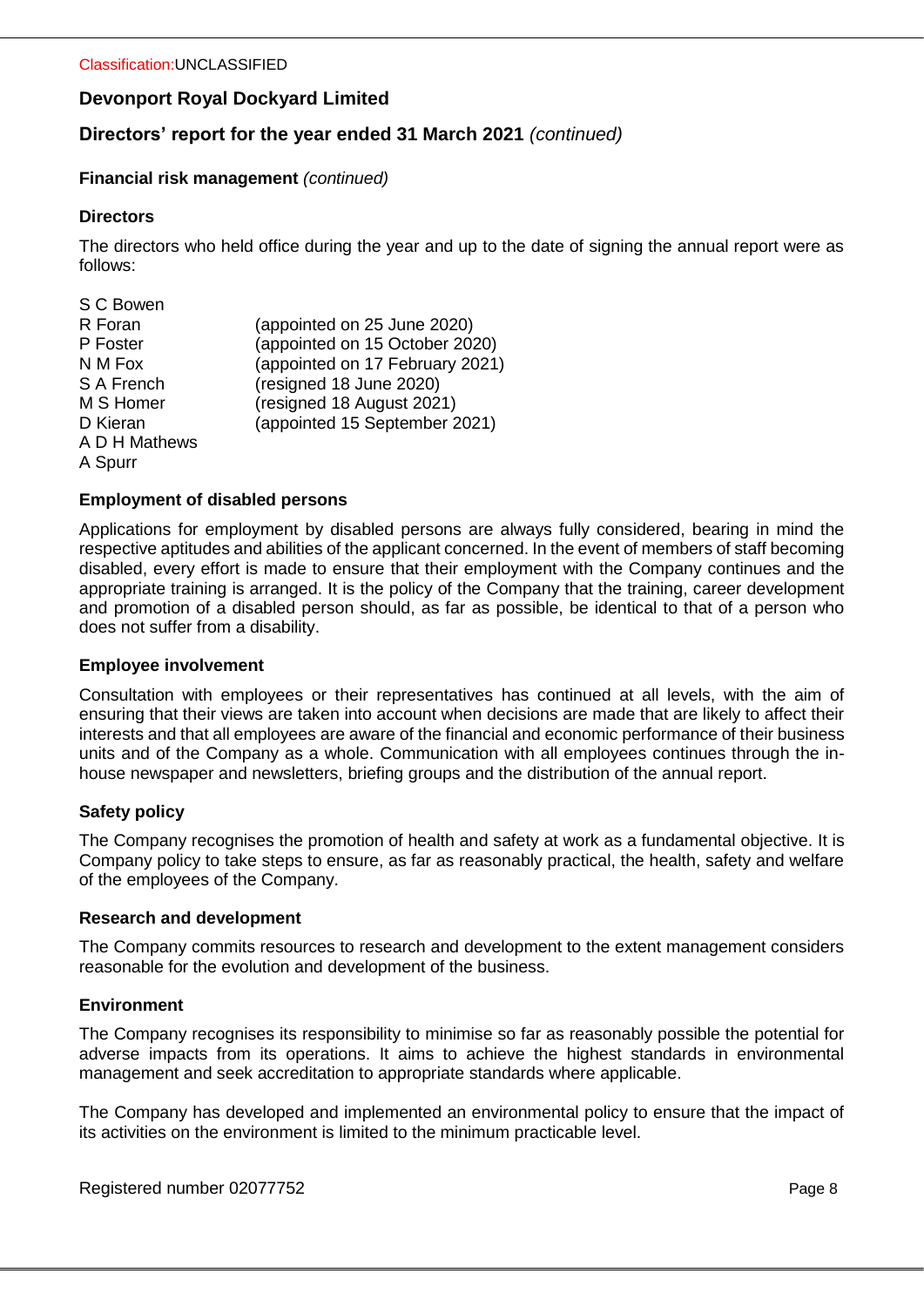**Financial risk management** *(continued)*

**Directors**

The directors who held office during the year and up to the date of signing the annual report were as follows:

S C Bowen
R Foran (appointed on 25 June 2020)
P Foster (appointed on 15 October 2020)
N M Fox (appointed on 17 February 2021)
S A French (resigned 18 June 2020)
M S Homer (resigned 18 August 2021)
D Kieran (appointed 15 September 2021)
A D H Mathews
A Spurr

**Employment of disabled persons**

Applications for employment by disabled persons are always fully considered, bearing in mind the respective aptitudes and abilities of the applicant concerned. In the event of members of staff becoming disabled, every effort is made to ensure that their employment with the Company continues and the appropriate training is arranged. It is the policy of the Company that the training, career development and promotion of a disabled person should, as far as possible, be identical to that of a person who does not suffer from a disability.

**Employee involvement**

Consultation with employees or their representatives has continued at all levels, with the aim of ensuring that their views are taken into account when decisions are made that are likely to affect their interests and that all employees are aware of the financial and economic performance of their business units and of the Company as a whole. Communication with all employees continues through the in-house newspaper and newsletters, briefing groups and the distribution of the annual report.

**Safety policy**

The Company recognises the promotion of health and safety at work as a fundamental objective. It is Company policy to take steps to ensure, as far as reasonably practical, the health, safety and welfare of the employees of the Company.

**Research and development**

The Company commits resources to research and development to the extent management considers reasonable for the evolution and development of the business.

**Environment**

The Company recognises its responsibility to minimise so far as reasonably possible the potential for adverse impacts from its operations. It aims to achieve the highest standards in environmental management and seek accreditation to appropriate standards where applicable.

The Company has developed and implemented an environmental policy to ensure that the impact of its activities on the environment is limited to the minimum practicable level.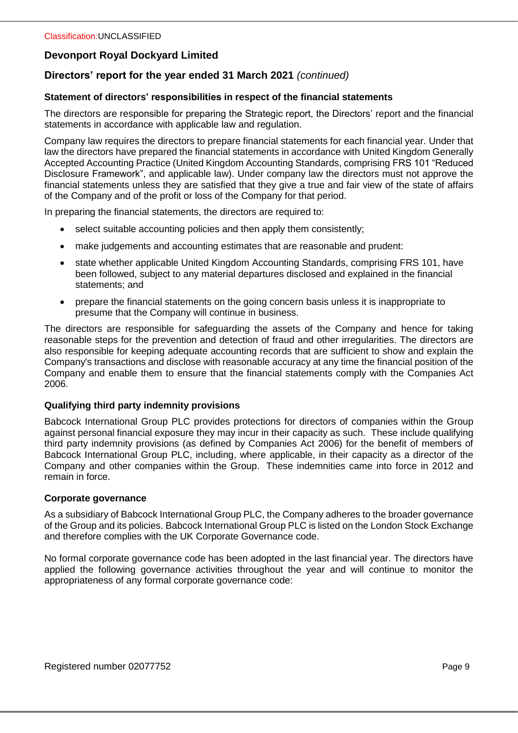# Devonport Royal Dockyard Limited

## Directors' report for the year ended 31 March 2021 *(continued)*

### Statement of directors' responsibilities in respect of the financial statements

The directors are responsible for preparing the Strategic report, the Directors' report and the financial statements in accordance with applicable law and regulation.

Company law requires the directors to prepare financial statements for each financial year. Under that law the directors have prepared the financial statements in accordance with United Kingdom Generally Accepted Accounting Practice (United Kingdom Accounting Standards, comprising FRS 101 "Reduced Disclosure Framework", and applicable law). Under company law the directors must not approve the financial statements unless they are satisfied that they give a true and fair view of the state of affairs of the Company and of the profit or loss of the Company for that period.

In preparing the financial statements, the directors are required to:

- select suitable accounting policies and then apply them consistently;
- make judgements and accounting estimates that are reasonable and prudent:
- state whether applicable United Kingdom Accounting Standards, comprising FRS 101, have been followed, subject to any material departures disclosed and explained in the financial statements; and
- prepare the financial statements on the going concern basis unless it is inappropriate to presume that the Company will continue in business.

The directors are responsible for safeguarding the assets of the Company and hence for taking reasonable steps for the prevention and detection of fraud and other irregularities. The directors are also responsible for keeping adequate accounting records that are sufficient to show and explain the Company's transactions and disclose with reasonable accuracy at any time the financial position of the Company and enable them to ensure that the financial statements comply with the Companies Act 2006.

### Qualifying third party indemnity provisions

Babcock International Group PLC provides protections for directors of companies within the Group against personal financial exposure they may incur in their capacity as such. These include qualifying third party indemnity provisions (as defined by Companies Act 2006) for the benefit of members of Babcock International Group PLC, including, where applicable, in their capacity as a director of the Company and other companies within the Group. These indemnities came into force in 2012 and remain in force.

### Corporate governance

As a subsidiary of Babcock International Group PLC, the Company adheres to the broader governance of the Group and its policies. Babcock International Group PLC is listed on the London Stock Exchange and therefore complies with the UK Corporate Governance code.

No formal corporate governance code has been adopted in the last financial year. The directors have applied the following governance activities throughout the year and will continue to monitor the appropriateness of any formal corporate governance code: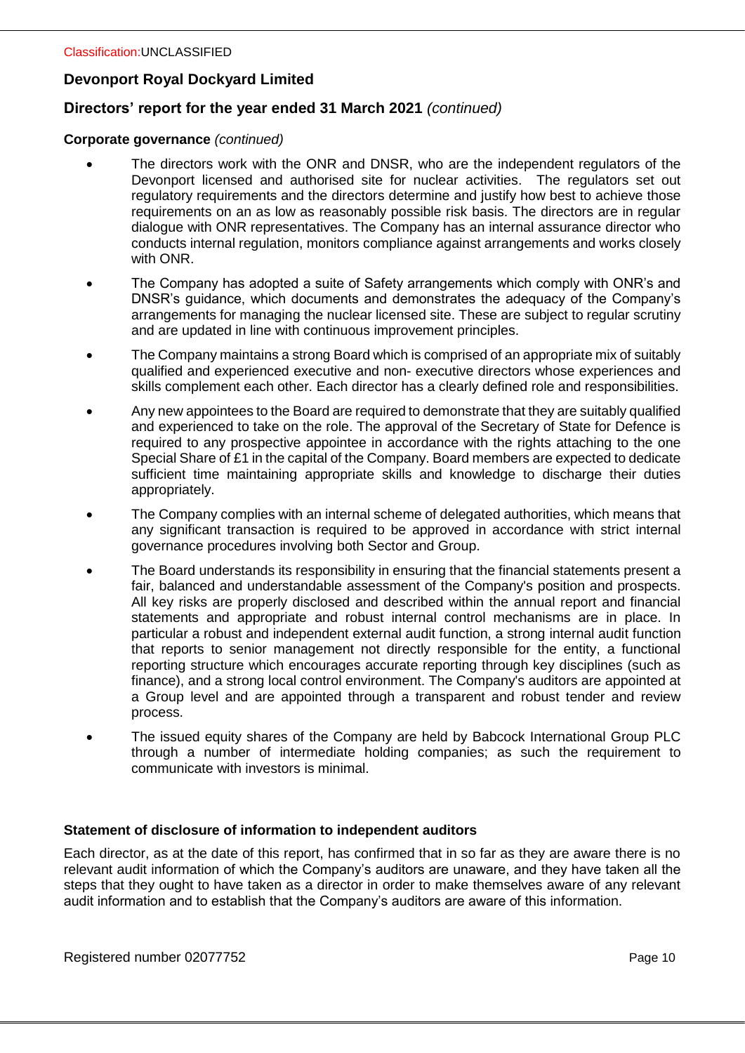Classification:UNCLASSIFIED

## Devonport Royal Dockyard Limited

## Directors' report for the year ended 31 March 2021 *(continued)*

**Corporate governance** *(continued)*

- The directors work with the ONR and DNSR, who are the independent regulators of the Devonport licensed and authorised site for nuclear activities. The regulators set out regulatory requirements and the directors determine and justify how best to achieve those requirements on an as low as reasonably possible risk basis. The directors are in regular dialogue with ONR representatives. The Company has an internal assurance director who conducts internal regulation, monitors compliance against arrangements and works closely with ONR.
- The Company has adopted a suite of Safety arrangements which comply with ONR's and DNSR's guidance, which documents and demonstrates the adequacy of the Company's arrangements for managing the nuclear licensed site. These are subject to regular scrutiny and are updated in line with continuous improvement principles.
- The Company maintains a strong Board which is comprised of an appropriate mix of suitably qualified and experienced executive and non- executive directors whose experiences and skills complement each other. Each director has a clearly defined role and responsibilities.
- Any new appointees to the Board are required to demonstrate that they are suitably qualified and experienced to take on the role. The approval of the Secretary of State for Defence is required to any prospective appointee in accordance with the rights attaching to the one Special Share of £1 in the capital of the Company. Board members are expected to dedicate sufficient time maintaining appropriate skills and knowledge to discharge their duties appropriately.
- The Company complies with an internal scheme of delegated authorities, which means that any significant transaction is required to be approved in accordance with strict internal governance procedures involving both Sector and Group.
- The Board understands its responsibility in ensuring that the financial statements present a fair, balanced and understandable assessment of the Company's position and prospects. All key risks are properly disclosed and described within the annual report and financial statements and appropriate and robust internal control mechanisms are in place. In particular a robust and independent external audit function, a strong internal audit function that reports to senior management not directly responsible for the entity, a functional reporting structure which encourages accurate reporting through key disciplines (such as finance), and a strong local control environment. The Company's auditors are appointed at a Group level and are appointed through a transparent and robust tender and review process.
- The issued equity shares of the Company are held by Babcock International Group PLC through a number of intermediate holding companies; as such the requirement to communicate with investors is minimal.

**Statement of disclosure of information to independent auditors**

Each director, as at the date of this report, has confirmed that in so far as they are aware there is no relevant audit information of which the Company's auditors are unaware, and they have taken all the steps that they ought to have taken as a director in order to make themselves aware of any relevant audit information and to establish that the Company's auditors are aware of this information.

Registered number 02077752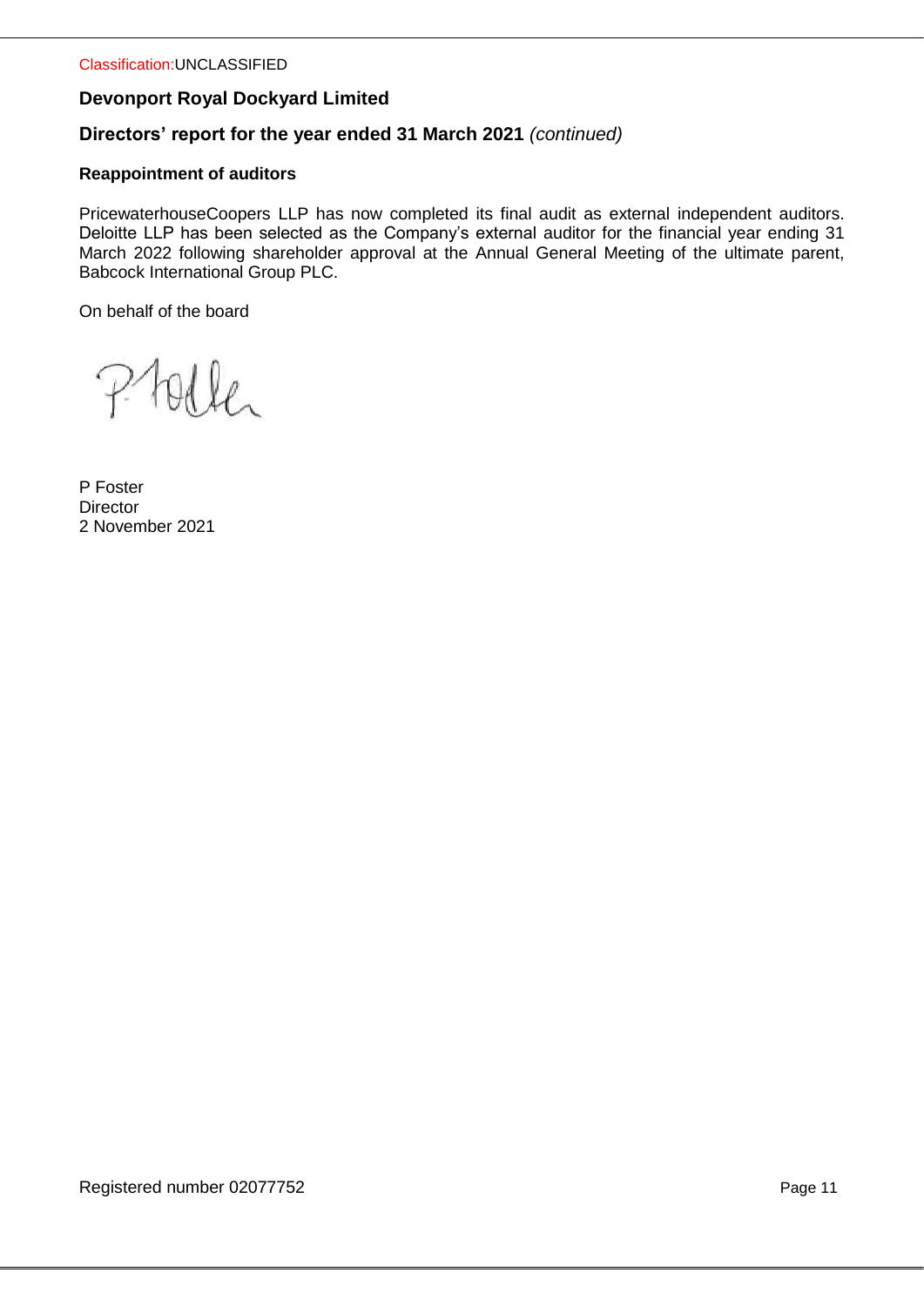Classification:UNCLASSIFIED

## Devonport Royal Dockyard Limited

## Directors' report for the year ended 31 March 2021 *(continued)*

### Reappointment of auditors

PricewaterhouseCoopers LLP has now completed its final audit as external independent auditors. Deloitte LLP has been selected as the Company's external auditor for the financial year ending 31 March 2022 following shareholder approval at the Annual General Meeting of the ultimate parent, Babcock International Group PLC.

On behalf of the board

P Foster
Director
2 November 2021

Registered number 02077752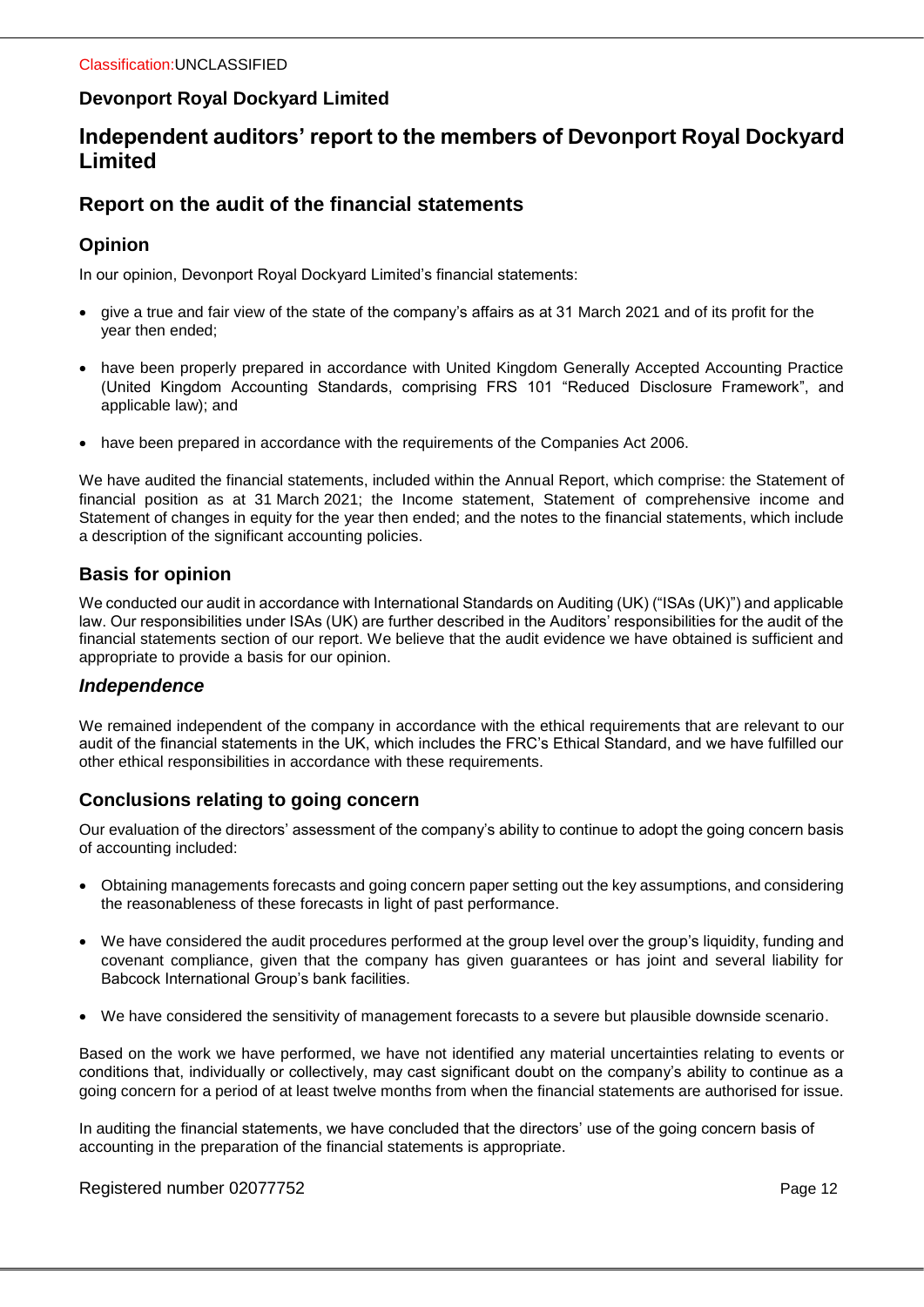Classification:UNCLASSIFIED

**Devonport Royal Dockyard Limited**

# Independent auditors' report to the members of Devonport Royal Dockyard Limited

## Report on the audit of the financial statements

### Opinion

In our opinion, Devonport Royal Dockyard Limited's financial statements:

- give a true and fair view of the state of the company's affairs as at 31 March 2021 and of its profit for the year then ended;
- have been properly prepared in accordance with United Kingdom Generally Accepted Accounting Practice (United Kingdom Accounting Standards, comprising FRS 101 "Reduced Disclosure Framework", and applicable law); and
- have been prepared in accordance with the requirements of the Companies Act 2006.

We have audited the financial statements, included within the Annual Report, which comprise: the Statement of financial position as at 31 March 2021; the Income statement, Statement of comprehensive income and Statement of changes in equity for the year then ended; and the notes to the financial statements, which include a description of the significant accounting policies.

### Basis for opinion

We conducted our audit in accordance with International Standards on Auditing (UK) ("ISAs (UK)") and applicable law. Our responsibilities under ISAs (UK) are further described in the Auditors' responsibilities for the audit of the financial statements section of our report. We believe that the audit evidence we have obtained is sufficient and appropriate to provide a basis for our opinion.

#### *Independence*

We remained independent of the company in accordance with the ethical requirements that are relevant to our audit of the financial statements in the UK, which includes the FRC's Ethical Standard, and we have fulfilled our other ethical responsibilities in accordance with these requirements.

### Conclusions relating to going concern

Our evaluation of the directors' assessment of the company's ability to continue to adopt the going concern basis of accounting included:

- Obtaining managements forecasts and going concern paper setting out the key assumptions, and considering the reasonableness of these forecasts in light of past performance.
- We have considered the audit procedures performed at the group level over the group's liquidity, funding and covenant compliance, given that the company has given guarantees or has joint and several liability for Babcock International Group's bank facilities.
- We have considered the sensitivity of management forecasts to a severe but plausible downside scenario.

Based on the work we have performed, we have not identified any material uncertainties relating to events or conditions that, individually or collectively, may cast significant doubt on the company's ability to continue as a going concern for a period of at least twelve months from when the financial statements are authorised for issue.

In auditing the financial statements, we have concluded that the directors' use of the going concern basis of accounting in the preparation of the financial statements is appropriate.

Registered number 02077752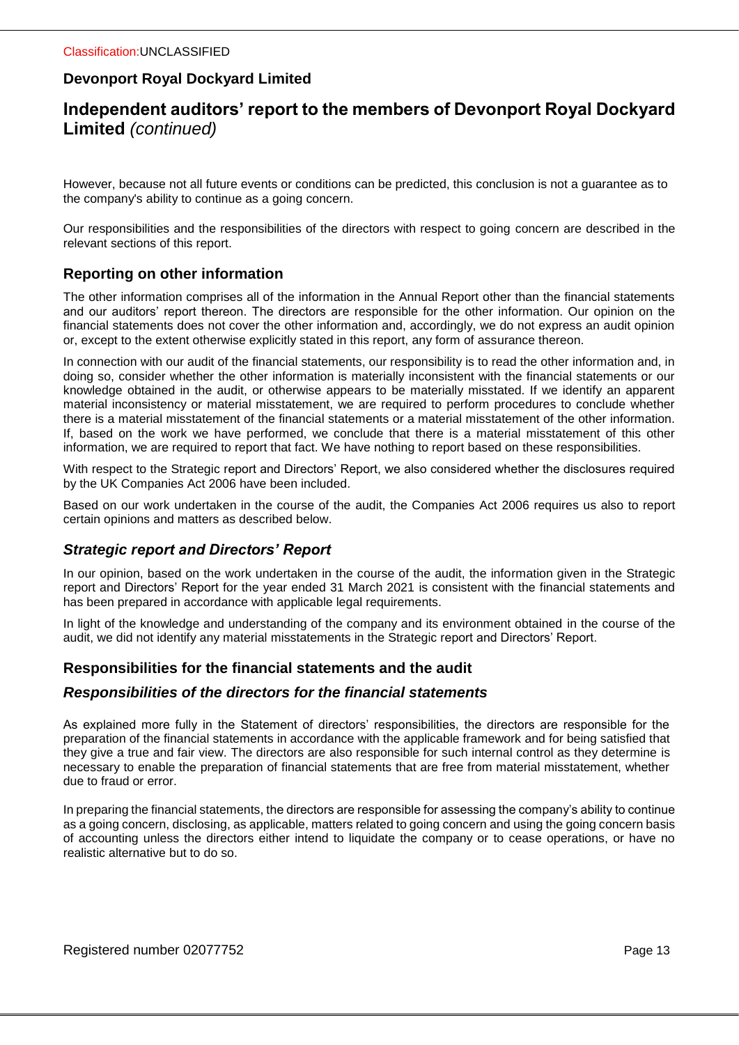# Independent auditors' report to the members of Devonport Royal Dockyard Limited *(continued)*

However, because not all future events or conditions can be predicted, this conclusion is not a guarantee as to the company's ability to continue as a going concern.

Our responsibilities and the responsibilities of the directors with respect to going concern are described in the relevant sections of this report.

## Reporting on other information

The other information comprises all of the information in the Annual Report other than the financial statements and our auditors' report thereon. The directors are responsible for the other information. Our opinion on the financial statements does not cover the other information and, accordingly, we do not express an audit opinion or, except to the extent otherwise explicitly stated in this report, any form of assurance thereon.

In connection with our audit of the financial statements, our responsibility is to read the other information and, in doing so, consider whether the other information is materially inconsistent with the financial statements or our knowledge obtained in the audit, or otherwise appears to be materially misstated. If we identify an apparent material inconsistency or material misstatement, we are required to perform procedures to conclude whether there is a material misstatement of the financial statements or a material misstatement of the other information. If, based on the work we have performed, we conclude that there is a material misstatement of this other information, we are required to report that fact. We have nothing to report based on these responsibilities.

With respect to the Strategic report and Directors' Report, we also considered whether the disclosures required by the UK Companies Act 2006 have been included.

Based on our work undertaken in the course of the audit, the Companies Act 2006 requires us also to report certain opinions and matters as described below.

### *Strategic report and Directors' Report*

In our opinion, based on the work undertaken in the course of the audit, the information given in the Strategic report and Directors' Report for the year ended 31 March 2021 is consistent with the financial statements and has been prepared in accordance with applicable legal requirements.

In light of the knowledge and understanding of the company and its environment obtained in the course of the audit, we did not identify any material misstatements in the Strategic report and Directors' Report.

## Responsibilities for the financial statements and the audit

### *Responsibilities of the directors for the financial statements*

As explained more fully in the Statement of directors' responsibilities, the directors are responsible for the preparation of the financial statements in accordance with the applicable framework and for being satisfied that they give a true and fair view. The directors are also responsible for such internal control as they determine is necessary to enable the preparation of financial statements that are free from material misstatement, whether due to fraud or error.

In preparing the financial statements, the directors are responsible for assessing the company's ability to continue as a going concern, disclosing, as applicable, matters related to going concern and using the going concern basis of accounting unless the directors either intend to liquidate the company or to cease operations, or have no realistic alternative but to do so.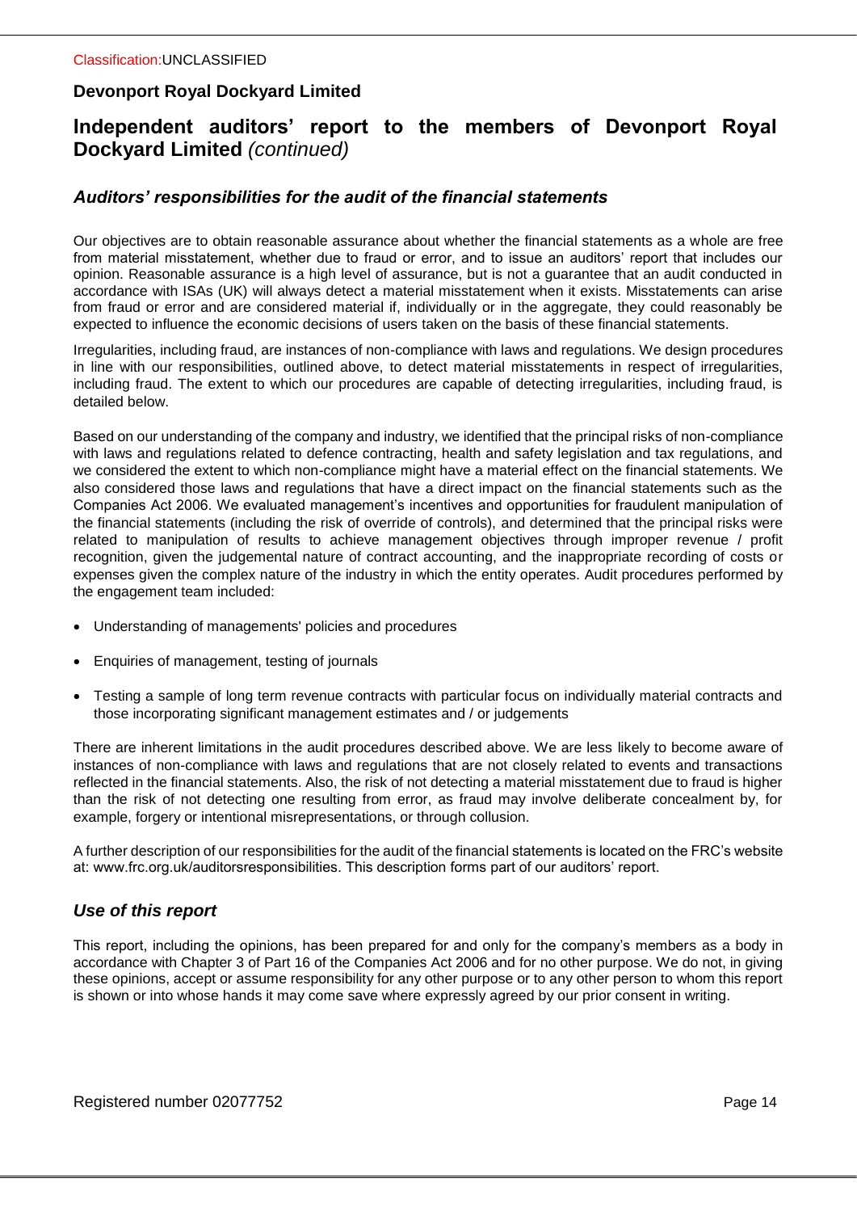Classification:UNCLASSIFIED

**Devonport Royal Dockyard Limited**

# Independent auditors' report to the members of Devonport Royal Dockyard Limited *(continued)*

## *Auditors' responsibilities for the audit of the financial statements*

Our objectives are to obtain reasonable assurance about whether the financial statements as a whole are free from material misstatement, whether due to fraud or error, and to issue an auditors' report that includes our opinion. Reasonable assurance is a high level of assurance, but is not a guarantee that an audit conducted in accordance with ISAs (UK) will always detect a material misstatement when it exists. Misstatements can arise from fraud or error and are considered material if, individually or in the aggregate, they could reasonably be expected to influence the economic decisions of users taken on the basis of these financial statements.

Irregularities, including fraud, are instances of non-compliance with laws and regulations. We design procedures in line with our responsibilities, outlined above, to detect material misstatements in respect of irregularities, including fraud. The extent to which our procedures are capable of detecting irregularities, including fraud, is detailed below.

Based on our understanding of the company and industry, we identified that the principal risks of non-compliance with laws and regulations related to defence contracting, health and safety legislation and tax regulations, and we considered the extent to which non-compliance might have a material effect on the financial statements. We also considered those laws and regulations that have a direct impact on the financial statements such as the Companies Act 2006. We evaluated management's incentives and opportunities for fraudulent manipulation of the financial statements (including the risk of override of controls), and determined that the principal risks were related to manipulation of results to achieve management objectives through improper revenue / profit recognition, given the judgemental nature of contract accounting, and the inappropriate recording of costs or expenses given the complex nature of the industry in which the entity operates. Audit procedures performed by the engagement team included:

- Understanding of managements' policies and procedures
- Enquiries of management, testing of journals
- Testing a sample of long term revenue contracts with particular focus on individually material contracts and those incorporating significant management estimates and / or judgements

There are inherent limitations in the audit procedures described above. We are less likely to become aware of instances of non-compliance with laws and regulations that are not closely related to events and transactions reflected in the financial statements. Also, the risk of not detecting a material misstatement due to fraud is higher than the risk of not detecting one resulting from error, as fraud may involve deliberate concealment by, for example, forgery or intentional misrepresentations, or through collusion.

A further description of our responsibilities for the audit of the financial statements is located on the FRC's website at: www.frc.org.uk/auditorsresponsibilities. This description forms part of our auditors' report.

## *Use of this report*

This report, including the opinions, has been prepared for and only for the company's members as a body in accordance with Chapter 3 of Part 16 of the Companies Act 2006 and for no other purpose. We do not, in giving these opinions, accept or assume responsibility for any other purpose or to any other person to whom this report is shown or into whose hands it may come save where expressly agreed by our prior consent in writing.

Registered number 02077752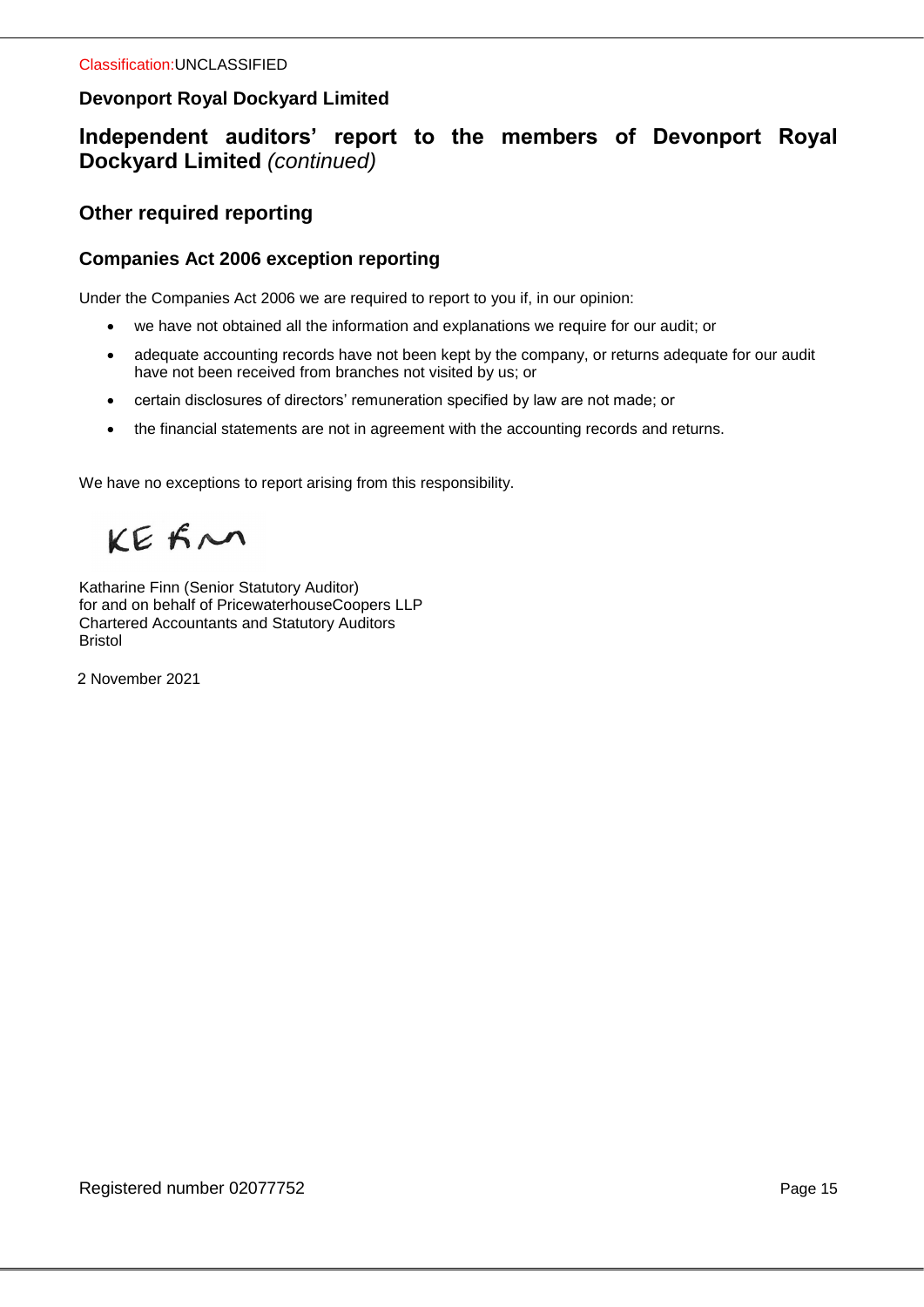Classification:UNCLASSIFIED

**Devonport Royal Dockyard Limited**

# Independent auditors' report to the members of Devonport Royal Dockyard Limited *(continued)*

## Other required reporting

### Companies Act 2006 exception reporting

Under the Companies Act 2006 we are required to report to you if, in our opinion:

- we have not obtained all the information and explanations we require for our audit; or
- adequate accounting records have not been kept by the company, or returns adequate for our audit have not been received from branches not visited by us; or
- certain disclosures of directors' remuneration specified by law are not made; or
- the financial statements are not in agreement with the accounting records and returns.

We have no exceptions to report arising from this responsibility.

KE Finn

Katharine Finn (Senior Statutory Auditor)
for and on behalf of PricewaterhouseCoopers LLP
Chartered Accountants and Statutory Auditors
Bristol

2 November 2021

Registered number 02077752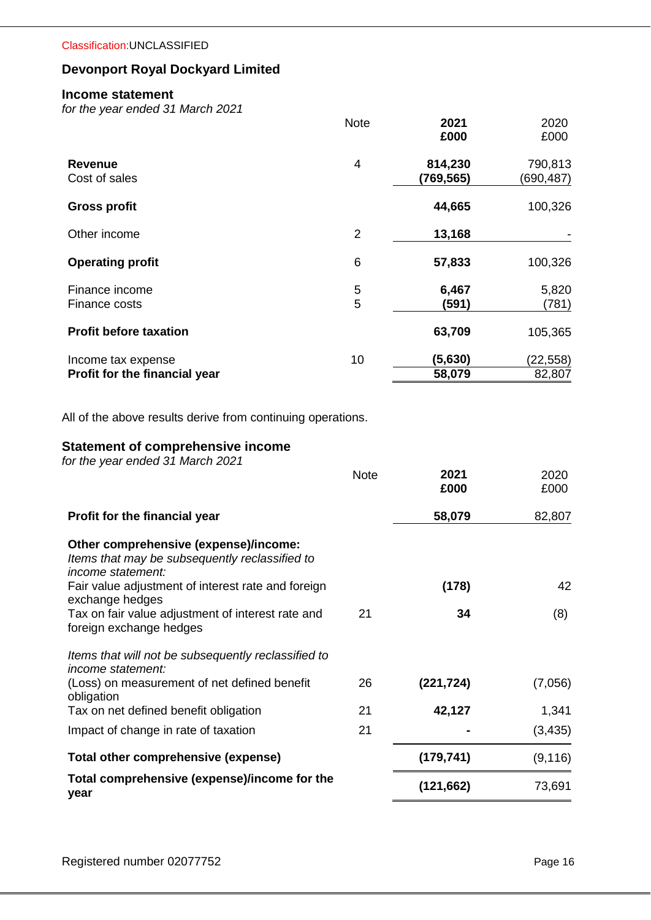Classification:UNCLASSIFIED

# Devonport Royal Dockyard Limited

## Income statement

*for the year ended 31 March 2021*

| | Note | **2021 £000** | 2020 £000 |
|---|---|---|---|
| **Revenue** | 4 | **814,230** | 790,813 |
| Cost of sales | | **(769,565)** | (690,487) |
| **Gross profit** | | **44,665** | 100,326 |
| Other income | 2 | **13,168** | - |
| **Operating profit** | 6 | **57,833** | 100,326 |
| Finance income | 5 | **6,467** | 5,820 |
| Finance costs | 5 | **(591)** | (781) |
| **Profit before taxation** | | **63,709** | 105,365 |
| Income tax expense | 10 | **(5,630)** | (22,558) |
| **Profit for the financial year** | | **58,079** | 82,807 |

All of the above results derive from continuing operations.

## Statement of comprehensive income

*for the year ended 31 March 2021*

| | Note | **2021 £000** | 2020 £000 |
|---|---|---|---|
| **Profit for the financial year** | | **58,079** | 82,807 |
| **Other comprehensive (expense)/income:** | | | |
| *Items that may be subsequently reclassified to income statement:* | | | |
| Fair value adjustment of interest rate and foreign exchange hedges | | **(178)** | 42 |
| Tax on fair value adjustment of interest rate and foreign exchange hedges | 21 | **34** | (8) |
| *Items that will not be subsequently reclassified to income statement:* | | | |
| (Loss) on measurement of net defined benefit obligation | 26 | **(221,724)** | (7,056) |
| Tax on net defined benefit obligation | 21 | **42,127** | 1,341 |
| Impact of change in rate of taxation | 21 | **-** | (3,435) |
| **Total other comprehensive (expense)** | | **(179,741)** | (9,116) |
| **Total comprehensive (expense)/income for the year** | | **(121,662)** | 73,691 |

Registered number 02077752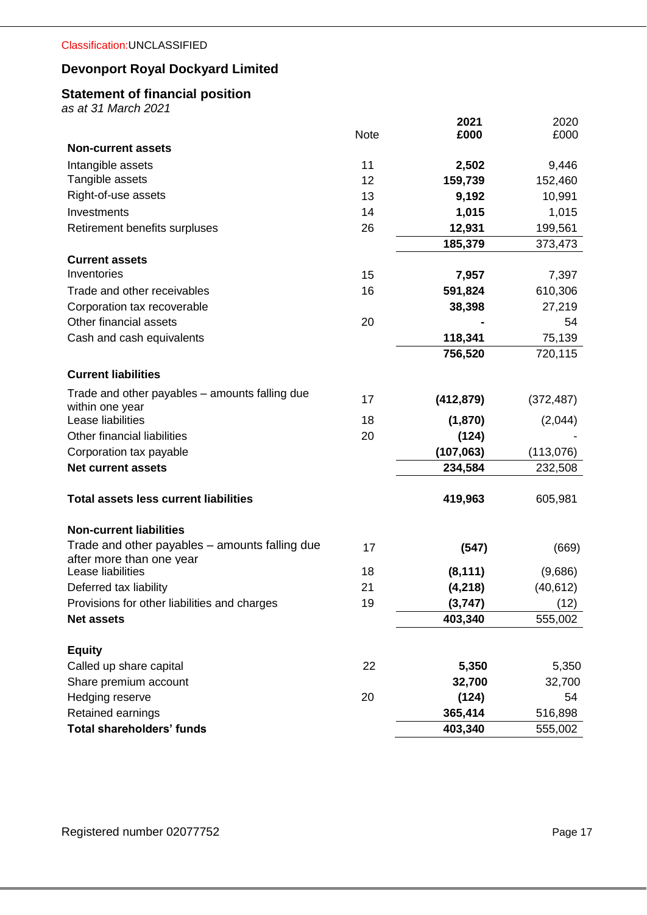Classification:UNCLASSIFIED

# Devonport Royal Dockyard Limited

## Statement of financial position

*as at 31 March 2021*

| | Note | 2021 £000 | 2020 £000 |
|---|---|---|---|
| **Non-current assets** | | | |
| Intangible assets | 11 | **2,502** | 9,446 |
| Tangible assets | 12 | **159,739** | 152,460 |
| Right-of-use assets | 13 | **9,192** | 10,991 |
| Investments | 14 | **1,015** | 1,015 |
| Retirement benefits surpluses | 26 | **12,931** | 199,561 |
| | | **185,379** | 373,473 |
| **Current assets** | | | |
| Inventories | 15 | **7,957** | 7,397 |
| Trade and other receivables | 16 | **591,824** | 610,306 |
| Corporation tax recoverable | | **38,398** | 27,219 |
| Other financial assets | 20 | **-** | 54 |
| Cash and cash equivalents | | **118,341** | 75,139 |
| | | **756,520** | 720,115 |
| **Current liabilities** | | | |
| Trade and other payables – amounts falling due within one year | 17 | **(412,879)** | (372,487) |
| Lease liabilities | 18 | **(1,870)** | (2,044) |
| Other financial liabilities | 20 | **(124)** | - |
| Corporation tax payable | | **(107,063)** | (113,076) |
| **Net current assets** | | **234,584** | 232,508 |
| **Total assets less current liabilities** | | **419,963** | 605,981 |
| **Non-current liabilities** | | | |
| Trade and other payables – amounts falling due after more than one year | 17 | **(547)** | (669) |
| Lease liabilities | 18 | **(8,111)** | (9,686) |
| Deferred tax liability | 21 | **(4,218)** | (40,612) |
| Provisions for other liabilities and charges | 19 | **(3,747)** | (12) |
| **Net assets** | | **403,340** | 555,002 |
| **Equity** | | | |
| Called up share capital | 22 | **5,350** | 5,350 |
| Share premium account | | **32,700** | 32,700 |
| Hedging reserve | 20 | **(124)** | 54 |
| Retained earnings | | **365,414** | 516,898 |
| **Total shareholders' funds** | | **403,340** | 555,002 |

Registered number 02077752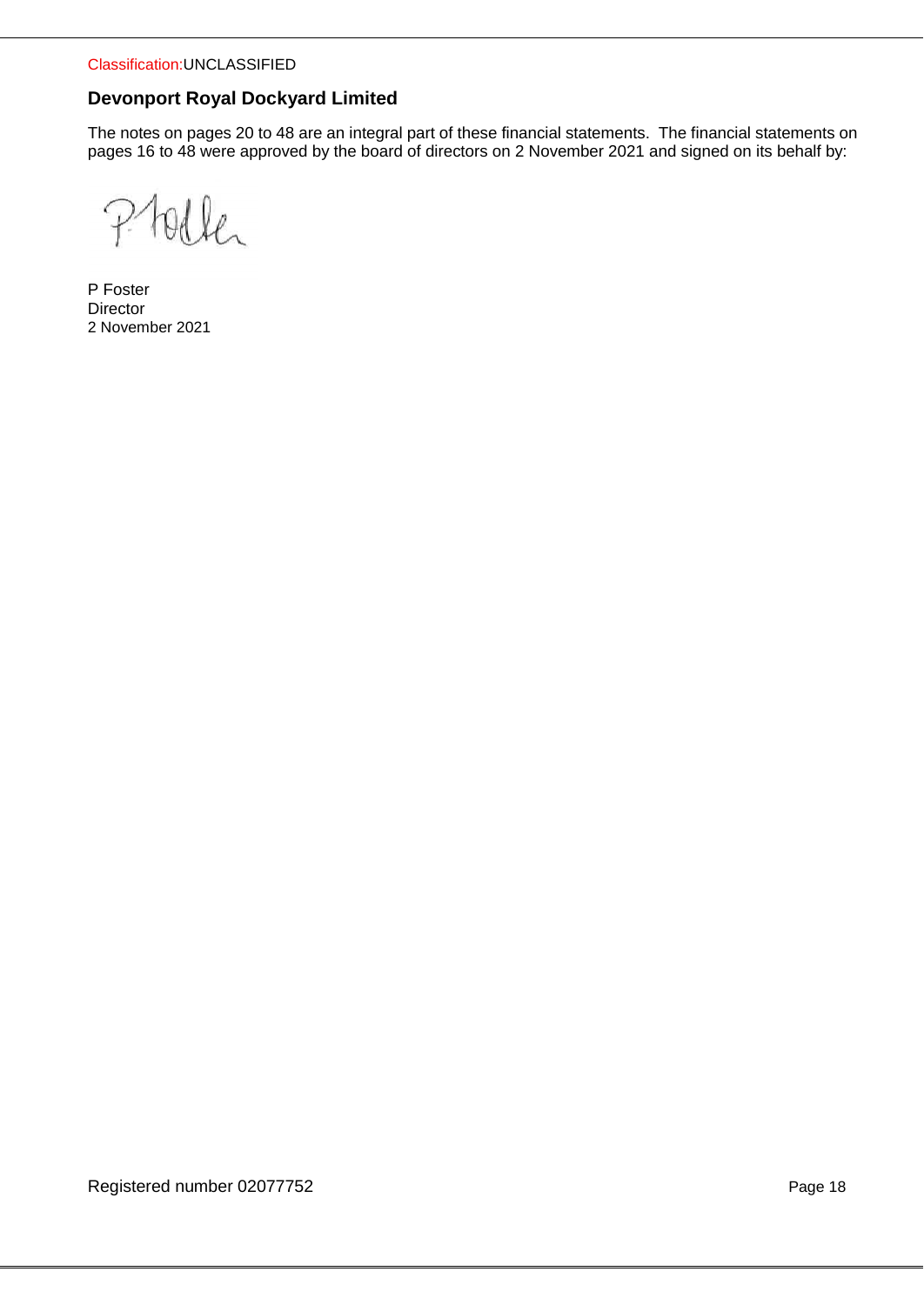Classification:UNCLASSIFIED

## Devonport Royal Dockyard Limited

The notes on pages 20 to 48 are an integral part of these financial statements. The financial statements on pages 16 to 48 were approved by the board of directors on 2 November 2021 and signed on its behalf by:

P Foster
Director
2 November 2021

Registered number 02077752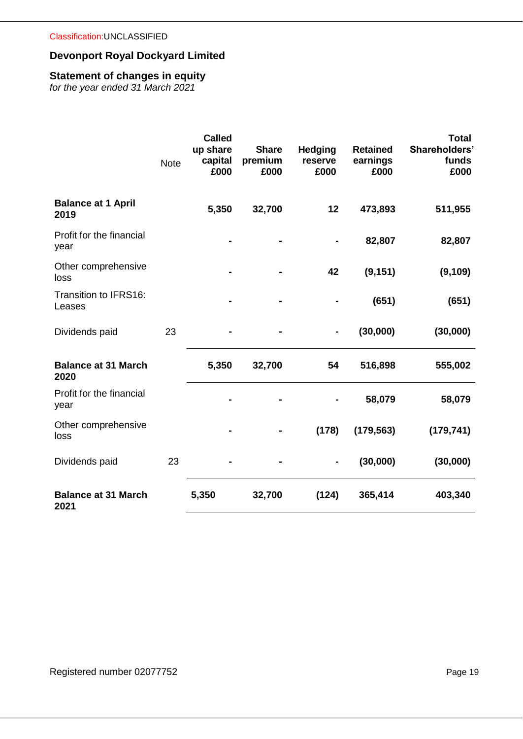Classification:UNCLASSIFIED

# Devonport Royal Dockyard Limited

## Statement of changes in equity

*for the year ended 31 March 2021*

| | Note | Called up share capital £000 | Share premium £000 | Hedging reserve £000 | Retained earnings £000 | Total Shareholders' funds £000 |
|---|---|---|---|---|---|---|
| **Balance at 1 April 2019** | | **5,350** | **32,700** | **12** | **473,893** | **511,955** |
| Profit for the financial year | | **-** | **-** | **-** | **82,807** | **82,807** |
| Other comprehensive loss | | **-** | **-** | **42** | **(9,151)** | **(9,109)** |
| Transition to IFRS16: Leases | | **-** | **-** | **-** | **(651)** | **(651)** |
| Dividends paid | 23 | **-** | **-** | **-** | **(30,000)** | **(30,000)** |
| **Balance at 31 March 2020** | | **5,350** | **32,700** | **54** | **516,898** | **555,002** |
| Profit for the financial year | | **-** | **-** | **-** | **58,079** | **58,079** |
| Other comprehensive loss | | **-** | **-** | **(178)** | **(179,563)** | **(179,741)** |
| Dividends paid | 23 | **-** | **-** | **-** | **(30,000)** | **(30,000)** |
| **Balance at 31 March 2021** | | **5,350** | **32,700** | **(124)** | **365,414** | **403,340** |

Registered number 02077752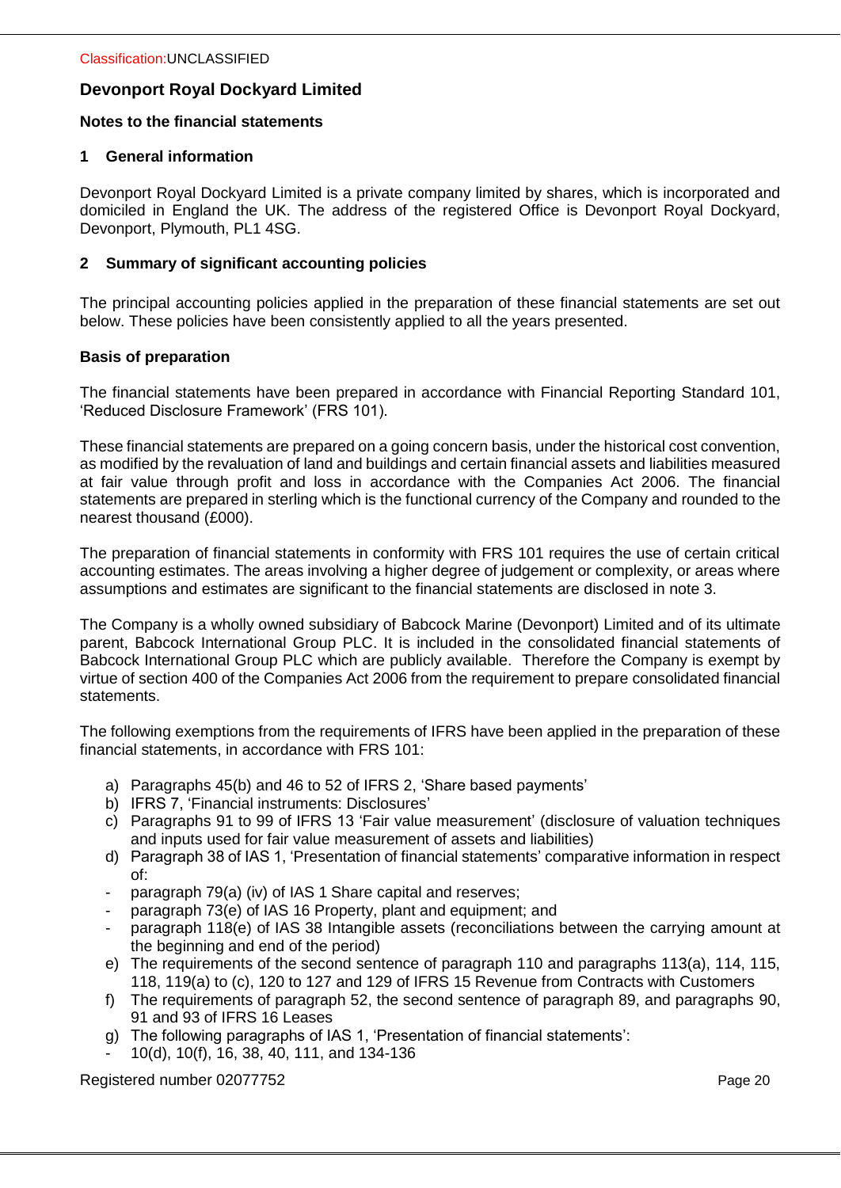Classification:UNCLASSIFIED

## Devonport Royal Dockyard Limited

### Notes to the financial statements

### 1 General information

Devonport Royal Dockyard Limited is a private company limited by shares, which is incorporated and domiciled in England the UK. The address of the registered Office is Devonport Royal Dockyard, Devonport, Plymouth, PL1 4SG.

### 2 Summary of significant accounting policies

The principal accounting policies applied in the preparation of these financial statements are set out below. These policies have been consistently applied to all the years presented.

**Basis of preparation**

The financial statements have been prepared in accordance with Financial Reporting Standard 101, 'Reduced Disclosure Framework' (FRS 101).

These financial statements are prepared on a going concern basis, under the historical cost convention, as modified by the revaluation of land and buildings and certain financial assets and liabilities measured at fair value through profit and loss in accordance with the Companies Act 2006. The financial statements are prepared in sterling which is the functional currency of the Company and rounded to the nearest thousand (£000).

The preparation of financial statements in conformity with FRS 101 requires the use of certain critical accounting estimates. The areas involving a higher degree of judgement or complexity, or areas where assumptions and estimates are significant to the financial statements are disclosed in note 3.

The Company is a wholly owned subsidiary of Babcock Marine (Devonport) Limited and of its ultimate parent, Babcock International Group PLC. It is included in the consolidated financial statements of Babcock International Group PLC which are publicly available. Therefore the Company is exempt by virtue of section 400 of the Companies Act 2006 from the requirement to prepare consolidated financial statements.

The following exemptions from the requirements of IFRS have been applied in the preparation of these financial statements, in accordance with FRS 101:

a) Paragraphs 45(b) and 46 to 52 of IFRS 2, 'Share based payments'
b) IFRS 7, 'Financial instruments: Disclosures'
c) Paragraphs 91 to 99 of IFRS 13 'Fair value measurement' (disclosure of valuation techniques and inputs used for fair value measurement of assets and liabilities)
d) Paragraph 38 of IAS 1, 'Presentation of financial statements' comparative information in respect of:
- paragraph 79(a) (iv) of IAS 1 Share capital and reserves;
- paragraph 73(e) of IAS 16 Property, plant and equipment; and
- paragraph 118(e) of IAS 38 Intangible assets (reconciliations between the carrying amount at the beginning and end of the period)
e) The requirements of the second sentence of paragraph 110 and paragraphs 113(a), 114, 115, 118, 119(a) to (c), 120 to 127 and 129 of IFRS 15 Revenue from Contracts with Customers
f) The requirements of paragraph 52, the second sentence of paragraph 89, and paragraphs 90, 91 and 93 of IFRS 16 Leases
g) The following paragraphs of IAS 1, 'Presentation of financial statements':
- 10(d), 10(f), 16, 38, 40, 111, and 134-136

Registered number 02077752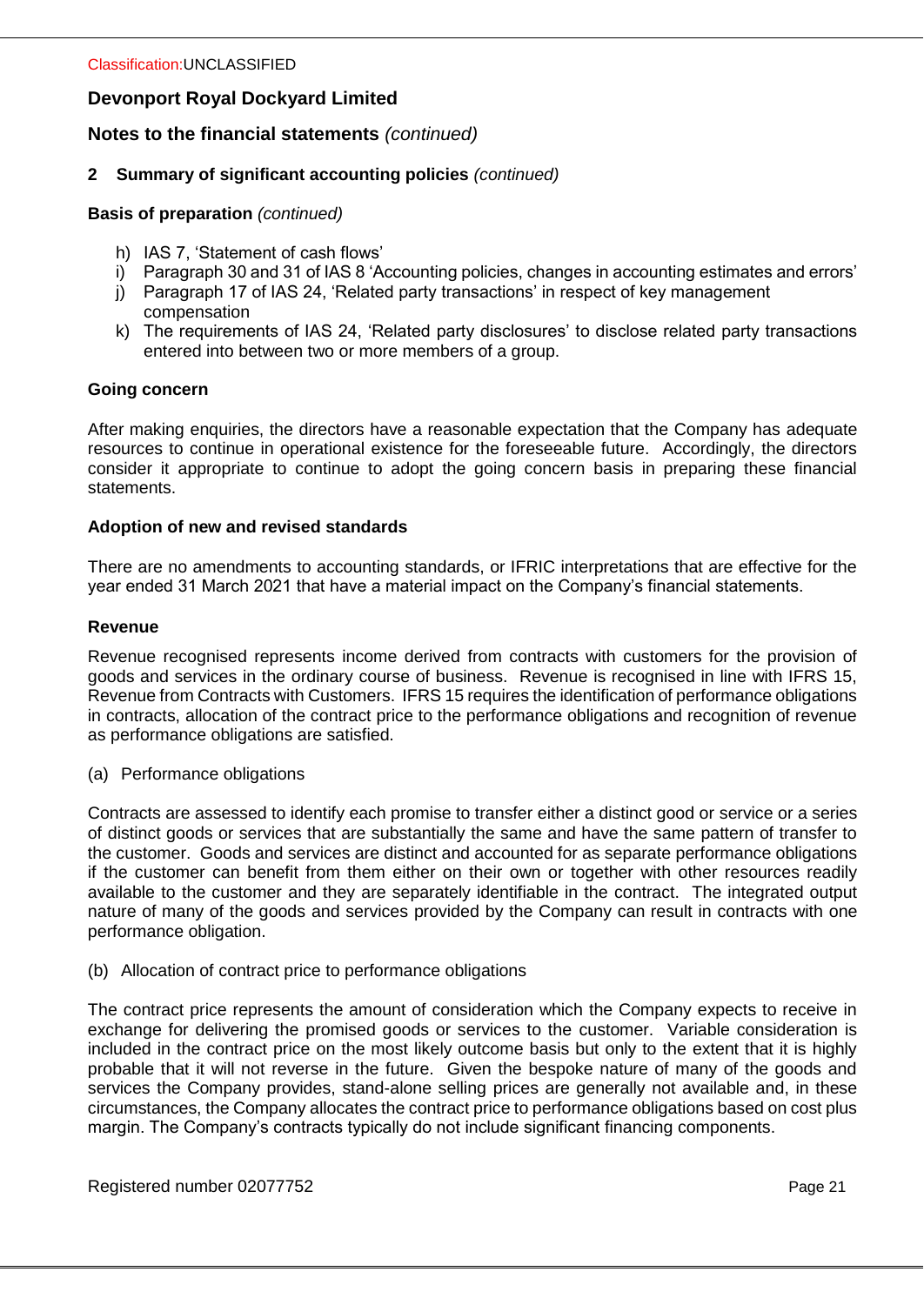**Notes to the financial statements** *(continued)*

## 2 Summary of significant accounting policies *(continued)*

**Basis of preparation** *(continued)*

h) IAS 7, 'Statement of cash flows'
i) Paragraph 30 and 31 of IAS 8 'Accounting policies, changes in accounting estimates and errors'
j) Paragraph 17 of IAS 24, 'Related party transactions' in respect of key management compensation
k) The requirements of IAS 24, 'Related party disclosures' to disclose related party transactions entered into between two or more members of a group.

**Going concern**

After making enquiries, the directors have a reasonable expectation that the Company has adequate resources to continue in operational existence for the foreseeable future. Accordingly, the directors consider it appropriate to continue to adopt the going concern basis in preparing these financial statements.

**Adoption of new and revised standards**

There are no amendments to accounting standards, or IFRIC interpretations that are effective for the year ended 31 March 2021 that have a material impact on the Company's financial statements.

**Revenue**

Revenue recognised represents income derived from contracts with customers for the provision of goods and services in the ordinary course of business. Revenue is recognised in line with IFRS 15, Revenue from Contracts with Customers. IFRS 15 requires the identification of performance obligations in contracts, allocation of the contract price to the performance obligations and recognition of revenue as performance obligations are satisfied.

(a) Performance obligations

Contracts are assessed to identify each promise to transfer either a distinct good or service or a series of distinct goods or services that are substantially the same and have the same pattern of transfer to the customer. Goods and services are distinct and accounted for as separate performance obligations if the customer can benefit from them either on their own or together with other resources readily available to the customer and they are separately identifiable in the contract. The integrated output nature of many of the goods and services provided by the Company can result in contracts with one performance obligation.

(b) Allocation of contract price to performance obligations

The contract price represents the amount of consideration which the Company expects to receive in exchange for delivering the promised goods or services to the customer. Variable consideration is included in the contract price on the most likely outcome basis but only to the extent that it is highly probable that it will not reverse in the future. Given the bespoke nature of many of the goods and services the Company provides, stand-alone selling prices are generally not available and, in these circumstances, the Company allocates the contract price to performance obligations based on cost plus margin. The Company's contracts typically do not include significant financing components.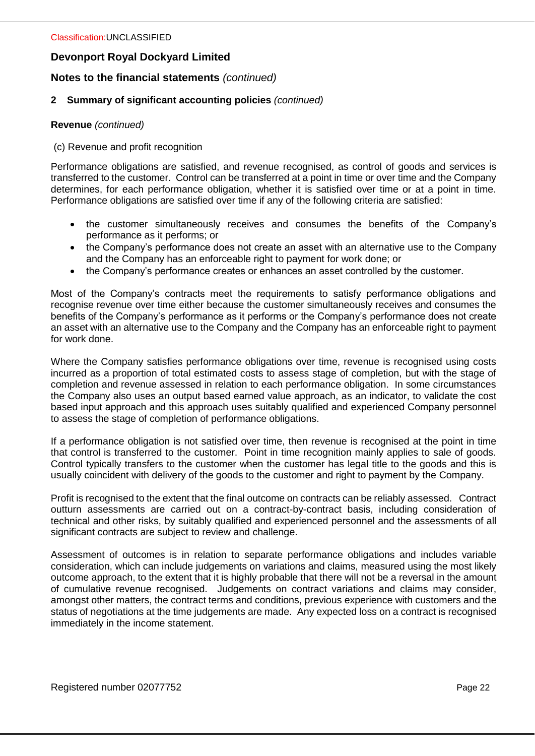# Devonport Royal Dockyard Limited

## Notes to the financial statements *(continued)*

### 2 Summary of significant accounting policies *(continued)*

**Revenue** *(continued)*

(c) Revenue and profit recognition

Performance obligations are satisfied, and revenue recognised, as control of goods and services is transferred to the customer. Control can be transferred at a point in time or over time and the Company determines, for each performance obligation, whether it is satisfied over time or at a point in time. Performance obligations are satisfied over time if any of the following criteria are satisfied:

- the customer simultaneously receives and consumes the benefits of the Company's performance as it performs; or
- the Company's performance does not create an asset with an alternative use to the Company and the Company has an enforceable right to payment for work done; or
- the Company's performance creates or enhances an asset controlled by the customer.

Most of the Company's contracts meet the requirements to satisfy performance obligations and recognise revenue over time either because the customer simultaneously receives and consumes the benefits of the Company's performance as it performs or the Company's performance does not create an asset with an alternative use to the Company and the Company has an enforceable right to payment for work done.

Where the Company satisfies performance obligations over time, revenue is recognised using costs incurred as a proportion of total estimated costs to assess stage of completion, but with the stage of completion and revenue assessed in relation to each performance obligation. In some circumstances the Company also uses an output based earned value approach, as an indicator, to validate the cost based input approach and this approach uses suitably qualified and experienced Company personnel to assess the stage of completion of performance obligations.

If a performance obligation is not satisfied over time, then revenue is recognised at the point in time that control is transferred to the customer. Point in time recognition mainly applies to sale of goods. Control typically transfers to the customer when the customer has legal title to the goods and this is usually coincident with delivery of the goods to the customer and right to payment by the Company.

Profit is recognised to the extent that the final outcome on contracts can be reliably assessed. Contract outturn assessments are carried out on a contract-by-contract basis, including consideration of technical and other risks, by suitably qualified and experienced personnel and the assessments of all significant contracts are subject to review and challenge.

Assessment of outcomes is in relation to separate performance obligations and includes variable consideration, which can include judgements on variations and claims, measured using the most likely outcome approach, to the extent that it is highly probable that there will not be a reversal in the amount of cumulative revenue recognised. Judgements on contract variations and claims may consider, amongst other matters, the contract terms and conditions, previous experience with customers and the status of negotiations at the time judgements are made. Any expected loss on a contract is recognised immediately in the income statement.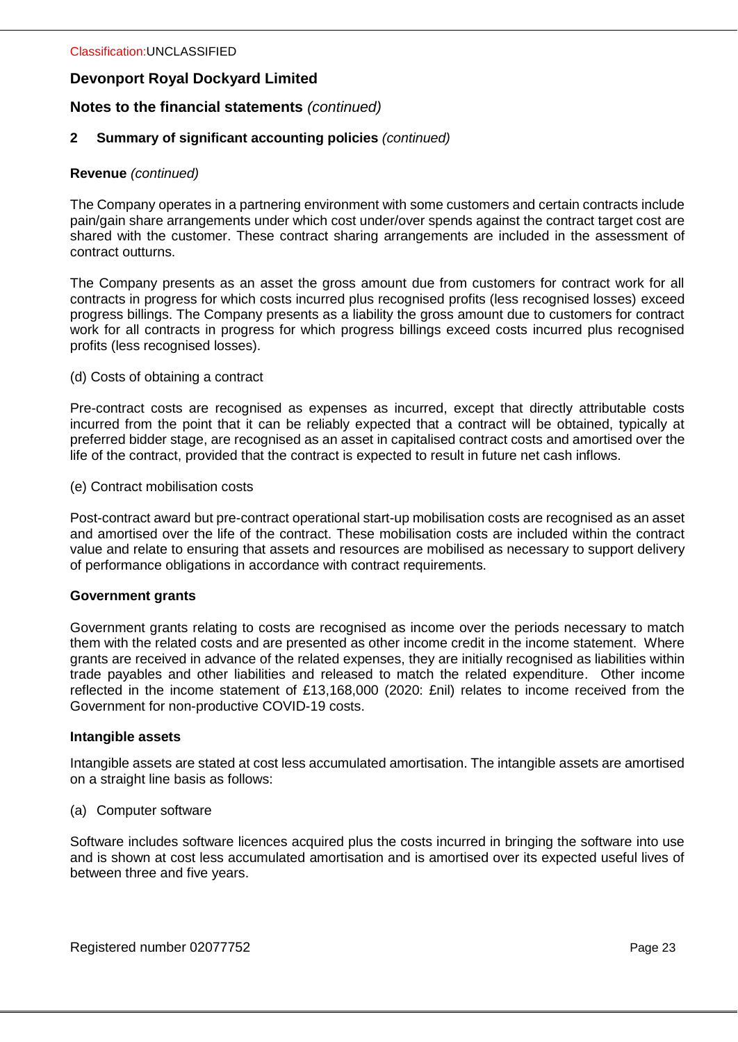## 2 Summary of significant accounting policies *(continued)*

### Revenue *(continued)*

The Company operates in a partnering environment with some customers and certain contracts include pain/gain share arrangements under which cost under/over spends against the contract target cost are shared with the customer. These contract sharing arrangements are included in the assessment of contract outturns.

The Company presents as an asset the gross amount due from customers for contract work for all contracts in progress for which costs incurred plus recognised profits (less recognised losses) exceed progress billings. The Company presents as a liability the gross amount due to customers for contract work for all contracts in progress for which progress billings exceed costs incurred plus recognised profits (less recognised losses).

(d) Costs of obtaining a contract

Pre-contract costs are recognised as expenses as incurred, except that directly attributable costs incurred from the point that it can be reliably expected that a contract will be obtained, typically at preferred bidder stage, are recognised as an asset in capitalised contract costs and amortised over the life of the contract, provided that the contract is expected to result in future net cash inflows.

(e) Contract mobilisation costs

Post-contract award but pre-contract operational start-up mobilisation costs are recognised as an asset and amortised over the life of the contract. These mobilisation costs are included within the contract value and relate to ensuring that assets and resources are mobilised as necessary to support delivery of performance obligations in accordance with contract requirements.

### Government grants

Government grants relating to costs are recognised as income over the periods necessary to match them with the related costs and are presented as other income credit in the income statement. Where grants are received in advance of the related expenses, they are initially recognised as liabilities within trade payables and other liabilities and released to match the related expenditure. Other income reflected in the income statement of £13,168,000 (2020: £nil) relates to income received from the Government for non-productive COVID-19 costs.

### Intangible assets

Intangible assets are stated at cost less accumulated amortisation. The intangible assets are amortised on a straight line basis as follows:

(a) Computer software

Software includes software licences acquired plus the costs incurred in bringing the software into use and is shown at cost less accumulated amortisation and is amortised over its expected useful lives of between three and five years.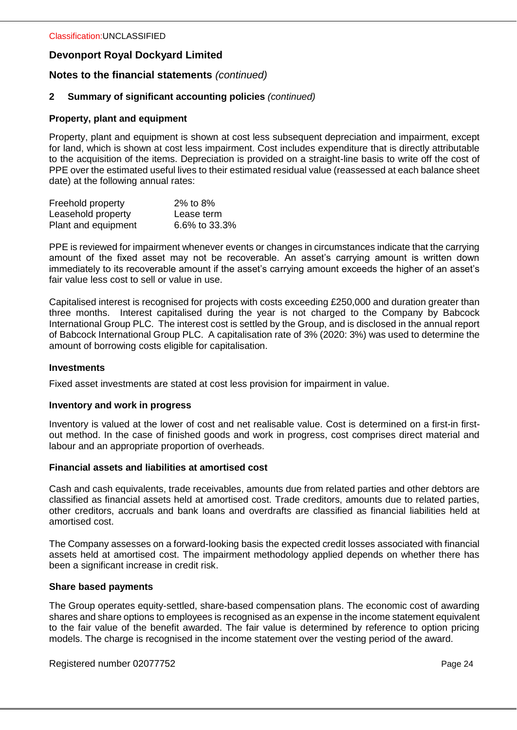## Notes to the financial statements *(continued)*

### 2 Summary of significant accounting policies *(continued)*

**Property, plant and equipment**

Property, plant and equipment is shown at cost less subsequent depreciation and impairment, except for land, which is shown at cost less impairment. Cost includes expenditure that is directly attributable to the acquisition of the items. Depreciation is provided on a straight-line basis to write off the cost of PPE over the estimated useful lives to their estimated residual value (reassessed at each balance sheet date) at the following annual rates:

| | |
|---|---|
| Freehold property | 2% to 8% |
| Leasehold property | Lease term |
| Plant and equipment | 6.6% to 33.3% |

PPE is reviewed for impairment whenever events or changes in circumstances indicate that the carrying amount of the fixed asset may not be recoverable. An asset's carrying amount is written down immediately to its recoverable amount if the asset's carrying amount exceeds the higher of an asset's fair value less cost to sell or value in use.

Capitalised interest is recognised for projects with costs exceeding £250,000 and duration greater than three months. Interest capitalised during the year is not charged to the Company by Babcock International Group PLC. The interest cost is settled by the Group, and is disclosed in the annual report of Babcock International Group PLC. A capitalisation rate of 3% (2020: 3%) was used to determine the amount of borrowing costs eligible for capitalisation.

**Investments**

Fixed asset investments are stated at cost less provision for impairment in value.

**Inventory and work in progress**

Inventory is valued at the lower of cost and net realisable value. Cost is determined on a first-in first-out method. In the case of finished goods and work in progress, cost comprises direct material and labour and an appropriate proportion of overheads.

**Financial assets and liabilities at amortised cost**

Cash and cash equivalents, trade receivables, amounts due from related parties and other debtors are classified as financial assets held at amortised cost. Trade creditors, amounts due to related parties, other creditors, accruals and bank loans and overdrafts are classified as financial liabilities held at amortised cost.

The Company assesses on a forward-looking basis the expected credit losses associated with financial assets held at amortised cost. The impairment methodology applied depends on whether there has been a significant increase in credit risk.

**Share based payments**

The Group operates equity-settled, share-based compensation plans. The economic cost of awarding shares and share options to employees is recognised as an expense in the income statement equivalent to the fair value of the benefit awarded. The fair value is determined by reference to option pricing models. The charge is recognised in the income statement over the vesting period of the award.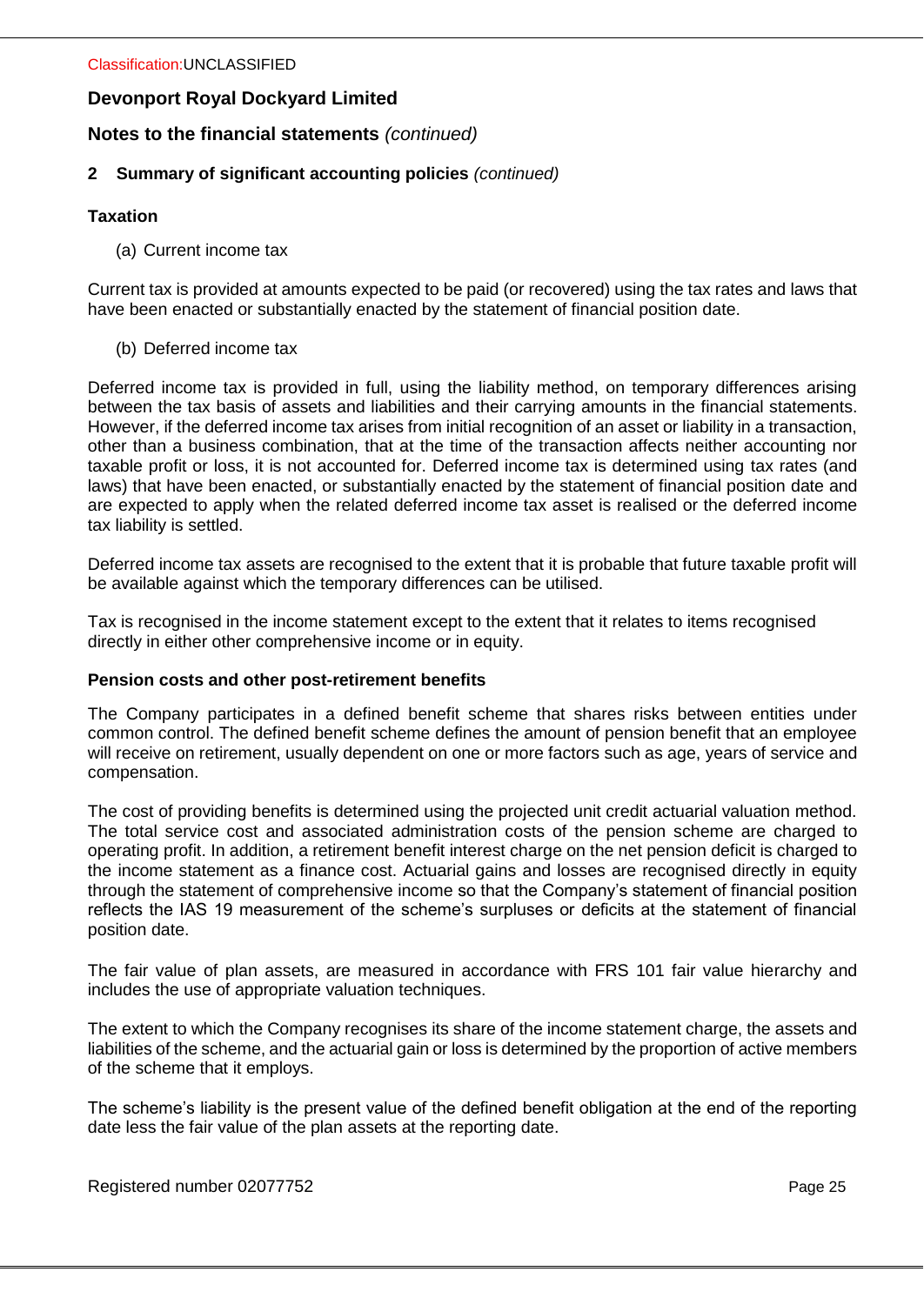**Devonport Royal Dockyard Limited**

**Notes to the financial statements** *(continued)*

**2 Summary of significant accounting policies** *(continued)*

**Taxation**

(a) Current income tax

Current tax is provided at amounts expected to be paid (or recovered) using the tax rates and laws that have been enacted or substantially enacted by the statement of financial position date.

(b) Deferred income tax

Deferred income tax is provided in full, using the liability method, on temporary differences arising between the tax basis of assets and liabilities and their carrying amounts in the financial statements. However, if the deferred income tax arises from initial recognition of an asset or liability in a transaction, other than a business combination, that at the time of the transaction affects neither accounting nor taxable profit or loss, it is not accounted for. Deferred income tax is determined using tax rates (and laws) that have been enacted, or substantially enacted by the statement of financial position date and are expected to apply when the related deferred income tax asset is realised or the deferred income tax liability is settled.

Deferred income tax assets are recognised to the extent that it is probable that future taxable profit will be available against which the temporary differences can be utilised.

Tax is recognised in the income statement except to the extent that it relates to items recognised directly in either other comprehensive income or in equity.

**Pension costs and other post-retirement benefits**

The Company participates in a defined benefit scheme that shares risks between entities under common control. The defined benefit scheme defines the amount of pension benefit that an employee will receive on retirement, usually dependent on one or more factors such as age, years of service and compensation.

The cost of providing benefits is determined using the projected unit credit actuarial valuation method. The total service cost and associated administration costs of the pension scheme are charged to operating profit. In addition, a retirement benefit interest charge on the net pension deficit is charged to the income statement as a finance cost. Actuarial gains and losses are recognised directly in equity through the statement of comprehensive income so that the Company's statement of financial position reflects the IAS 19 measurement of the scheme's surpluses or deficits at the statement of financial position date.

The fair value of plan assets, are measured in accordance with FRS 101 fair value hierarchy and includes the use of appropriate valuation techniques.

The extent to which the Company recognises its share of the income statement charge, the assets and liabilities of the scheme, and the actuarial gain or loss is determined by the proportion of active members of the scheme that it employs.

The scheme's liability is the present value of the defined benefit obligation at the end of the reporting date less the fair value of the plan assets at the reporting date.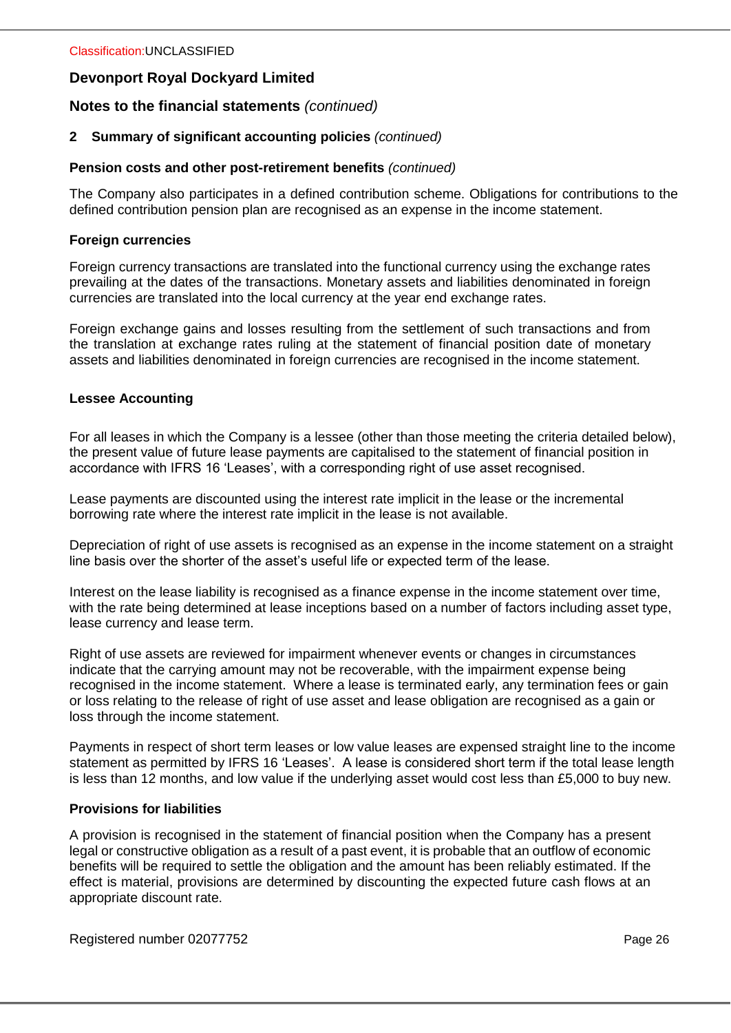## Devonport Royal Dockyard Limited

## Notes to the financial statements *(continued)*

### 2 Summary of significant accounting policies *(continued)*

#### Pension costs and other post-retirement benefits *(continued)*

The Company also participates in a defined contribution scheme. Obligations for contributions to the defined contribution pension plan are recognised as an expense in the income statement.

#### Foreign currencies

Foreign currency transactions are translated into the functional currency using the exchange rates prevailing at the dates of the transactions. Monetary assets and liabilities denominated in foreign currencies are translated into the local currency at the year end exchange rates.

Foreign exchange gains and losses resulting from the settlement of such transactions and from the translation at exchange rates ruling at the statement of financial position date of monetary assets and liabilities denominated in foreign currencies are recognised in the income statement.

#### Lessee Accounting

For all leases in which the Company is a lessee (other than those meeting the criteria detailed below), the present value of future lease payments are capitalised to the statement of financial position in accordance with IFRS 16 'Leases', with a corresponding right of use asset recognised.

Lease payments are discounted using the interest rate implicit in the lease or the incremental borrowing rate where the interest rate implicit in the lease is not available.

Depreciation of right of use assets is recognised as an expense in the income statement on a straight line basis over the shorter of the asset's useful life or expected term of the lease.

Interest on the lease liability is recognised as a finance expense in the income statement over time, with the rate being determined at lease inceptions based on a number of factors including asset type, lease currency and lease term.

Right of use assets are reviewed for impairment whenever events or changes in circumstances indicate that the carrying amount may not be recoverable, with the impairment expense being recognised in the income statement. Where a lease is terminated early, any termination fees or gain or loss relating to the release of right of use asset and lease obligation are recognised as a gain or loss through the income statement.

Payments in respect of short term leases or low value leases are expensed straight line to the income statement as permitted by IFRS 16 'Leases'. A lease is considered short term if the total lease length is less than 12 months, and low value if the underlying asset would cost less than £5,000 to buy new.

#### Provisions for liabilities

A provision is recognised in the statement of financial position when the Company has a present legal or constructive obligation as a result of a past event, it is probable that an outflow of economic benefits will be required to settle the obligation and the amount has been reliably estimated. If the effect is material, provisions are determined by discounting the expected future cash flows at an appropriate discount rate.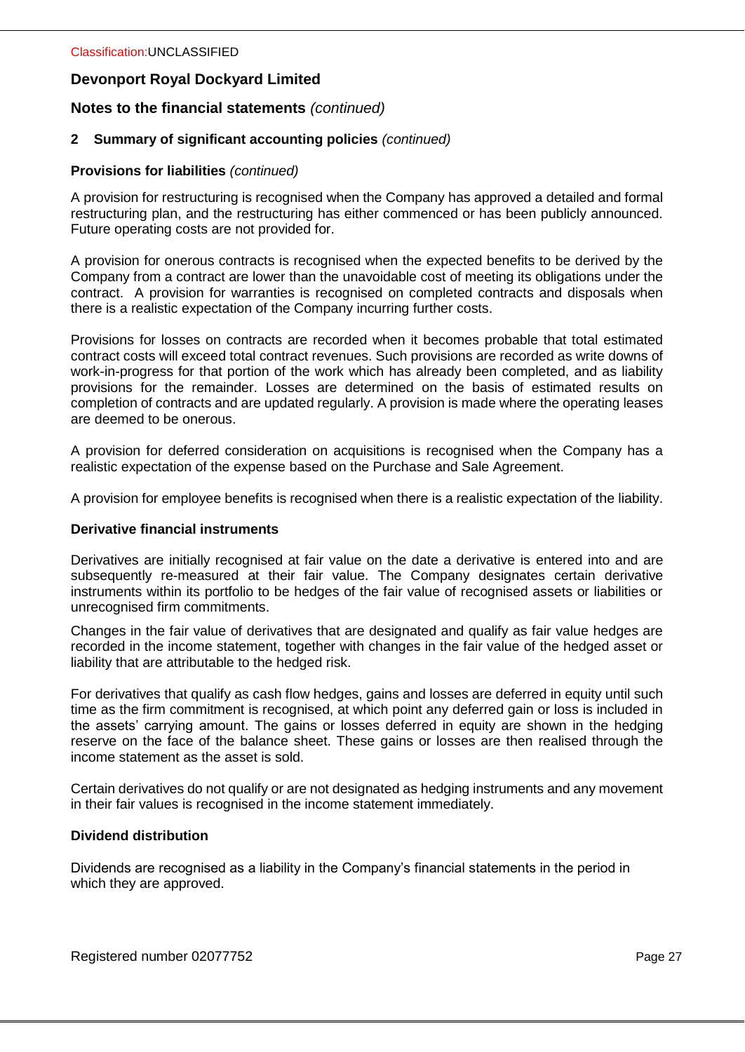## 2 Summary of significant accounting policies *(continued)*

### Provisions for liabilities *(continued)*

A provision for restructuring is recognised when the Company has approved a detailed and formal restructuring plan, and the restructuring has either commenced or has been publicly announced. Future operating costs are not provided for.

A provision for onerous contracts is recognised when the expected benefits to be derived by the Company from a contract are lower than the unavoidable cost of meeting its obligations under the contract. A provision for warranties is recognised on completed contracts and disposals when there is a realistic expectation of the Company incurring further costs.

Provisions for losses on contracts are recorded when it becomes probable that total estimated contract costs will exceed total contract revenues. Such provisions are recorded as write downs of work-in-progress for that portion of the work which has already been completed, and as liability provisions for the remainder. Losses are determined on the basis of estimated results on completion of contracts and are updated regularly. A provision is made where the operating leases are deemed to be onerous.

A provision for deferred consideration on acquisitions is recognised when the Company has a realistic expectation of the expense based on the Purchase and Sale Agreement.

A provision for employee benefits is recognised when there is a realistic expectation of the liability.

### Derivative financial instruments

Derivatives are initially recognised at fair value on the date a derivative is entered into and are subsequently re-measured at their fair value. The Company designates certain derivative instruments within its portfolio to be hedges of the fair value of recognised assets or liabilities or unrecognised firm commitments.

Changes in the fair value of derivatives that are designated and qualify as fair value hedges are recorded in the income statement, together with changes in the fair value of the hedged asset or liability that are attributable to the hedged risk.

For derivatives that qualify as cash flow hedges, gains and losses are deferred in equity until such time as the firm commitment is recognised, at which point any deferred gain or loss is included in the assets' carrying amount. The gains or losses deferred in equity are shown in the hedging reserve on the face of the balance sheet. These gains or losses are then realised through the income statement as the asset is sold.

Certain derivatives do not qualify or are not designated as hedging instruments and any movement in their fair values is recognised in the income statement immediately.

### Dividend distribution

Dividends are recognised as a liability in the Company's financial statements in the period in which they are approved.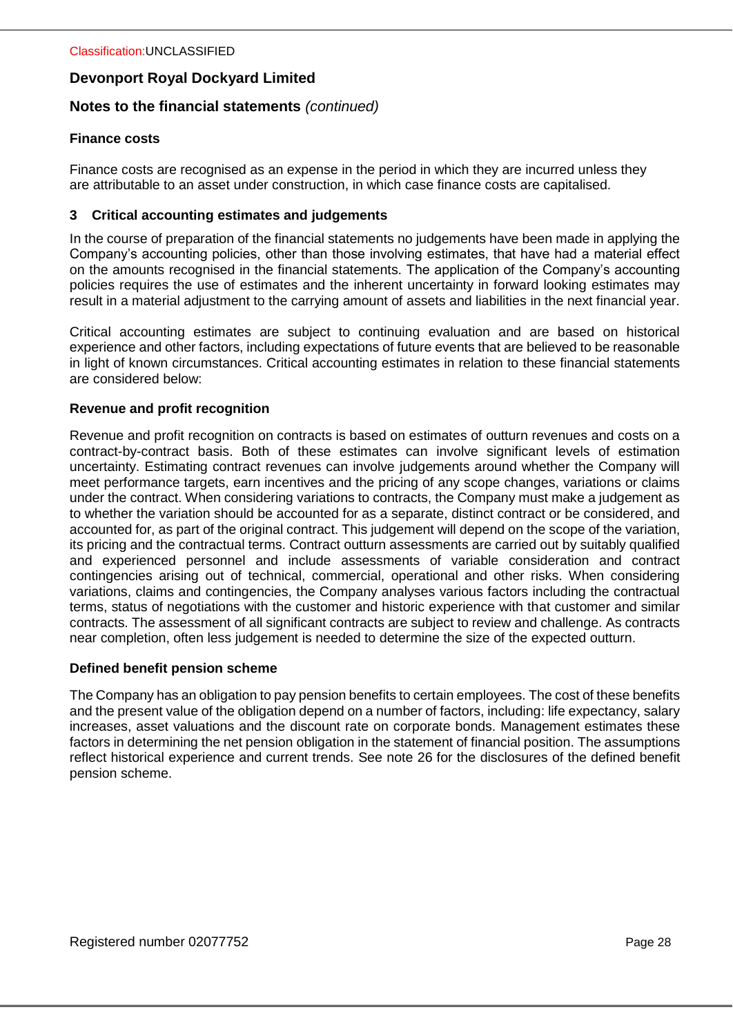**Finance costs**

Finance costs are recognised as an expense in the period in which they are incurred unless they are attributable to an asset under construction, in which case finance costs are capitalised.

## 3 Critical accounting estimates and judgements

In the course of preparation of the financial statements no judgements have been made in applying the Company's accounting policies, other than those involving estimates, that have had a material effect on the amounts recognised in the financial statements. The application of the Company's accounting policies requires the use of estimates and the inherent uncertainty in forward looking estimates may result in a material adjustment to the carrying amount of assets and liabilities in the next financial year.

Critical accounting estimates are subject to continuing evaluation and are based on historical experience and other factors, including expectations of future events that are believed to be reasonable in light of known circumstances. Critical accounting estimates in relation to these financial statements are considered below:

**Revenue and profit recognition**

Revenue and profit recognition on contracts is based on estimates of outturn revenues and costs on a contract-by-contract basis. Both of these estimates can involve significant levels of estimation uncertainty. Estimating contract revenues can involve judgements around whether the Company will meet performance targets, earn incentives and the pricing of any scope changes, variations or claims under the contract. When considering variations to contracts, the Company must make a judgement as to whether the variation should be accounted for as a separate, distinct contract or be considered, and accounted for, as part of the original contract. This judgement will depend on the scope of the variation, its pricing and the contractual terms. Contract outturn assessments are carried out by suitably qualified and experienced personnel and include assessments of variable consideration and contract contingencies arising out of technical, commercial, operational and other risks. When considering variations, claims and contingencies, the Company analyses various factors including the contractual terms, status of negotiations with the customer and historic experience with that customer and similar contracts. The assessment of all significant contracts are subject to review and challenge. As contracts near completion, often less judgement is needed to determine the size of the expected outturn.

**Defined benefit pension scheme**

The Company has an obligation to pay pension benefits to certain employees. The cost of these benefits and the present value of the obligation depend on a number of factors, including: life expectancy, salary increases, asset valuations and the discount rate on corporate bonds. Management estimates these factors in determining the net pension obligation in the statement of financial position. The assumptions reflect historical experience and current trends. See note 26 for the disclosures of the defined benefit pension scheme.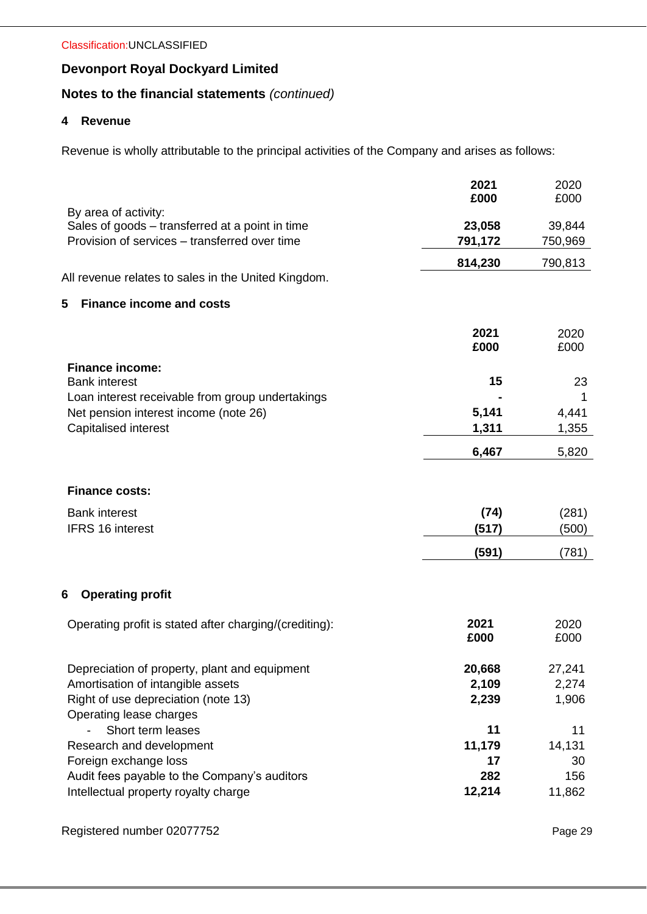Classification:UNCLASSIFIED

# Devonport Royal Dockyard Limited

## Notes to the financial statements *(continued)*

### 4 Revenue

Revenue is wholly attributable to the principal activities of the Company and arises as follows:

| | **2021 £000** | 2020 £000 |
|---|---|---|
| By area of activity: | | |
| Sales of goods – transferred at a point in time | **23,058** | 39,844 |
| Provision of services – transferred over time | **791,172** | 750,969 |
| | **814,230** | 790,813 |

All revenue relates to sales in the United Kingdom.

### 5 Finance income and costs

| | **2021 £000** | 2020 £000 |
|---|---|---|
| **Finance income:** | | |
| Bank interest | **15** | 23 |
| Loan interest receivable from group undertakings | **-** | 1 |
| Net pension interest income (note 26) | **5,141** | 4,441 |
| Capitalised interest | **1,311** | 1,355 |
| | **6,467** | 5,820 |
| **Finance costs:** | | |
| Bank interest | **(74)** | (281) |
| IFRS 16 interest | **(517)** | (500) |
| | **(591)** | (781) |

### 6 Operating profit

| Operating profit is stated after charging/(crediting): | **2021 £000** | 2020 £000 |
|---|---|---|
| Depreciation of property, plant and equipment | **20,668** | 27,241 |
| Amortisation of intangible assets | **2,109** | 2,274 |
| Right of use depreciation (note 13) | **2,239** | 1,906 |
| Operating lease charges | | |
| - Short term leases | **11** | 11 |
| Research and development | **11,179** | 14,131 |
| Foreign exchange loss | **17** | 30 |
| Audit fees payable to the Company's auditors | **282** | 156 |
| Intellectual property royalty charge | **12,214** | 11,862 |

Registered number 02077752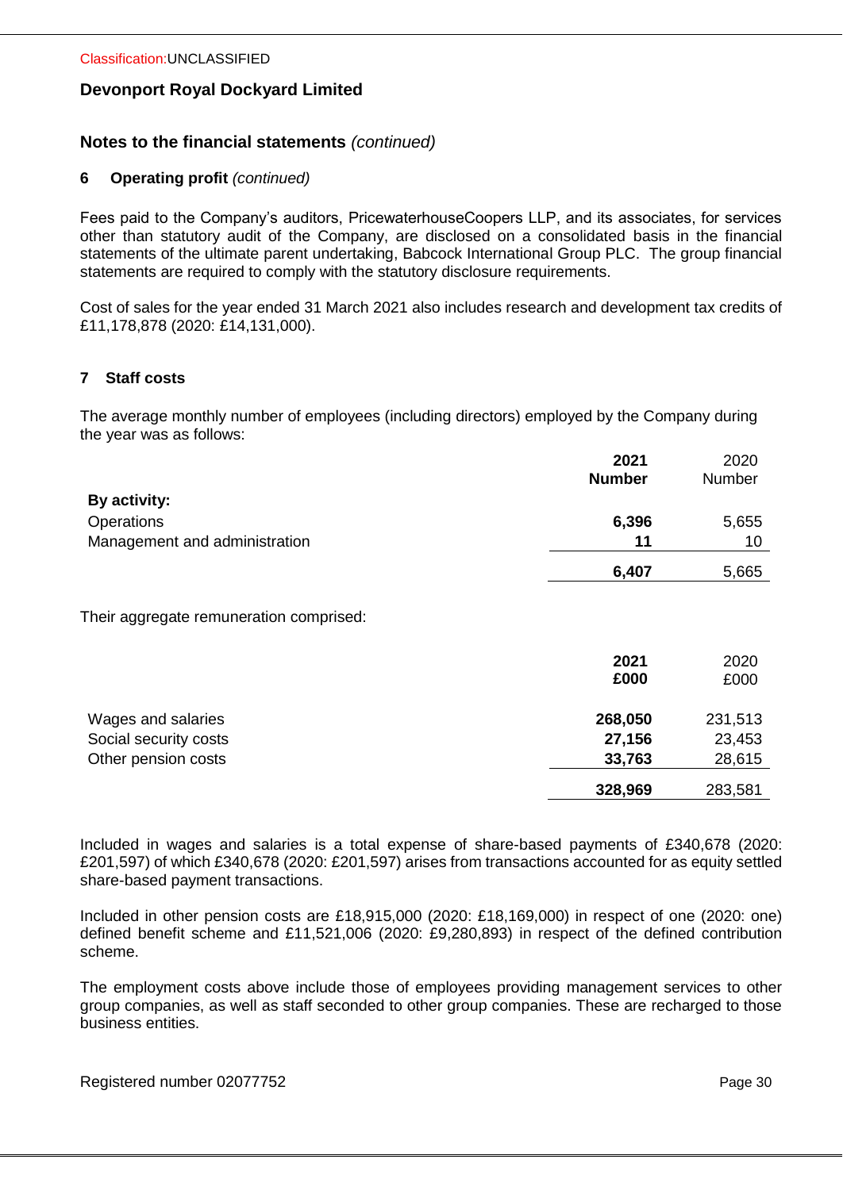## Notes to the financial statements *(continued)*

### 6 Operating profit *(continued)*

Fees paid to the Company's auditors, PricewaterhouseCoopers LLP, and its associates, for services other than statutory audit of the Company, are disclosed on a consolidated basis in the financial statements of the ultimate parent undertaking, Babcock International Group PLC. The group financial statements are required to comply with the statutory disclosure requirements.

Cost of sales for the year ended 31 March 2021 also includes research and development tax credits of £11,178,878 (2020: £14,131,000).

### 7 Staff costs

The average monthly number of employees (including directors) employed by the Company during the year was as follows:

| | 2021 Number | 2020 Number |
|---|---|---|
| **By activity:** | | |
| Operations | **6,396** | 5,655 |
| Management and administration | **11** | 10 |
| | **6,407** | 5,665 |

Their aggregate remuneration comprised:

| | 2021 £000 | 2020 £000 |
|---|---|---|
| Wages and salaries | **268,050** | 231,513 |
| Social security costs | **27,156** | 23,453 |
| Other pension costs | **33,763** | 28,615 |
| | **328,969** | 283,581 |

Included in wages and salaries is a total expense of share-based payments of £340,678 (2020: £201,597) of which £340,678 (2020: £201,597) arises from transactions accounted for as equity settled share-based payment transactions.

Included in other pension costs are £18,915,000 (2020: £18,169,000) in respect of one (2020: one) defined benefit scheme and £11,521,006 (2020: £9,280,893) in respect of the defined contribution scheme.

The employment costs above include those of employees providing management services to other group companies, as well as staff seconded to other group companies. These are recharged to those business entities.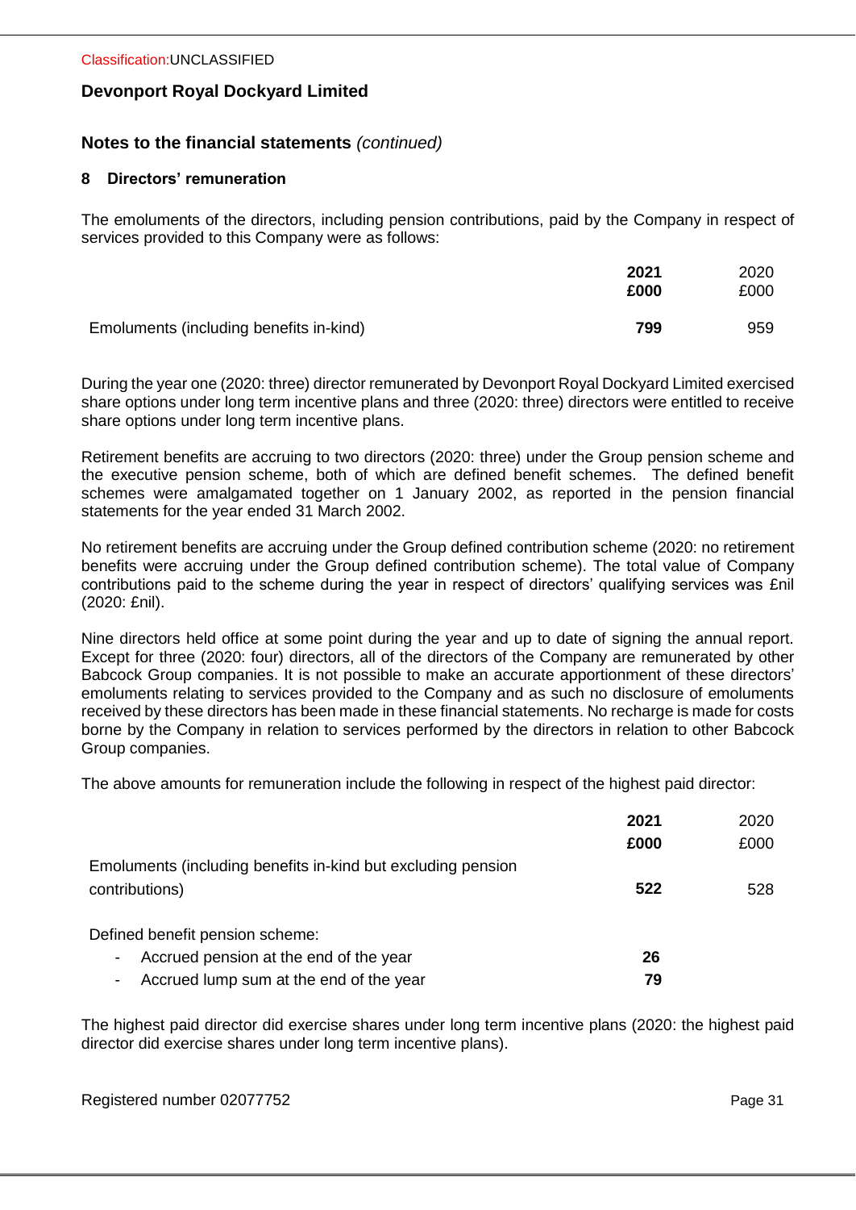## Notes to the financial statements *(continued)*

### 8 Directors' remuneration

The emoluments of the directors, including pension contributions, paid by the Company in respect of services provided to this Company were as follows:

| | **2021** | 2020 |
|---|---|---|
| | **£000** | £000 |
| Emoluments (including benefits in-kind) | **799** | 959 |

During the year one (2020: three) director remunerated by Devonport Royal Dockyard Limited exercised share options under long term incentive plans and three (2020: three) directors were entitled to receive share options under long term incentive plans.

Retirement benefits are accruing to two directors (2020: three) under the Group pension scheme and the executive pension scheme, both of which are defined benefit schemes. The defined benefit schemes were amalgamated together on 1 January 2002, as reported in the pension financial statements for the year ended 31 March 2002.

No retirement benefits are accruing under the Group defined contribution scheme (2020: no retirement benefits were accruing under the Group defined contribution scheme). The total value of Company contributions paid to the scheme during the year in respect of directors' qualifying services was £nil (2020: £nil).

Nine directors held office at some point during the year and up to date of signing the annual report. Except for three (2020: four) directors, all of the directors of the Company are remunerated by other Babcock Group companies. It is not possible to make an accurate apportionment of these directors' emoluments relating to services provided to the Company and as such no disclosure of emoluments received by these directors has been made in these financial statements. No recharge is made for costs borne by the Company in relation to services performed by the directors in relation to other Babcock Group companies.

The above amounts for remuneration include the following in respect of the highest paid director:

| | **2021** | 2020 |
|---|---|---|
| | **£000** | £000 |
| Emoluments (including benefits in-kind but excluding pension contributions) | **522** | 528 |
| Defined benefit pension scheme: | | |
| - Accrued pension at the end of the year | **26** | |
| - Accrued lump sum at the end of the year | **79** | |

The highest paid director did exercise shares under long term incentive plans (2020: the highest paid director did exercise shares under long term incentive plans).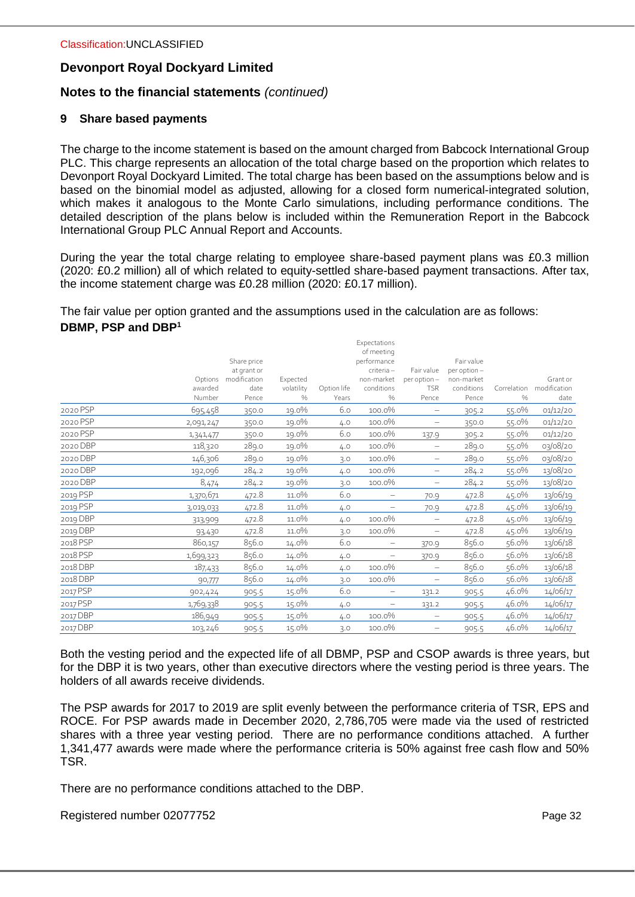Classification:UNCLASSIFIED

## Devonport Royal Dockyard Limited

### Notes to the financial statements *(continued)*

### 9 Share based payments

The charge to the income statement is based on the amount charged from Babcock International Group PLC. This charge represents an allocation of the total charge based on the proportion which relates to Devonport Royal Dockyard Limited. The total charge has been based on the assumptions below and is based on the binomial model as adjusted, allowing for a closed form numerical-integrated solution, which makes it analogous to the Monte Carlo simulations, including performance conditions. The detailed description of the plans below is included within the Remuneration Report in the Babcock International Group PLC Annual Report and Accounts.

During the year the total charge relating to employee share-based payment plans was £0.3 million (2020: £0.2 million) all of which related to equity-settled share-based payment transactions. After tax, the income statement charge was £0.28 million (2020: £0.17 million).

The fair value per option granted and the assumptions used in the calculation are as follows:

**DBMP, PSP and DBP[1]**

| | Options awarded Number | Share price at grant or modification date Pence | Expected volatility % | Option life Years | Expectations of meeting performance criteria – non-market conditions % | Fair value per option – TSR Pence | Fair value per option – non-market conditions Pence | Correlation % | Grant or modification date |
|---|---|---|---|---|---|---|---|---|---|
| 2020 PSP | 695,458 | 350.0 | 19.0% | 6.0 | 100.0% | – | 305.2 | 55.0% | 01/12/20 |
| 2020 PSP | 2,091,247 | 350.0 | 19.0% | 4.0 | 100.0% | – | 350.0 | 55.0% | 01/12/20 |
| 2020 PSP | 1,341,477 | 350.0 | 19.0% | 6.0 | 100.0% | 137.9 | 305.2 | 55.0% | 01/12/20 |
| 2020 DBP | 118,320 | 289.0 | 19.0% | 4.0 | 100.0% | – | 289.0 | 55.0% | 03/08/20 |
| 2020 DBP | 146,306 | 289.0 | 19.0% | 3.0 | 100.0% | – | 289.0 | 55.0% | 03/08/20 |
| 2020 DBP | 192,096 | 284.2 | 19.0% | 4.0 | 100.0% | – | 284.2 | 55.0% | 13/08/20 |
| 2020 DBP | 8,474 | 284.2 | 19.0% | 3.0 | 100.0% | – | 284.2 | 55.0% | 13/08/20 |
| 2019 PSP | 1,370,671 | 472.8 | 11.0% | 6.0 | – | 70.9 | 472.8 | 45.0% | 13/06/19 |
| 2019 PSP | 3,019,033 | 472.8 | 11.0% | 4.0 | – | 70.9 | 472.8 | 45.0% | 13/06/19 |
| 2019 DBP | 313,909 | 472.8 | 11.0% | 4.0 | 100.0% | – | 472.8 | 45.0% | 13/06/19 |
| 2019 DBP | 93,430 | 472.8 | 11.0% | 3.0 | 100.0% | – | 472.8 | 45.0% | 13/06/19 |
| 2018 PSP | 860,157 | 856.0 | 14.0% | 6.0 | – | 370.9 | 856.0 | 56.0% | 13/06/18 |
| 2018 PSP | 1,699,323 | 856.0 | 14.0% | 4.0 | – | 370.9 | 856.0 | 56.0% | 13/06/18 |
| 2018 DBP | 187,433 | 856.0 | 14.0% | 4.0 | 100.0% | – | 856.0 | 56.0% | 13/06/18 |
| 2018 DBP | 90,777 | 856.0 | 14.0% | 3.0 | 100.0% | – | 856.0 | 56.0% | 13/06/18 |
| 2017 PSP | 902,424 | 905.5 | 15.0% | 6.0 | – | 131.2 | 905.5 | 46.0% | 14/06/17 |
| 2017 PSP | 1,769,338 | 905.5 | 15.0% | 4.0 | – | 131.2 | 905.5 | 46.0% | 14/06/17 |
| 2017 DBP | 186,949 | 905.5 | 15.0% | 4.0 | 100.0% | – | 905.5 | 46.0% | 14/06/17 |
| 2017 DBP | 103,246 | 905.5 | 15.0% | 3.0 | 100.0% | – | 905.5 | 46.0% | 14/06/17 |

Both the vesting period and the expected life of all DBMP, PSP and CSOP awards is three years, but for the DBP it is two years, other than executive directors where the vesting period is three years. The holders of all awards receive dividends.

The PSP awards for 2017 to 2019 are split evenly between the performance criteria of TSR, EPS and ROCE. For PSP awards made in December 2020, 2,786,705 were made via the used of restricted shares with a three year vesting period. There are no performance conditions attached. A further 1,341,477 awards were made where the performance criteria is 50% against free cash flow and 50% TSR.

There are no performance conditions attached to the DBP.

Registered number 02077752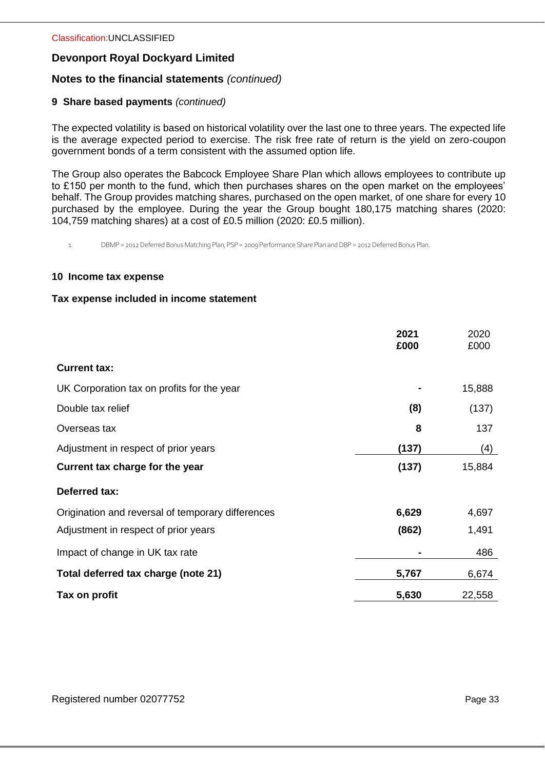## Devonport Royal Dockyard Limited

## Notes to the financial statements *(continued)*

### 9 Share based payments *(continued)*

The expected volatility is based on historical volatility over the last one to three years. The expected life is the average expected period to exercise. The risk free rate of return is the yield on zero-coupon government bonds of a term consistent with the assumed option life.

The Group also operates the Babcock Employee Share Plan which allows employees to contribute up to £150 per month to the fund, which then purchases shares on the open market on the employees' behalf. The Group provides matching shares, purchased on the open market, of one share for every 10 purchased by the employee. During the year the Group bought 180,175 matching shares (2020: 104,759 matching shares) at a cost of £0.5 million (2020: £0.5 million).

1. DBMP = 2012 Deferred Bonus Matching Plan, PSP = 2009 Performance Share Plan and DBP = 2012 Deferred Bonus Plan.

### 10 Income tax expense

**Tax expense included in income statement**

| | **2021 £000** | 2020 £000 |
|---|---|---|
| **Current tax:** | | |
| UK Corporation tax on profits for the year | **-** | 15,888 |
| Double tax relief | **(8)** | (137) |
| Overseas tax | **8** | 137 |
| Adjustment in respect of prior years | **(137)** | (4) |
| **Current tax charge for the year** | **(137)** | 15,884 |
| **Deferred tax:** | | |
| Origination and reversal of temporary differences | **6,629** | 4,697 |
| Adjustment in respect of prior years | **(862)** | 1,491 |
| Impact of change in UK tax rate | **-** | 486 |
| **Total deferred tax charge (note 21)** | **5,767** | 6,674 |
| **Tax on profit** | **5,630** | 22,558 |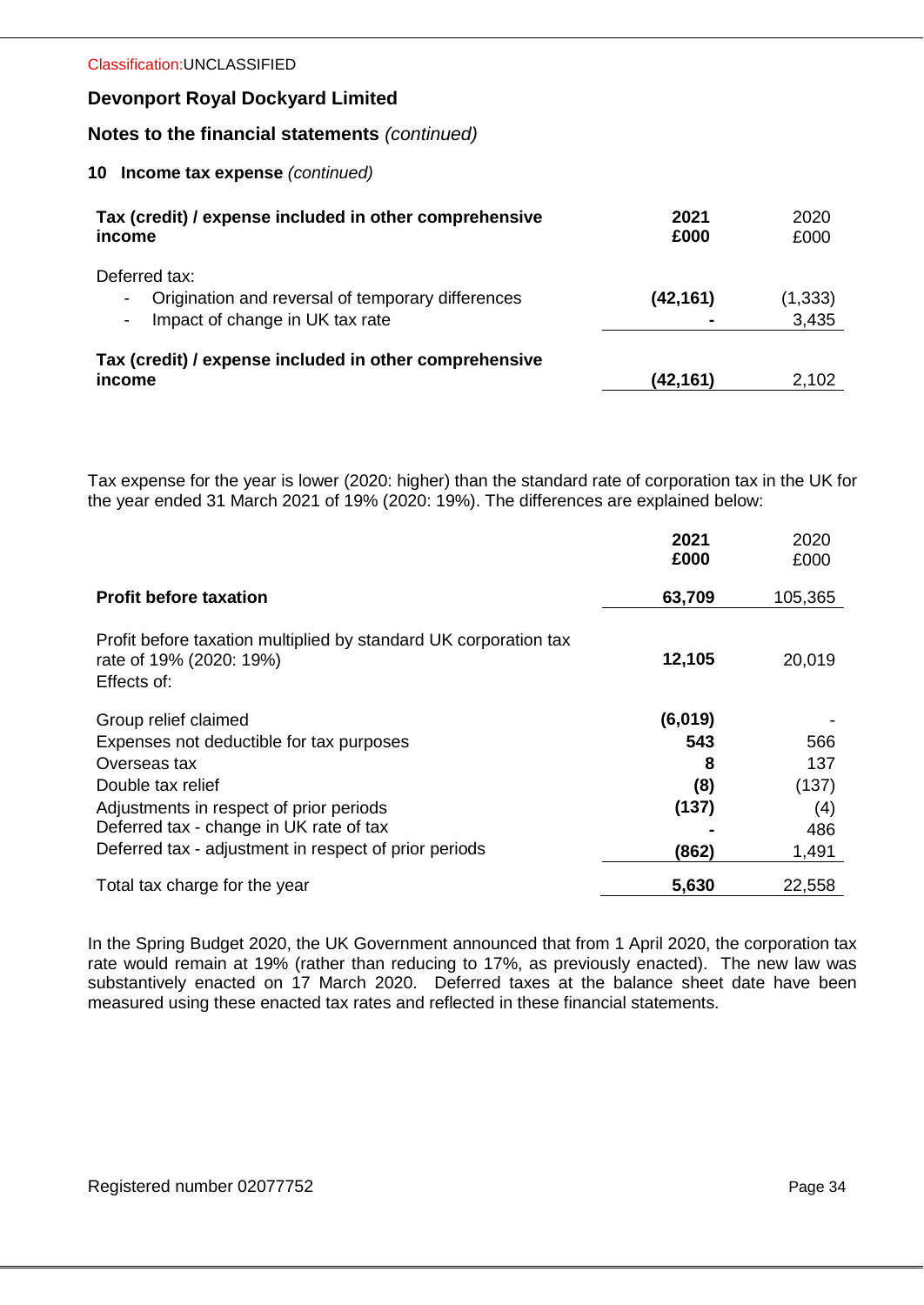Classification:UNCLASSIFIED

## Devonport Royal Dockyard Limited

## Notes to the financial statements *(continued)*

### 10 Income tax expense *(continued)*

| **Tax (credit) / expense included in other comprehensive income** | **2021 £000** | 2020 £000 |
|---|---|---|
| Deferred tax: | | |
| - Origination and reversal of temporary differences | **(42,161)** | (1,333) |
| - Impact of change in UK tax rate | **-** | 3,435 |
| **Tax (credit) / expense included in other comprehensive income** | **(42,161)** | 2,102 |

Tax expense for the year is lower (2020: higher) than the standard rate of corporation tax in the UK for the year ended 31 March 2021 of 19% (2020: 19%). The differences are explained below:

| | **2021 £000** | 2020 £000 |
|---|---|---|
| **Profit before taxation** | **63,709** | 105,365 |
| Profit before taxation multiplied by standard UK corporation tax rate of 19% (2020: 19%) | **12,105** | 20,019 |
| Effects of: | | |
| Group relief claimed | **(6,019)** | - |
| Expenses not deductible for tax purposes | **543** | 566 |
| Overseas tax | **8** | 137 |
| Double tax relief | **(8)** | (137) |
| Adjustments in respect of prior periods | **(137)** | (4) |
| Deferred tax - change in UK rate of tax | **-** | 486 |
| Deferred tax - adjustment in respect of prior periods | **(862)** | 1,491 |
| Total tax charge for the year | **5,630** | 22,558 |

In the Spring Budget 2020, the UK Government announced that from 1 April 2020, the corporation tax rate would remain at 19% (rather than reducing to 17%, as previously enacted). The new law was substantively enacted on 17 March 2020. Deferred taxes at the balance sheet date have been measured using these enacted tax rates and reflected in these financial statements.

Registered number 02077752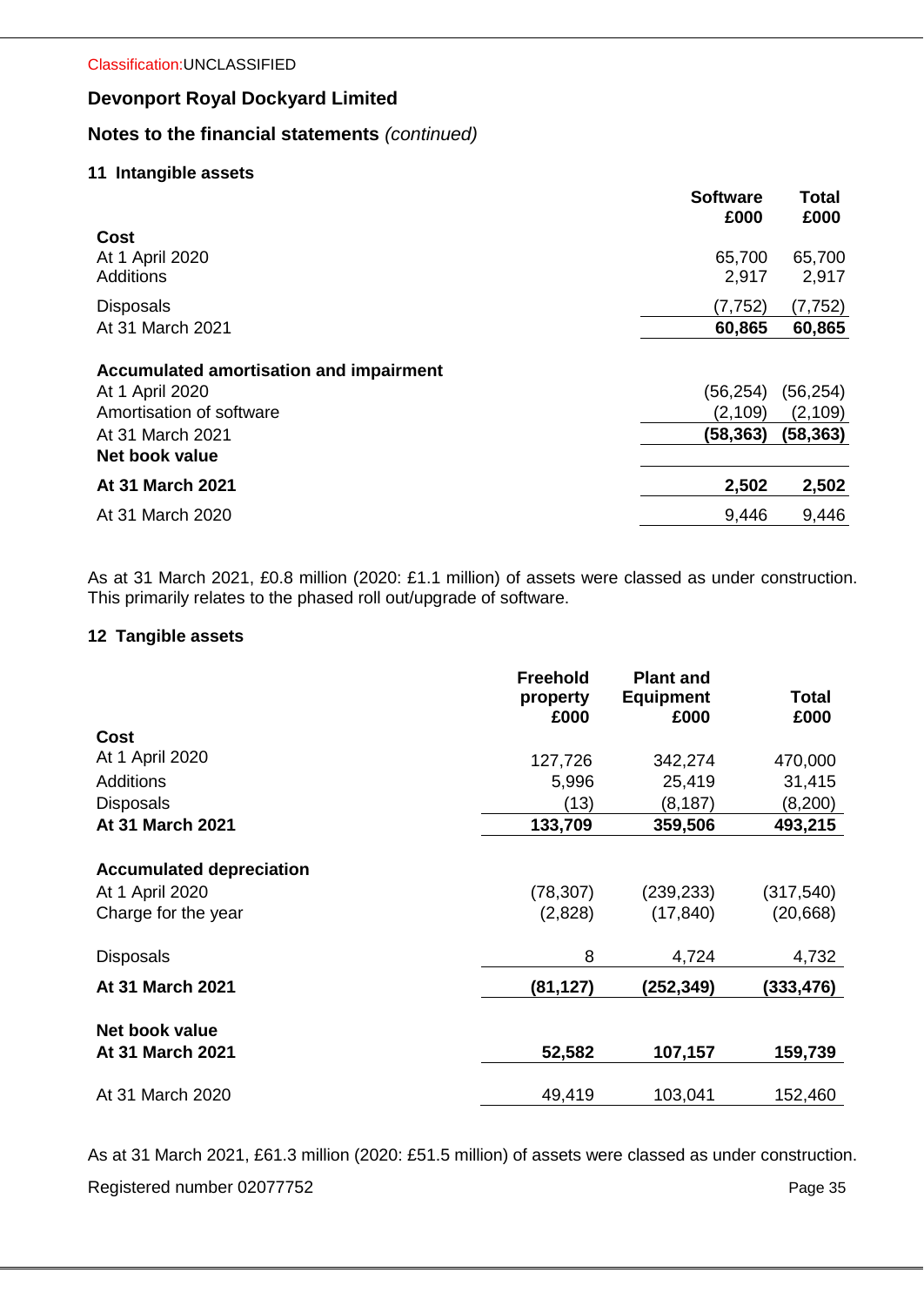Classification:UNCLASSIFIED

# Devonport Royal Dockyard Limited

## Notes to the financial statements *(continued)*

### 11 Intangible assets

| | Software £000 | Total £000 |
|---|---|---|
| **Cost** | | |
| At 1 April 2020 | 65,700 | 65,700 |
| Additions | 2,917 | 2,917 |
| Disposals | (7,752) | (7,752) |
| At 31 March 2021 | **60,865** | **60,865** |
| **Accumulated amortisation and impairment** | | |
| At 1 April 2020 | (56,254) | (56,254) |
| Amortisation of software | (2,109) | (2,109) |
| At 31 March 2021 | **(58,363)** | **(58,363)** |
| **Net book value** | | |
| **At 31 March 2021** | **2,502** | **2,502** |
| At 31 March 2020 | 9,446 | 9,446 |

As at 31 March 2021, £0.8 million (2020: £1.1 million) of assets were classed as under construction. This primarily relates to the phased roll out/upgrade of software.

### 12 Tangible assets

| | Freehold property £000 | Plant and Equipment £000 | Total £000 |
|---|---|---|---|
| **Cost** | | | |
| At 1 April 2020 | 127,726 | 342,274 | 470,000 |
| Additions | 5,996 | 25,419 | 31,415 |
| Disposals | (13) | (8,187) | (8,200) |
| **At 31 March 2021** | **133,709** | **359,506** | **493,215** |
| **Accumulated depreciation** | | | |
| At 1 April 2020 | (78,307) | (239,233) | (317,540) |
| Charge for the year | (2,828) | (17,840) | (20,668) |
| Disposals | 8 | 4,724 | 4,732 |
| **At 31 March 2021** | **(81,127)** | **(252,349)** | **(333,476)** |
| **Net book value** | | | |
| **At 31 March 2021** | **52,582** | **107,157** | **159,739** |
| At 31 March 2020 | 49,419 | 103,041 | 152,460 |

As at 31 March 2021, £61.3 million (2020: £51.5 million) of assets were classed as under construction.

Registered number 02077752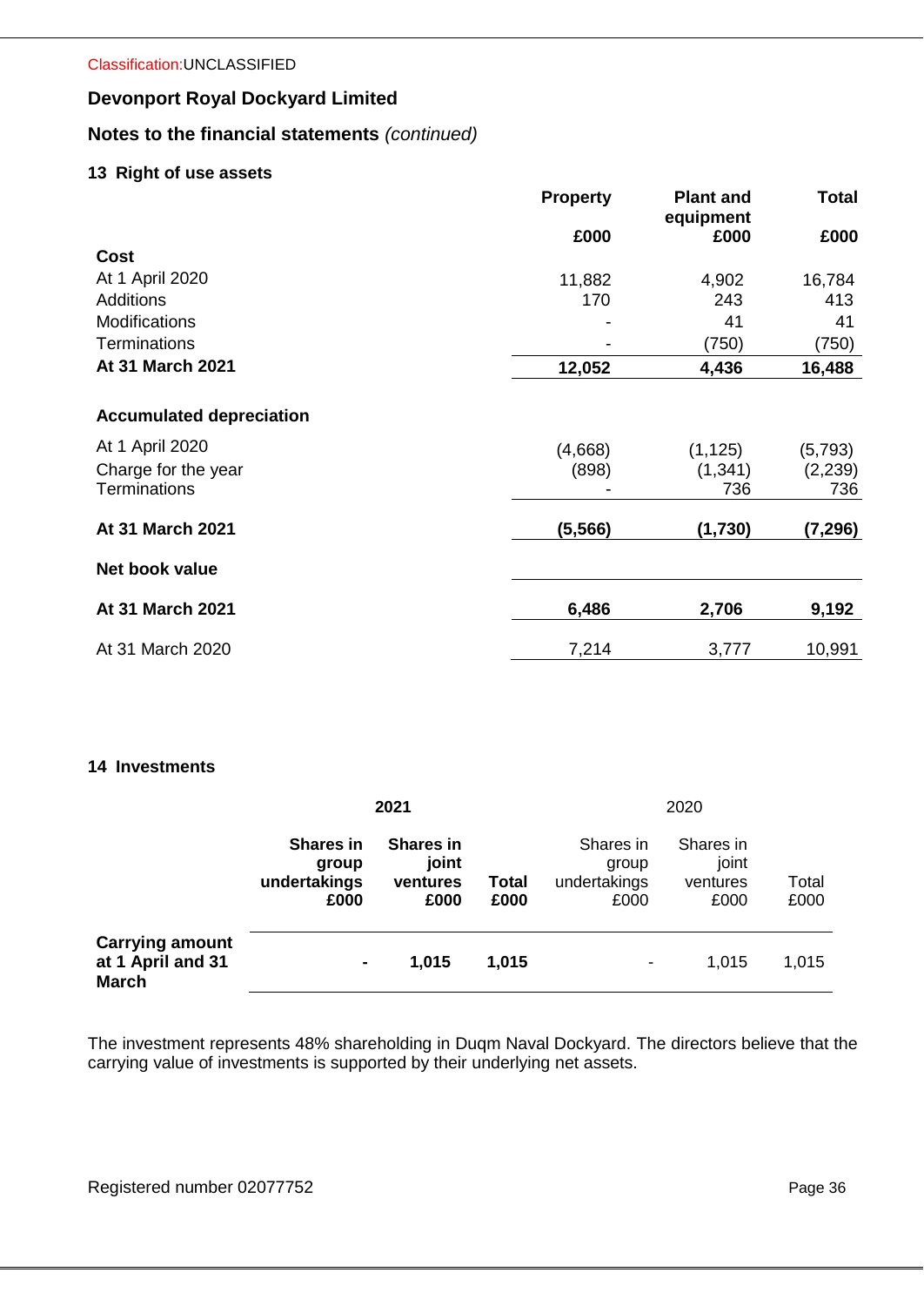Classification:UNCLASSIFIED

## Devonport Royal Dockyard Limited

## Notes to the financial statements *(continued)*

### 13 Right of use assets

| | Property | Plant and equipment | Total |
|---|---|---|---|
| | £000 | £000 | £000 |
| **Cost** | | | |
| At 1 April 2020 | 11,882 | 4,902 | 16,784 |
| Additions | 170 | 243 | 413 |
| Modifications | - | 41 | 41 |
| Terminations | - | (750) | (750) |
| **At 31 March 2021** | **12,052** | **4,436** | **16,488** |
| | | | |
| **Accumulated depreciation** | | | |
| At 1 April 2020 | (4,668) | (1,125) | (5,793) |
| Charge for the year | (898) | (1,341) | (2,239) |
| Terminations | - | 736 | 736 |
| **At 31 March 2021** | **(5,566)** | **(1,730)** | **(7,296)** |
| | | | |
| **Net book value** | | | |
| **At 31 March 2021** | **6,486** | **2,706** | **9,192** |
| At 31 March 2020 | 7,214 | 3,777 | 10,991 |

### 14 Investments

| | **2021** | | | 2020 | | |
|---|---|---|---|---|---|---|
| | **Shares in group undertakings £000** | **Shares in joint ventures £000** | **Total £000** | Shares in group undertakings £000 | Shares in joint ventures £000 | Total £000 |
| **Carrying amount at 1 April and 31 March** | **-** | **1,015** | **1,015** | - | 1,015 | 1,015 |

The investment represents 48% shareholding in Duqm Naval Dockyard. The directors believe that the carrying value of investments is supported by their underlying net assets.

Registered number 02077752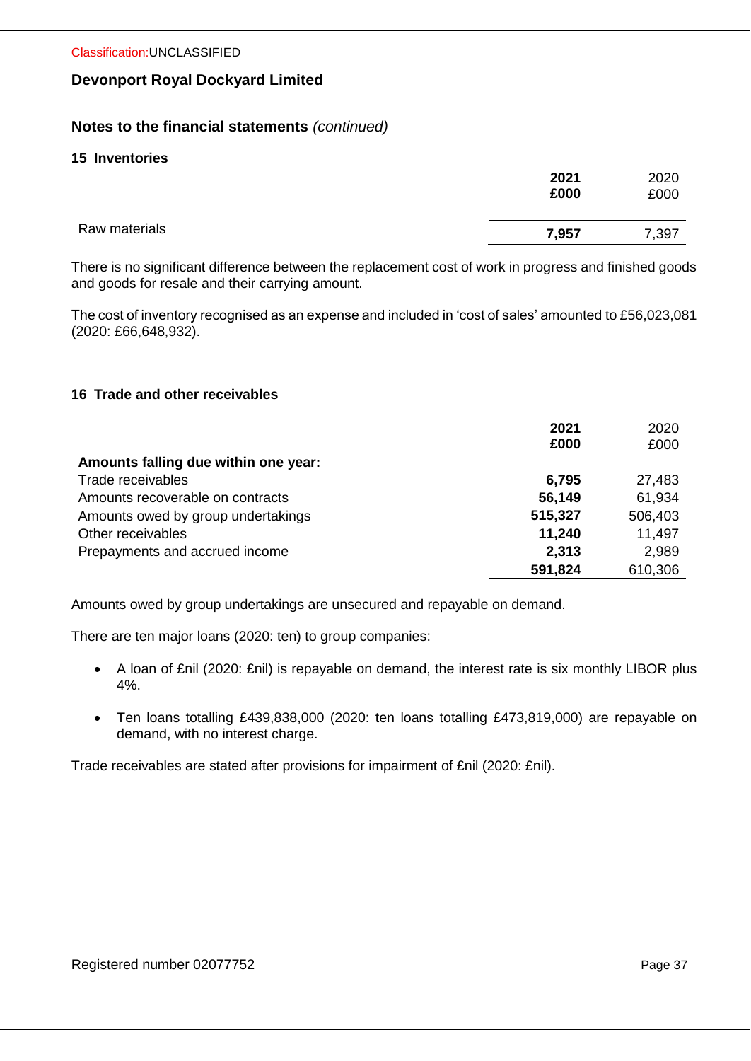# Devonport Royal Dockyard Limited

## Notes to the financial statements *(continued)*

### 15 Inventories

| | **2021 £000** | 2020 £000 |
|---|---|---|
| Raw materials | **7,957** | 7,397 |

There is no significant difference between the replacement cost of work in progress and finished goods and goods for resale and their carrying amount.

The cost of inventory recognised as an expense and included in 'cost of sales' amounted to £56,023,081 (2020: £66,648,932).

### 16 Trade and other receivables

| | **2021 £000** | 2020 £000 |
|---|---|---|
| **Amounts falling due within one year:** | | |
| Trade receivables | **6,795** | 27,483 |
| Amounts recoverable on contracts | **56,149** | 61,934 |
| Amounts owed by group undertakings | **515,327** | 506,403 |
| Other receivables | **11,240** | 11,497 |
| Prepayments and accrued income | **2,313** | 2,989 |
| | **591,824** | 610,306 |

Amounts owed by group undertakings are unsecured and repayable on demand.

There are ten major loans (2020: ten) to group companies:

- A loan of £nil (2020: £nil) is repayable on demand, the interest rate is six monthly LIBOR plus 4%.
- Ten loans totalling £439,838,000 (2020: ten loans totalling £473,819,000) are repayable on demand, with no interest charge.

Trade receivables are stated after provisions for impairment of £nil (2020: £nil).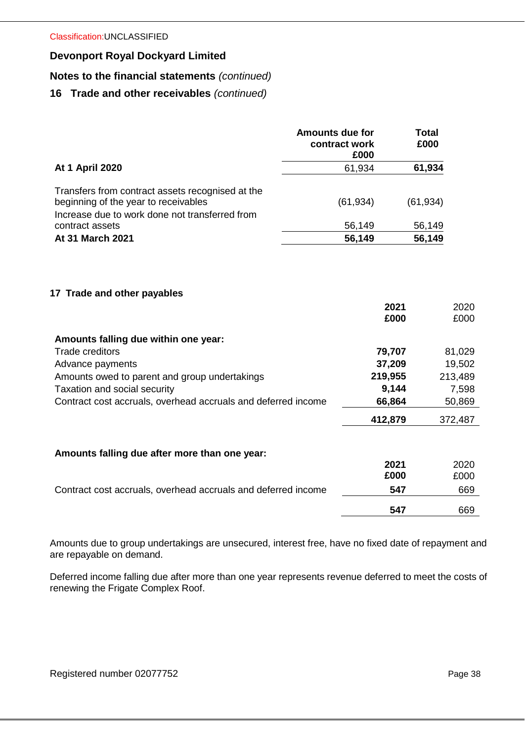Classification:UNCLASSIFIED

**Devonport Royal Dockyard Limited**

**Notes to the financial statements** *(continued)*

## 16 Trade and other receivables *(continued)*

| | Amounts due for contract work £000 | Total £000 |
|---|---|---|
| **At 1 April 2020** | 61,934 | **61,934** |
| Transfers from contract assets recognised at the beginning of the year to receivables | (61,934) | (61,934) |
| Increase due to work done not transferred from contract assets | 56,149 | 56,149 |
| **At 31 March 2021** | **56,149** | **56,149** |

## 17 Trade and other payables

| | 2021 £000 | 2020 £000 |
|---|---|---|
| **Amounts falling due within one year:** | | |
| Trade creditors | **79,707** | 81,029 |
| Advance payments | **37,209** | 19,502 |
| Amounts owed to parent and group undertakings | **219,955** | 213,489 |
| Taxation and social security | **9,144** | 7,598 |
| Contract cost accruals, overhead accruals and deferred income | **66,864** | 50,869 |
| | **412,879** | 372,487 |

| **Amounts falling due after more than one year:** | 2021 £000 | 2020 £000 |
|---|---|---|
| Contract cost accruals, overhead accruals and deferred income | **547** | 669 |
| | **547** | 669 |

Amounts due to group undertakings are unsecured, interest free, have no fixed date of repayment and are repayable on demand.

Deferred income falling due after more than one year represents revenue deferred to meet the costs of renewing the Frigate Complex Roof.

Registered number 02077752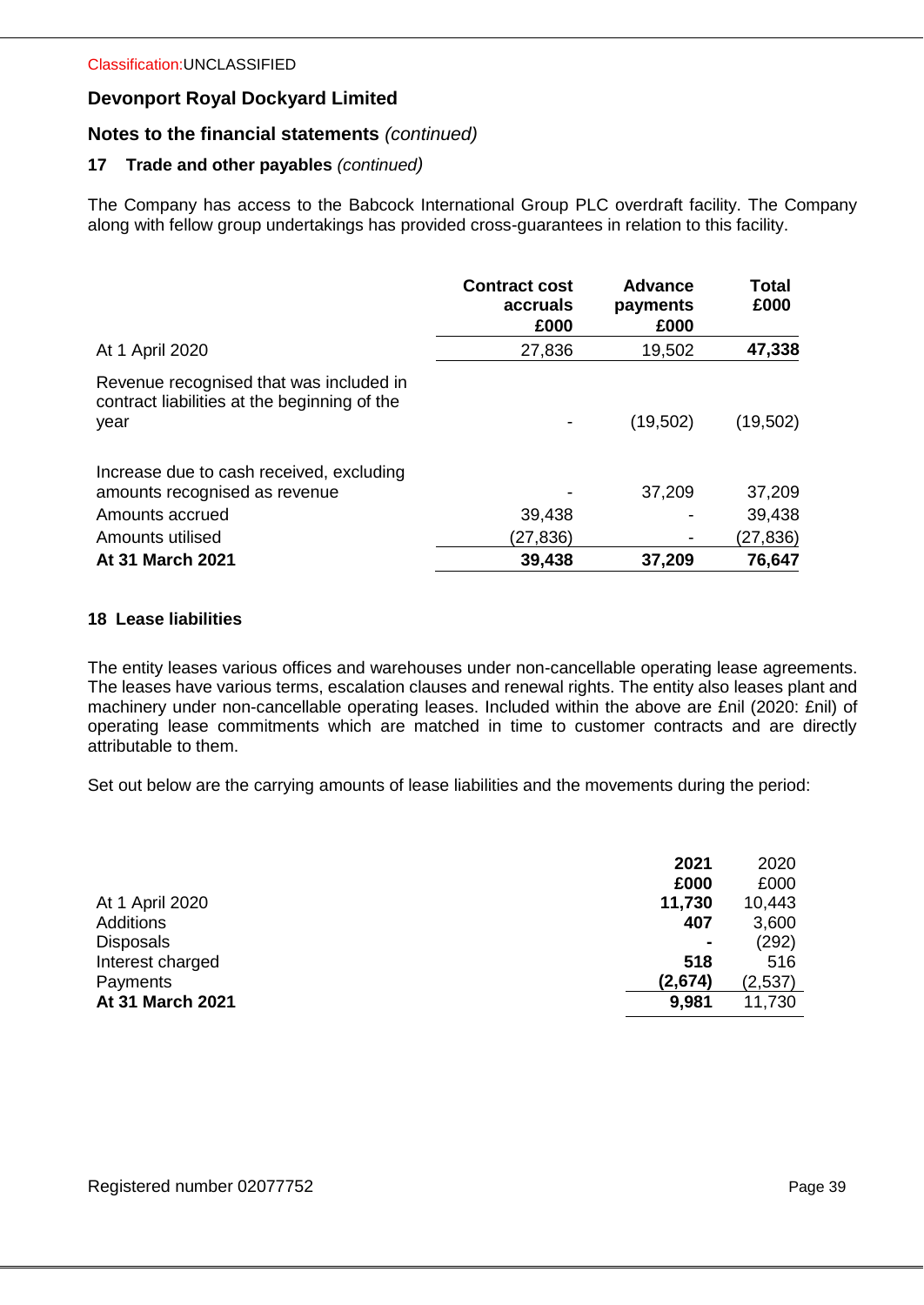Classification:UNCLASSIFIED

## Devonport Royal Dockyard Limited

### Notes to the financial statements *(continued)*

### 17 Trade and other payables *(continued)*

The Company has access to the Babcock International Group PLC overdraft facility. The Company along with fellow group undertakings has provided cross-guarantees in relation to this facility.

| | Contract cost accruals £000 | Advance payments £000 | Total £000 |
|---|---|---|---|
| At 1 April 2020 | 27,836 | 19,502 | **47,338** |
| Revenue recognised that was included in contract liabilities at the beginning of the year | - | (19,502) | (19,502) |
| Increase due to cash received, excluding amounts recognised as revenue | - | 37,209 | 37,209 |
| Amounts accrued | 39,438 | - | 39,438 |
| Amounts utilised | (27,836) | - | (27,836) |
| **At 31 March 2021** | **39,438** | **37,209** | **76,647** |

### 18 Lease liabilities

The entity leases various offices and warehouses under non-cancellable operating lease agreements. The leases have various terms, escalation clauses and renewal rights. The entity also leases plant and machinery under non-cancellable operating leases. Included within the above are £nil (2020: £nil) of operating lease commitments which are matched in time to customer contracts and are directly attributable to them.

Set out below are the carrying amounts of lease liabilities and the movements during the period:

| | **2021 £000** | 2020 £000 |
|---|---|---|
| At 1 April 2020 | **11,730** | 10,443 |
| Additions | **407** | 3,600 |
| Disposals | **-** | (292) |
| Interest charged | **518** | 516 |
| Payments | **(2,674)** | (2,537) |
| **At 31 March 2021** | **9,981** | 11,730 |

Registered number 02077752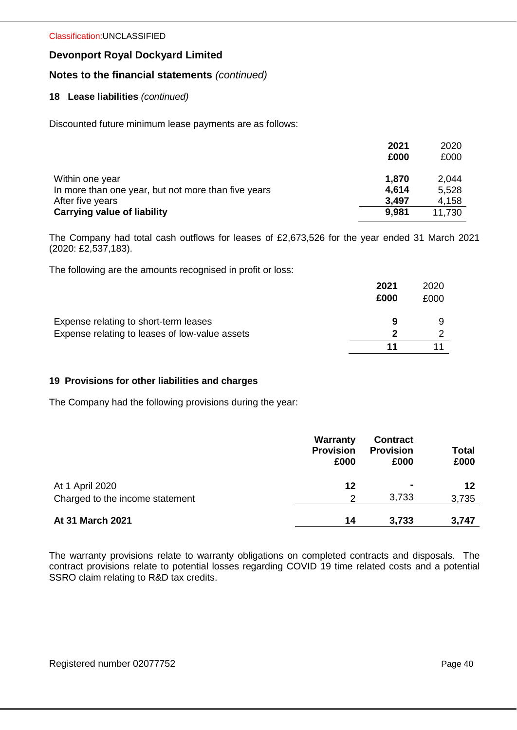Classification:UNCLASSIFIED

**Devonport Royal Dockyard Limited**

**Notes to the financial statements** *(continued)*

**18 Lease liabilities** *(continued)*

Discounted future minimum lease payments are as follows:

| | **2021 £000** | 2020 £000 |
|---|---|---|
| Within one year | **1,870** | 2,044 |
| In more than one year, but not more than five years | **4,614** | 5,528 |
| After five years | **3,497** | 4,158 |
| **Carrying value of liability** | **9,981** | 11,730 |

The Company had total cash outflows for leases of £2,673,526 for the year ended 31 March 2021 (2020: £2,537,183).

The following are the amounts recognised in profit or loss:

| | **2021 £000** | 2020 £000 |
|---|---|---|
| Expense relating to short-term leases | **9** | 9 |
| Expense relating to leases of low-value assets | **2** | 2 |
| | **11** | 11 |

**19 Provisions for other liabilities and charges**

The Company had the following provisions during the year:

| | **Warranty Provision £000** | **Contract Provision £000** | **Total £000** |
|---|---|---|---|
| At 1 April 2020 | **12** | **-** | **12** |
| Charged to the income statement | 2 | 3,733 | 3,735 |
| **At 31 March 2021** | **14** | **3,733** | **3,747** |

The warranty provisions relate to warranty obligations on completed contracts and disposals. The contract provisions relate to potential losses regarding COVID 19 time related costs and a potential SSRO claim relating to R&D tax credits.

Registered number 02077752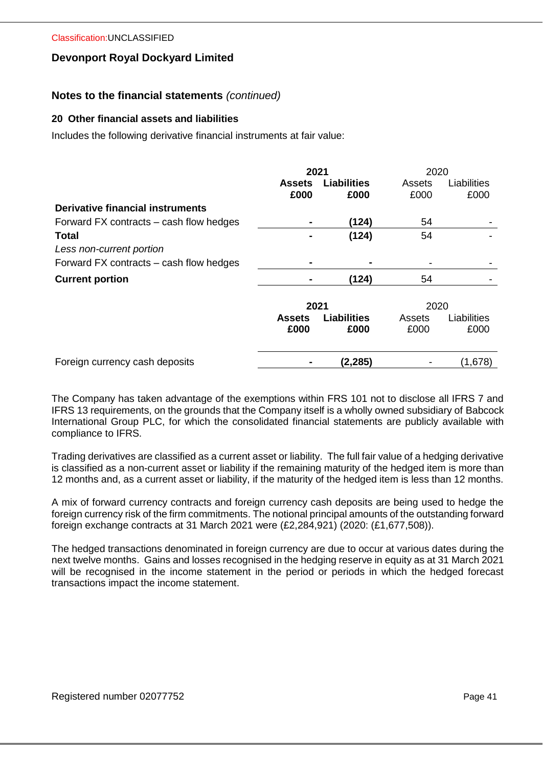Classification:UNCLASSIFIED

**Devonport Royal Dockyard Limited**

## Notes to the financial statements *(continued)*

### 20 Other financial assets and liabilities

Includes the following derivative financial instruments at fair value:

| | **2021** | | 2020 | |
|---|---|---|---|---|
| | **Assets £000** | **Liabilities £000** | Assets £000 | Liabilities £000 |
| **Derivative financial instruments** | | | | |
| Forward FX contracts – cash flow hedges | **-** | **(124)** | 54 | - |
| **Total** | **-** | **(124)** | 54 | - |
| *Less non-current portion* | | | | |
| Forward FX contracts – cash flow hedges | **-** | **-** | - | - |
| **Current portion** | **-** | **(124)** | 54 | - |

| | **2021** | | 2020 | |
|---|---|---|---|---|
| | **Assets £000** | **Liabilities £000** | Assets £000 | Liabilities £000 |
| Foreign currency cash deposits | **-** | **(2,285)** | - | (1,678) |

The Company has taken advantage of the exemptions within FRS 101 not to disclose all IFRS 7 and IFRS 13 requirements, on the grounds that the Company itself is a wholly owned subsidiary of Babcock International Group PLC, for which the consolidated financial statements are publicly available with compliance to IFRS.

Trading derivatives are classified as a current asset or liability. The full fair value of a hedging derivative is classified as a non-current asset or liability if the remaining maturity of the hedged item is more than 12 months and, as a current asset or liability, if the maturity of the hedged item is less than 12 months.

A mix of forward currency contracts and foreign currency cash deposits are being used to hedge the foreign currency risk of the firm commitments. The notional principal amounts of the outstanding forward foreign exchange contracts at 31 March 2021 were (£2,284,921) (2020: (£1,677,508)).

The hedged transactions denominated in foreign currency are due to occur at various dates during the next twelve months. Gains and losses recognised in the hedging reserve in equity as at 31 March 2021 will be recognised in the income statement in the period or periods in which the hedged forecast transactions impact the income statement.

Registered number 02077752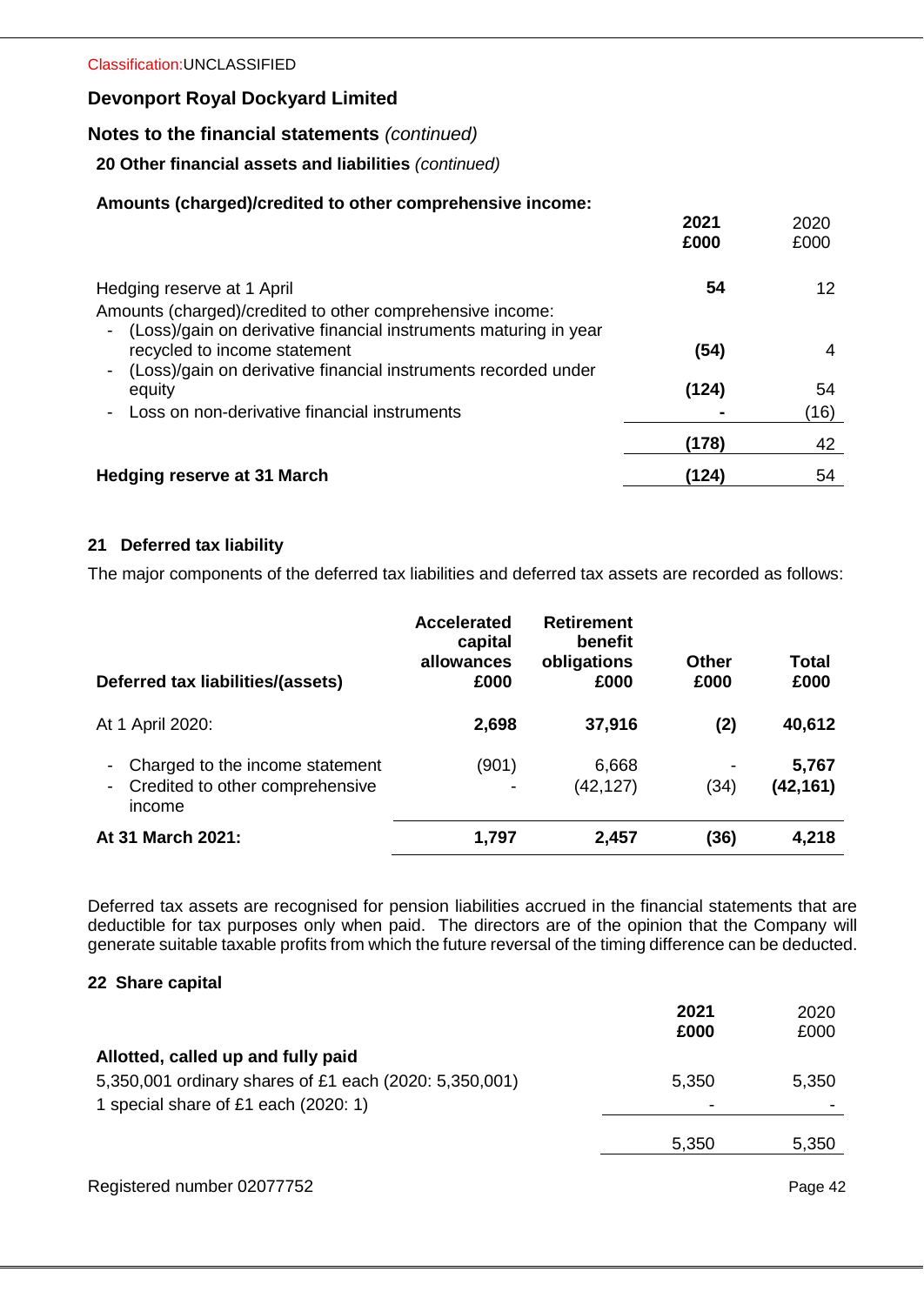Classification:UNCLASSIFIED

## Devonport Royal Dockyard Limited

## Notes to the financial statements *(continued)*

### 20 Other financial assets and liabilities *(continued)*

**Amounts (charged)/credited to other comprehensive income:**

| | **2021 £000** | 2020 £000 |
|---|---|---|
| Hedging reserve at 1 April | **54** | 12 |
| Amounts (charged)/credited to other comprehensive income: | | |
| - (Loss)/gain on derivative financial instruments maturing in year recycled to income statement | **(54)** | 4 |
| - (Loss)/gain on derivative financial instruments recorded under equity | **(124)** | 54 |
| - Loss on non-derivative financial instruments | **-** | (16) |
| | **(178)** | 42 |
| **Hedging reserve at 31 March** | **(124)** | 54 |

### 21 Deferred tax liability

The major components of the deferred tax liabilities and deferred tax assets are recorded as follows:

| **Deferred tax liabilities/(assets)** | **Accelerated capital allowances £000** | **Retirement benefit obligations £000** | **Other £000** | **Total £000** |
|---|---|---|---|---|
| At 1 April 2020: | **2,698** | **37,916** | **(2)** | **40,612** |
| - Charged to the income statement | (901) | 6,668 | - | **5,767** |
| - Credited to other comprehensive income | - | (42,127) | (34) | **(42,161)** |
| **At 31 March 2021:** | **1,797** | **2,457** | **(36)** | **4,218** |

Deferred tax assets are recognised for pension liabilities accrued in the financial statements that are deductible for tax purposes only when paid. The directors are of the opinion that the Company will generate suitable taxable profits from which the future reversal of the timing difference can be deducted.

### 22 Share capital

| | **2021 £000** | 2020 £000 |
|---|---|---|
| **Allotted, called up and fully paid** | | |
| 5,350,001 ordinary shares of £1 each (2020: 5,350,001) | 5,350 | 5,350 |
| 1 special share of £1 each (2020: 1) | - | - |
| | 5,350 | 5,350 |

Registered number 02077752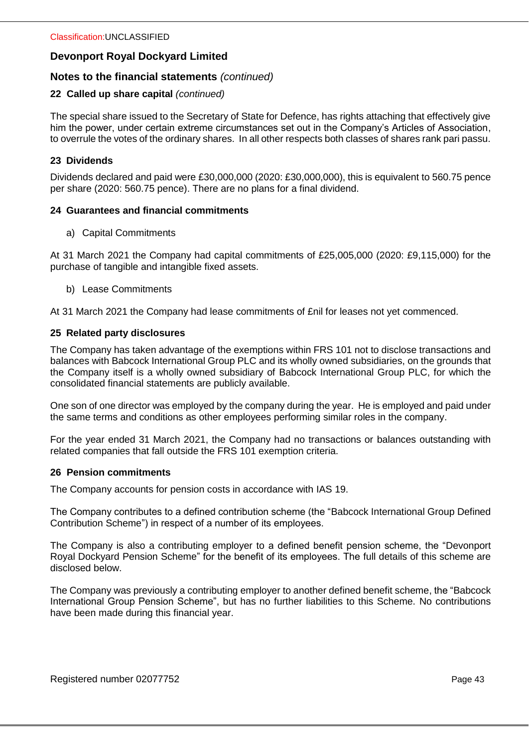## Notes to the financial statements *(continued)*

### 22 Called up share capital *(continued)*

The special share issued to the Secretary of State for Defence, has rights attaching that effectively give him the power, under certain extreme circumstances set out in the Company's Articles of Association, to overrule the votes of the ordinary shares. In all other respects both classes of shares rank pari passu.

### 23 Dividends

Dividends declared and paid were £30,000,000 (2020: £30,000,000), this is equivalent to 560.75 pence per share (2020: 560.75 pence). There are no plans for a final dividend.

### 24 Guarantees and financial commitments

a) Capital Commitments

At 31 March 2021 the Company had capital commitments of £25,005,000 (2020: £9,115,000) for the purchase of tangible and intangible fixed assets.

b) Lease Commitments

At 31 March 2021 the Company had lease commitments of £nil for leases not yet commenced.

### 25 Related party disclosures

The Company has taken advantage of the exemptions within FRS 101 not to disclose transactions and balances with Babcock International Group PLC and its wholly owned subsidiaries, on the grounds that the Company itself is a wholly owned subsidiary of Babcock International Group PLC, for which the consolidated financial statements are publicly available.

One son of one director was employed by the company during the year. He is employed and paid under the same terms and conditions as other employees performing similar roles in the company.

For the year ended 31 March 2021, the Company had no transactions or balances outstanding with related companies that fall outside the FRS 101 exemption criteria.

### 26 Pension commitments

The Company accounts for pension costs in accordance with IAS 19.

The Company contributes to a defined contribution scheme (the "Babcock International Group Defined Contribution Scheme") in respect of a number of its employees.

The Company is also a contributing employer to a defined benefit pension scheme, the "Devonport Royal Dockyard Pension Scheme" for the benefit of its employees. The full details of this scheme are disclosed below.

The Company was previously a contributing employer to another defined benefit scheme, the "Babcock International Group Pension Scheme", but has no further liabilities to this Scheme. No contributions have been made during this financial year.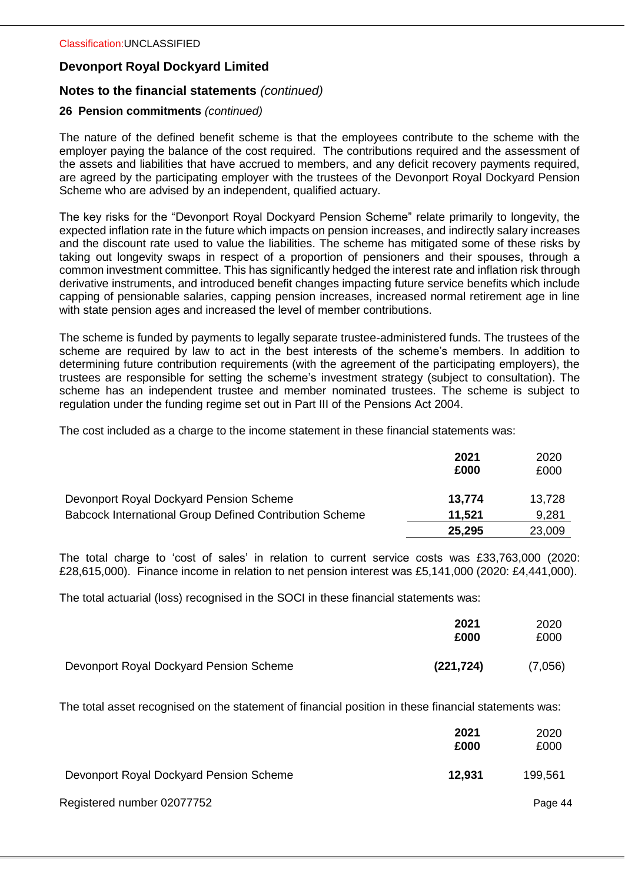Classification:UNCLASSIFIED

# Devonport Royal Dockyard Limited

## Notes to the financial statements *(continued)*

### 26 Pension commitments *(continued)*

The nature of the defined benefit scheme is that the employees contribute to the scheme with the employer paying the balance of the cost required. The contributions required and the assessment of the assets and liabilities that have accrued to members, and any deficit recovery payments required, are agreed by the participating employer with the trustees of the Devonport Royal Dockyard Pension Scheme who are advised by an independent, qualified actuary.

The key risks for the "Devonport Royal Dockyard Pension Scheme" relate primarily to longevity, the expected inflation rate in the future which impacts on pension increases, and indirectly salary increases and the discount rate used to value the liabilities. The scheme has mitigated some of these risks by taking out longevity swaps in respect of a proportion of pensioners and their spouses, through a common investment committee. This has significantly hedged the interest rate and inflation risk through derivative instruments, and introduced benefit changes impacting future service benefits which include capping of pensionable salaries, capping pension increases, increased normal retirement age in line with state pension ages and increased the level of member contributions.

The scheme is funded by payments to legally separate trustee-administered funds. The trustees of the scheme are required by law to act in the best interests of the scheme's members. In addition to determining future contribution requirements (with the agreement of the participating employers), the trustees are responsible for setting the scheme's investment strategy (subject to consultation). The scheme has an independent trustee and member nominated trustees. The scheme is subject to regulation under the funding regime set out in Part III of the Pensions Act 2004.

The cost included as a charge to the income statement in these financial statements was:

| | **2021 £000** | 2020 £000 |
|---|---|---|
| Devonport Royal Dockyard Pension Scheme | **13,774** | 13,728 |
| Babcock International Group Defined Contribution Scheme | **11,521** | 9,281 |
| | **25,295** | 23,009 |

The total charge to 'cost of sales' in relation to current service costs was £33,763,000 (2020: £28,615,000). Finance income in relation to net pension interest was £5,141,000 (2020: £4,441,000).

The total actuarial (loss) recognised in the SOCI in these financial statements was:

| | **2021 £000** | 2020 £000 |
|---|---|---|
| Devonport Royal Dockyard Pension Scheme | **(221,724)** | (7,056) |

The total asset recognised on the statement of financial position in these financial statements was:

| | **2021 £000** | 2020 £000 |
|---|---|---|
| Devonport Royal Dockyard Pension Scheme | **12,931** | 199,561 |

Registered number 02077752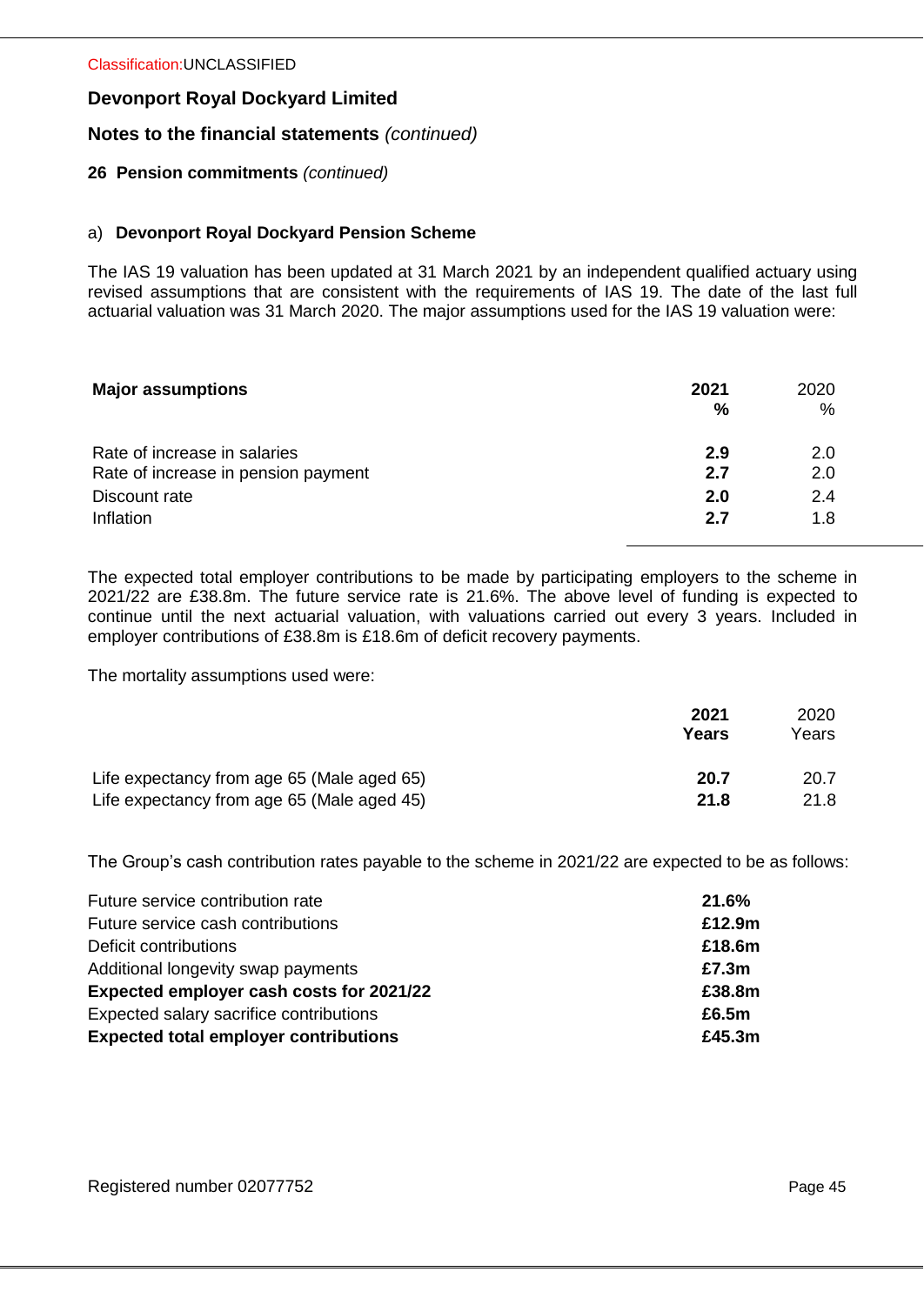## Devonport Royal Dockyard Limited

## Notes to the financial statements *(continued)*

### 26 Pension commitments *(continued)*

#### a) Devonport Royal Dockyard Pension Scheme

The IAS 19 valuation has been updated at 31 March 2021 by an independent qualified actuary using revised assumptions that are consistent with the requirements of IAS 19. The date of the last full actuarial valuation was 31 March 2020. The major assumptions used for the IAS 19 valuation were:

| **Major assumptions** | **2021 %** | 2020 % |
|---|---|---|
| Rate of increase in salaries | **2.9** | 2.0 |
| Rate of increase in pension payment | **2.7** | 2.0 |
| Discount rate | **2.0** | 2.4 |
| Inflation | **2.7** | 1.8 |

The expected total employer contributions to be made by participating employers to the scheme in 2021/22 are £38.8m. The future service rate is 21.6%. The above level of funding is expected to continue until the next actuarial valuation, with valuations carried out every 3 years. Included in employer contributions of £38.8m is £18.6m of deficit recovery payments.

The mortality assumptions used were:

| | **2021 Years** | 2020 Years |
|---|---|---|
| Life expectancy from age 65 (Male aged 65) | **20.7** | 20.7 |
| Life expectancy from age 65 (Male aged 45) | **21.8** | 21.8 |

The Group's cash contribution rates payable to the scheme in 2021/22 are expected to be as follows:

| | |
|---|---|
| Future service contribution rate | **21.6%** |
| Future service cash contributions | **£12.9m** |
| Deficit contributions | **£18.6m** |
| Additional longevity swap payments | **£7.3m** |
| **Expected employer cash costs for 2021/22** | **£38.8m** |
| Expected salary sacrifice contributions | **£6.5m** |
| **Expected total employer contributions** | **£45.3m** |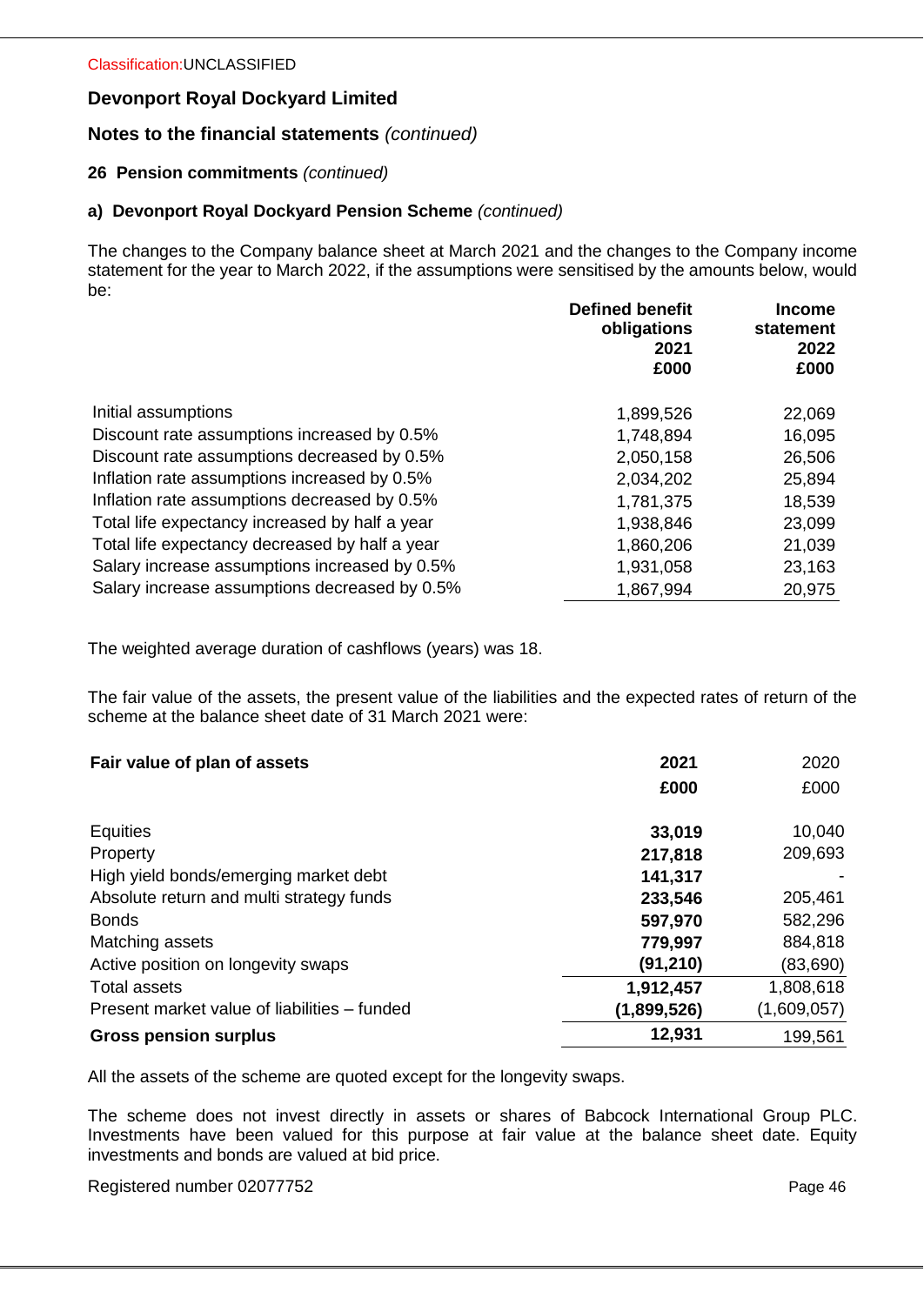Classification:UNCLASSIFIED

## Devonport Royal Dockyard Limited

## Notes to the financial statements *(continued)*

### 26 Pension commitments *(continued)*

#### a) Devonport Royal Dockyard Pension Scheme *(continued)*

The changes to the Company balance sheet at March 2021 and the changes to the Company income statement for the year to March 2022, if the assumptions were sensitised by the amounts below, would be:

| | Defined benefit obligations 2021 £000 | Income statement 2022 £000 |
|---|---|---|
| Initial assumptions | 1,899,526 | 22,069 |
| Discount rate assumptions increased by 0.5% | 1,748,894 | 16,095 |
| Discount rate assumptions decreased by 0.5% | 2,050,158 | 26,506 |
| Inflation rate assumptions increased by 0.5% | 2,034,202 | 25,894 |
| Inflation rate assumptions decreased by 0.5% | 1,781,375 | 18,539 |
| Total life expectancy increased by half a year | 1,938,846 | 23,099 |
| Total life expectancy decreased by half a year | 1,860,206 | 21,039 |
| Salary increase assumptions increased by 0.5% | 1,931,058 | 23,163 |
| Salary increase assumptions decreased by 0.5% | 1,867,994 | 20,975 |

The weighted average duration of cashflows (years) was 18.

The fair value of the assets, the present value of the liabilities and the expected rates of return of the scheme at the balance sheet date of 31 March 2021 were:

| **Fair value of plan of assets** | **2021 £000** | 2020 £000 |
|---|---|---|
| Equities | **33,019** | 10,040 |
| Property | **217,818** | 209,693 |
| High yield bonds/emerging market debt | **141,317** | - |
| Absolute return and multi strategy funds | **233,546** | 205,461 |
| Bonds | **597,970** | 582,296 |
| Matching assets | **779,997** | 884,818 |
| Active position on longevity swaps | **(91,210)** | (83,690) |
| Total assets | **1,912,457** | 1,808,618 |
| Present market value of liabilities – funded | **(1,899,526)** | (1,609,057) |
| **Gross pension surplus** | **12,931** | 199,561 |

All the assets of the scheme are quoted except for the longevity swaps.

The scheme does not invest directly in assets or shares of Babcock International Group PLC. Investments have been valued for this purpose at fair value at the balance sheet date. Equity investments and bonds are valued at bid price.

Registered number 02077752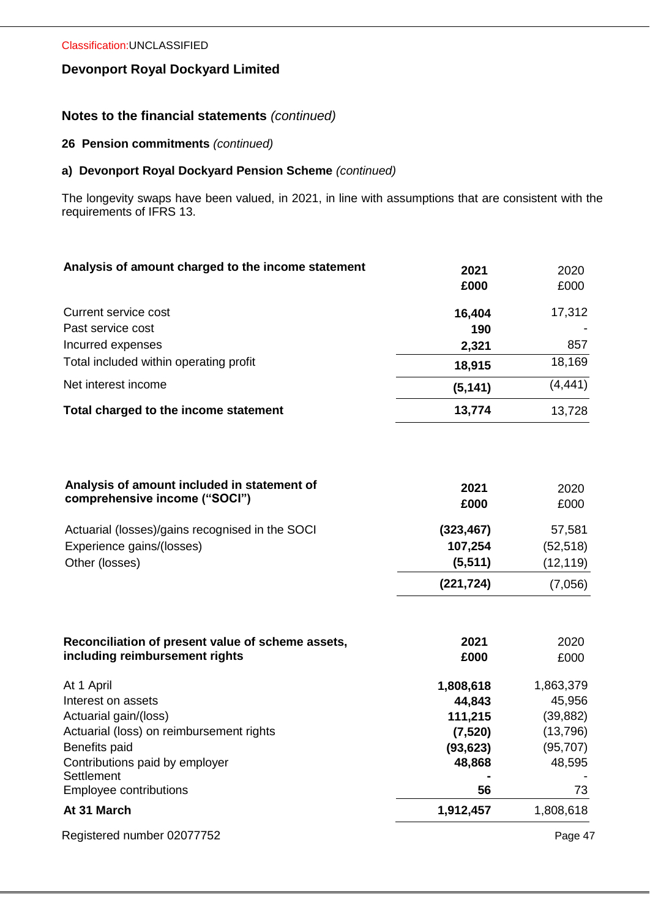Classification:UNCLASSIFIED

**Devonport Royal Dockyard Limited**

## Notes to the financial statements *(continued)*

### 26 Pension commitments *(continued)*

### a) Devonport Royal Dockyard Pension Scheme *(continued)*

The longevity swaps have been valued, in 2021, in line with assumptions that are consistent with the requirements of IFRS 13.

| **Analysis of amount charged to the income statement** | **2021 £000** | 2020 £000 |
|---|---|---|
| Current service cost | **16,404** | 17,312 |
| Past service cost | **190** | - |
| Incurred expenses | **2,321** | 857 |
| Total included within operating profit | **18,915** | 18,169 |
| Net interest income | **(5,141)** | (4,441) |
| **Total charged to the income statement** | **13,774** | 13,728 |

| **Analysis of amount included in statement of comprehensive income ("SOCI")** | **2021 £000** | 2020 £000 |
|---|---|---|
| Actuarial (losses)/gains recognised in the SOCI | **(323,467)** | 57,581 |
| Experience gains/(losses) | **107,254** | (52,518) |
| Other (losses) | **(5,511)** | (12,119) |
| | **(221,724)** | (7,056) |

| **Reconciliation of present value of scheme assets, including reimbursement rights** | **2021 £000** | 2020 £000 |
|---|---|---|
| At 1 April | **1,808,618** | 1,863,379 |
| Interest on assets | **44,843** | 45,956 |
| Actuarial gain/(loss) | **111,215** | (39,882) |
| Actuarial (loss) on reimbursement rights | **(7,520)** | (13,796) |
| Benefits paid | **(93,623)** | (95,707) |
| Contributions paid by employer | **48,868** | 48,595 |
| Settlement | **-** | - |
| Employee contributions | **56** | 73 |
| **At 31 March** | **1,912,457** | 1,808,618 |

Registered number 02077752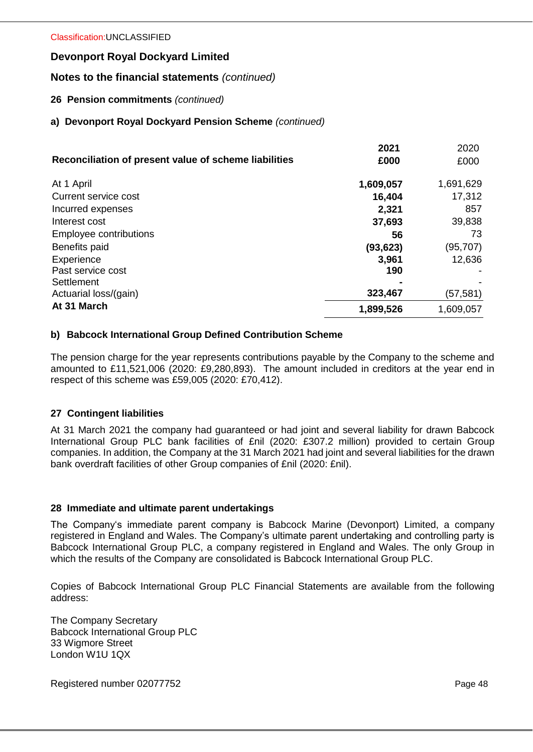Classification:UNCLASSIFIED

# Devonport Royal Dockyard Limited

## Notes to the financial statements *(continued)*

### 26 Pension commitments *(continued)*

#### a) Devonport Royal Dockyard Pension Scheme *(continued)*

| Reconciliation of present value of scheme liabilities | 2021 £000 | 2020 £000 |
|---|---|---|
| At 1 April | **1,609,057** | 1,691,629 |
| Current service cost | **16,404** | 17,312 |
| Incurred expenses | **2,321** | 857 |
| Interest cost | **37,693** | 39,838 |
| Employee contributions | **56** | 73 |
| Benefits paid | **(93,623)** | (95,707) |
| Experience | **3,961** | 12,636 |
| Past service cost | **190** | - |
| Settlement | **-** | - |
| Actuarial loss/(gain) | **323,467** | (57,581) |
| **At 31 March** | **1,899,526** | 1,609,057 |

#### b) Babcock International Group Defined Contribution Scheme

The pension charge for the year represents contributions payable by the Company to the scheme and amounted to £11,521,006 (2020: £9,280,893). The amount included in creditors at the year end in respect of this scheme was £59,005 (2020: £70,412).

### 27 Contingent liabilities

At 31 March 2021 the company had guaranteed or had joint and several liability for drawn Babcock International Group PLC bank facilities of £nil (2020: £307.2 million) provided to certain Group companies. In addition, the Company at the 31 March 2021 had joint and several liabilities for the drawn bank overdraft facilities of other Group companies of £nil (2020: £nil).

### 28 Immediate and ultimate parent undertakings

The Company's immediate parent company is Babcock Marine (Devonport) Limited, a company registered in England and Wales. The Company's ultimate parent undertaking and controlling party is Babcock International Group PLC, a company registered in England and Wales. The only Group in which the results of the Company are consolidated is Babcock International Group PLC.

Copies of Babcock International Group PLC Financial Statements are available from the following address:

The Company Secretary
Babcock International Group PLC
33 Wigmore Street
London W1U 1QX

Registered number 02077752